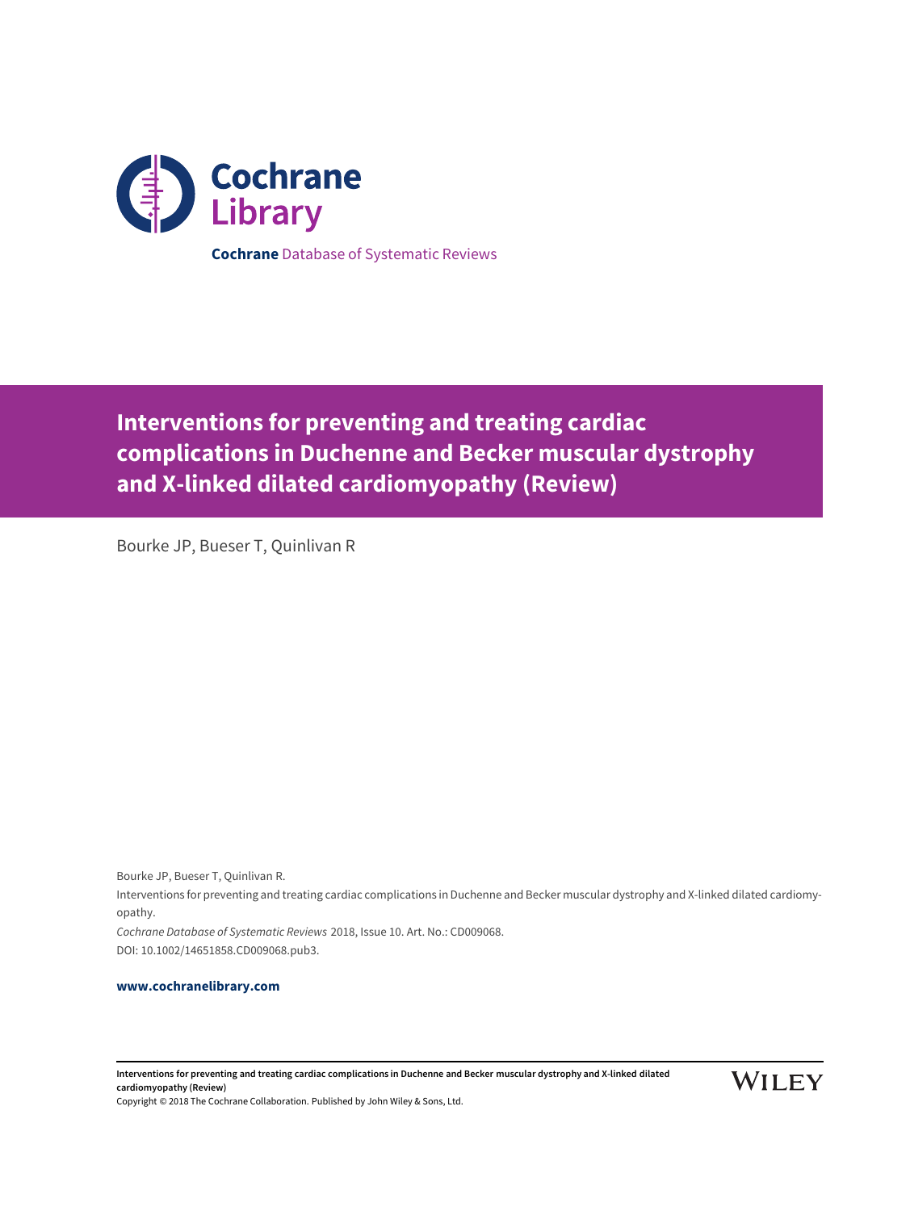Cochrane Library

**Cochrane** Database of Systematic Reviews

# Interventions for preventing and treating cardiac complications in Duchenne and Becker muscular dystrophy and X-linked dilated cardiomyopathy (Review)

Bourke JP, Bueser T, Quinlivan R

Bourke JP, Bueser T, Quinlivan R.

Interventions for preventing and treating cardiac complications in Duchenne and Becker muscular dystrophy and X-linked dilated cardiomyopathy.

*Cochrane Database of Systematic Reviews* 2018, Issue 10. Art. No.: CD009068.

DOI: 10.1002/14651858.CD009068.pub3.

**www.cochranelibrary.com**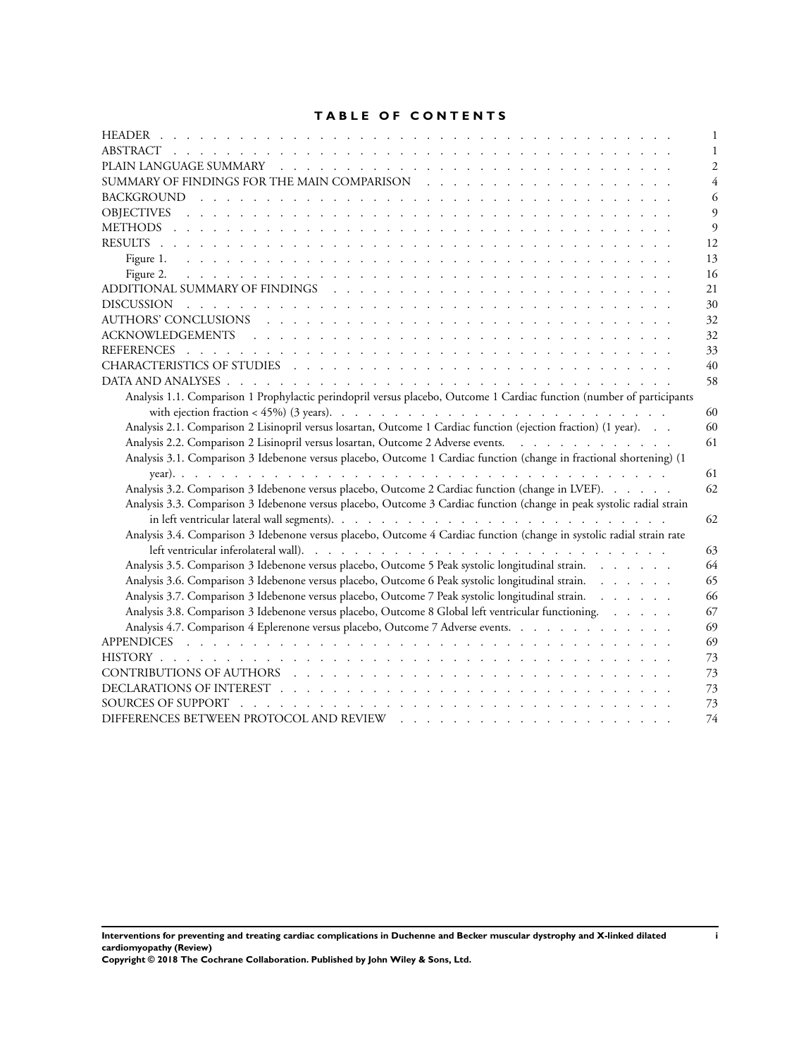# TABLE OF CONTENTS

| | |
|---|---|
| HEADER | 1 |
| ABSTRACT | 1 |
| PLAIN LANGUAGE SUMMARY | 2 |
| SUMMARY OF FINDINGS FOR THE MAIN COMPARISON | 4 |
| BACKGROUND | 6 |
| OBJECTIVES | 9 |
| METHODS | 9 |
| RESULTS | 12 |
| Figure 1. | 13 |
| Figure 2. | 16 |
| ADDITIONAL SUMMARY OF FINDINGS | 21 |
| DISCUSSION | 30 |
| AUTHORS' CONCLUSIONS | 32 |
| ACKNOWLEDGEMENTS | 32 |
| REFERENCES | 33 |
| CHARACTERISTICS OF STUDIES | 40 |
| DATA AND ANALYSES | 58 |
| Analysis 1.1. Comparison 1 Prophylactic perindopril versus placebo, Outcome 1 Cardiac function (number of participants with ejection fraction < 45%) (3 years). | 60 |
| Analysis 2.1. Comparison 2 Lisinopril versus losartan, Outcome 1 Cardiac function (ejection fraction) (1 year). | 60 |
| Analysis 2.2. Comparison 2 Lisinopril versus losartan, Outcome 2 Adverse events. | 61 |
| Analysis 3.1. Comparison 3 Idebenone versus placebo, Outcome 1 Cardiac function (change in fractional shortening) (1 year). | 61 |
| Analysis 3.2. Comparison 3 Idebenone versus placebo, Outcome 2 Cardiac function (change in LVEF). | 62 |
| Analysis 3.3. Comparison 3 Idebenone versus placebo, Outcome 3 Cardiac function (change in peak systolic radial strain in left ventricular lateral wall segments). | 62 |
| Analysis 3.4. Comparison 3 Idebenone versus placebo, Outcome 4 Cardiac function (change in systolic radial strain rate left ventricular inferolateral wall). | 63 |
| Analysis 3.5. Comparison 3 Idebenone versus placebo, Outcome 5 Peak systolic longitudinal strain. | 64 |
| Analysis 3.6. Comparison 3 Idebenone versus placebo, Outcome 6 Peak systolic longitudinal strain. | 65 |
| Analysis 3.7. Comparison 3 Idebenone versus placebo, Outcome 7 Peak systolic longitudinal strain. | 66 |
| Analysis 3.8. Comparison 3 Idebenone versus placebo, Outcome 8 Global left ventricular functioning. | 67 |
| Analysis 4.7. Comparison 4 Eplerenone versus placebo, Outcome 7 Adverse events. | 69 |
| APPENDICES | 69 |
| HISTORY | 73 |
| CONTRIBUTIONS OF AUTHORS | 73 |
| DECLARATIONS OF INTEREST | 73 |
| SOURCES OF SUPPORT | 73 |
| DIFFERENCES BETWEEN PROTOCOL AND REVIEW | 74 |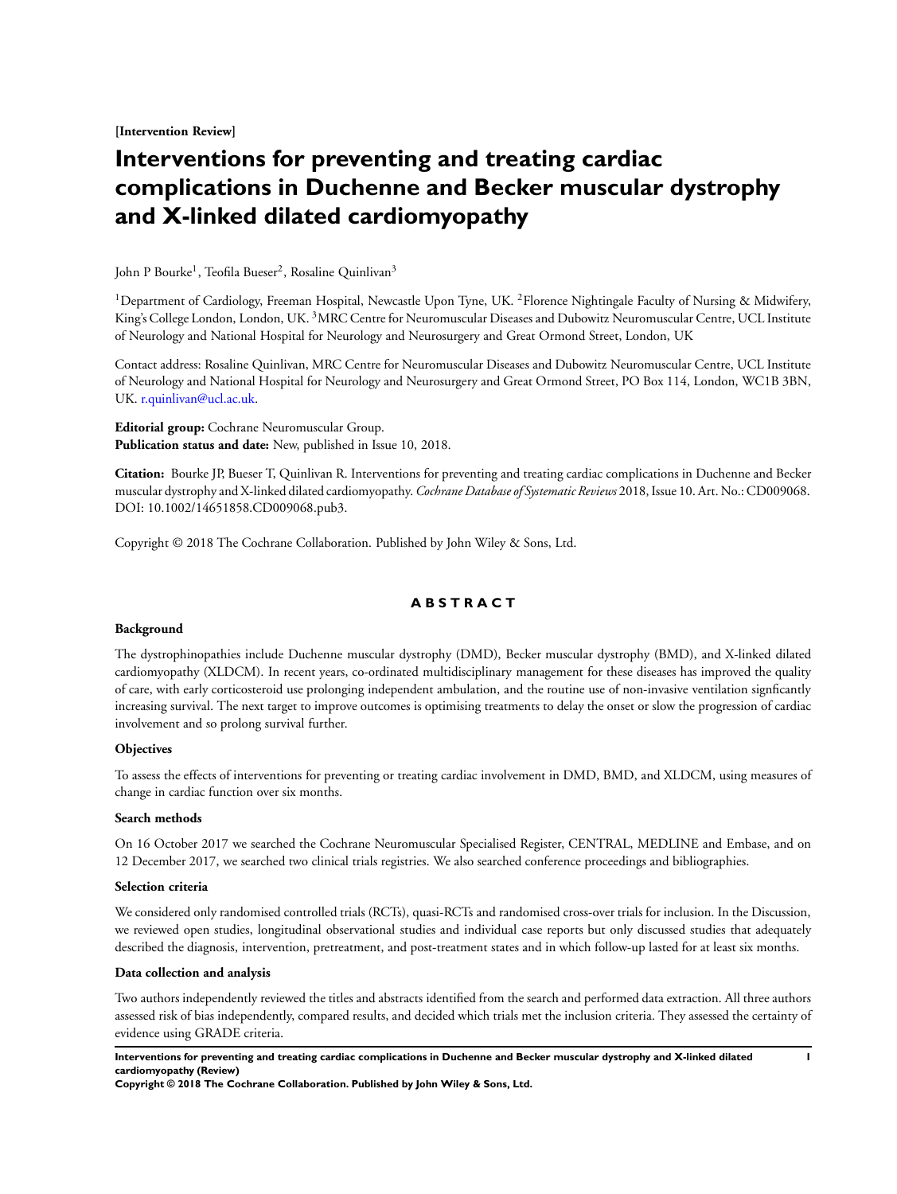[Intervention Review]

# Interventions for preventing and treating cardiac complications in Duchenne and Becker muscular dystrophy and X-linked dilated cardiomyopathy

John P Bourke[1], Teofila Bueser[2], Rosaline Quinlivan[3]

[1]Department of Cardiology, Freeman Hospital, Newcastle Upon Tyne, UK. [2]Florence Nightingale Faculty of Nursing & Midwifery, King's College London, London, UK. [3]MRC Centre for Neuromuscular Diseases and Dubowitz Neuromuscular Centre, UCL Institute of Neurology and National Hospital for Neurology and Neurosurgery and Great Ormond Street, London, UK

Contact address: Rosaline Quinlivan, MRC Centre for Neuromuscular Diseases and Dubowitz Neuromuscular Centre, UCL Institute of Neurology and National Hospital for Neurology and Neurosurgery and Great Ormond Street, PO Box 114, London, WC1B 3BN, UK. r.quinlivan@ucl.ac.uk.

**Editorial group:** Cochrane Neuromuscular Group.
**Publication status and date:** New, published in Issue 10, 2018.

**Citation:** Bourke JP, Bueser T, Quinlivan R. Interventions for preventing and treating cardiac complications in Duchenne and Becker muscular dystrophy and X-linked dilated cardiomyopathy. *Cochrane Database of Systematic Reviews* 2018, Issue 10. Art. No.: CD009068. DOI: 10.1002/14651858.CD009068.pub3.

Copyright © 2018 The Cochrane Collaboration. Published by John Wiley & Sons, Ltd.

## ABSTRACT

### Background

The dystrophinopathies include Duchenne muscular dystrophy (DMD), Becker muscular dystrophy (BMD), and X-linked dilated cardiomyopathy (XLDCM). In recent years, co-ordinated multidisciplinary management for these diseases has improved the quality of care, with early corticosteroid use prolonging independent ambulation, and the routine use of non-invasive ventilation signficantly increasing survival. The next target to improve outcomes is optimising treatments to delay the onset or slow the progression of cardiac involvement and so prolong survival further.

### Objectives

To assess the effects of interventions for preventing or treating cardiac involvement in DMD, BMD, and XLDCM, using measures of change in cardiac function over six months.

### Search methods

On 16 October 2017 we searched the Cochrane Neuromuscular Specialised Register, CENTRAL, MEDLINE and Embase, and on 12 December 2017, we searched two clinical trials registries. We also searched conference proceedings and bibliographies.

### Selection criteria

We considered only randomised controlled trials (RCTs), quasi-RCTs and randomised cross-over trials for inclusion. In the Discussion, we reviewed open studies, longitudinal observational studies and individual case reports but only discussed studies that adequately described the diagnosis, intervention, pretreatment, and post-treatment states and in which follow-up lasted for at least six months.

### Data collection and analysis

Two authors independently reviewed the titles and abstracts identified from the search and performed data extraction. All three authors assessed risk of bias independently, compared results, and decided which trials met the inclusion criteria. They assessed the certainty of evidence using GRADE criteria.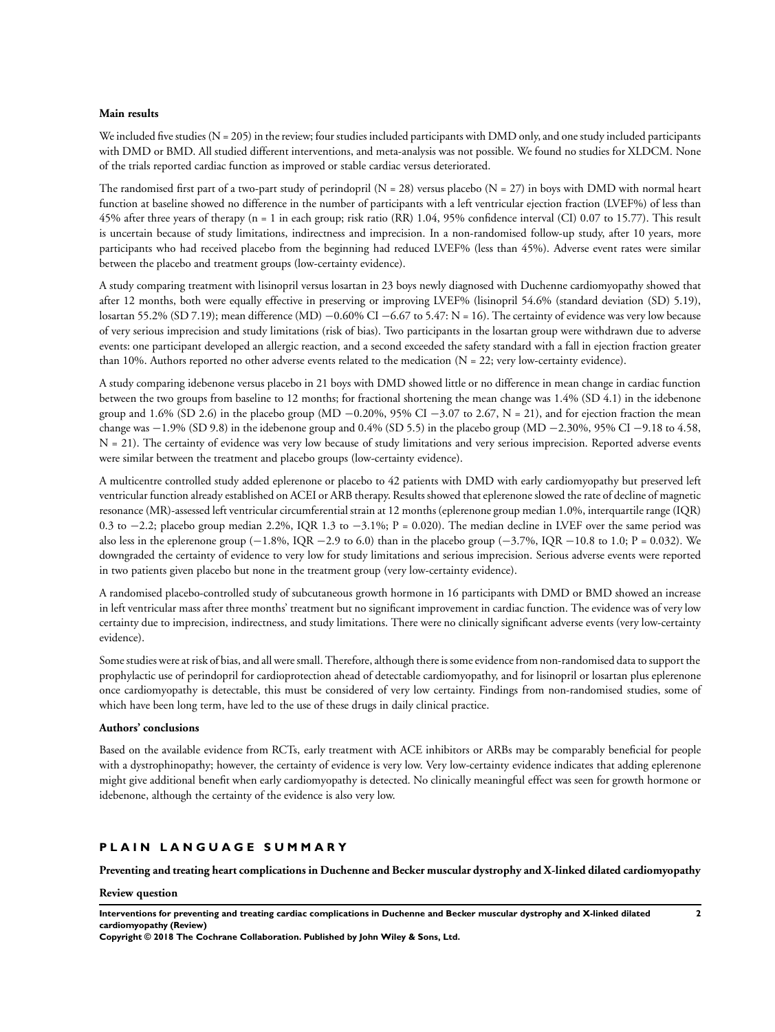**Main results**

We included five studies (N = 205) in the review; four studies included participants with DMD only, and one study included participants with DMD or BMD. All studied different interventions, and meta-analysis was not possible. We found no studies for XLDCM. None of the trials reported cardiac function as improved or stable cardiac versus deteriorated.

The randomised first part of a two-part study of perindopril (N = 28) versus placebo (N = 27) in boys with DMD with normal heart function at baseline showed no difference in the number of participants with a left ventricular ejection fraction (LVEF%) of less than 45% after three years of therapy (n = 1 in each group; risk ratio (RR) 1.04, 95% confidence interval (CI) 0.07 to 15.77). This result is uncertain because of study limitations, indirectness and imprecision. In a non-randomised follow-up study, after 10 years, more participants who had received placebo from the beginning had reduced LVEF% (less than 45%). Adverse event rates were similar between the placebo and treatment groups (low-certainty evidence).

A study comparing treatment with lisinopril versus losartan in 23 boys newly diagnosed with Duchenne cardiomyopathy showed that after 12 months, both were equally effective in preserving or improving LVEF% (lisinopril 54.6% (standard deviation (SD) 5.19), losartan 55.2% (SD 7.19); mean difference (MD) −0.60% CI −6.67 to 5.47: N = 16). The certainty of evidence was very low because of very serious imprecision and study limitations (risk of bias). Two participants in the losartan group were withdrawn due to adverse events: one participant developed an allergic reaction, and a second exceeded the safety standard with a fall in ejection fraction greater than 10%. Authors reported no other adverse events related to the medication (N = 22; very low-certainty evidence).

A study comparing idebenone versus placebo in 21 boys with DMD showed little or no difference in mean change in cardiac function between the two groups from baseline to 12 months; for fractional shortening the mean change was 1.4% (SD 4.1) in the idebenone group and 1.6% (SD 2.6) in the placebo group (MD −0.20%, 95% CI −3.07 to 2.67, N = 21), and for ejection fraction the mean change was −1.9% (SD 9.8) in the idebenone group and 0.4% (SD 5.5) in the placebo group (MD −2.30%, 95% CI −9.18 to 4.58, N = 21). The certainty of evidence was very low because of study limitations and very serious imprecision. Reported adverse events were similar between the treatment and placebo groups (low-certainty evidence).

A multicentre controlled study added eplerenone or placebo to 42 patients with DMD with early cardiomyopathy but preserved left ventricular function already established on ACEI or ARB therapy. Results showed that eplerenone slowed the rate of decline of magnetic resonance (MR)-assessed left ventricular circumferential strain at 12 months (eplerenone group median 1.0%, interquartile range (IQR) 0.3 to −2.2; placebo group median 2.2%, IQR 1.3 to −3.1%; P = 0.020). The median decline in LVEF over the same period was also less in the eplerenone group (−1.8%, IQR −2.9 to 6.0) than in the placebo group (−3.7%, IQR −10.8 to 1.0; P = 0.032). We downgraded the certainty of evidence to very low for study limitations and serious imprecision. Serious adverse events were reported in two patients given placebo but none in the treatment group (very low-certainty evidence).

A randomised placebo-controlled study of subcutaneous growth hormone in 16 participants with DMD or BMD showed an increase in left ventricular mass after three months' treatment but no significant improvement in cardiac function. The evidence was of very low certainty due to imprecision, indirectness, and study limitations. There were no clinically significant adverse events (very low-certainty evidence).

Some studies were at risk of bias, and all were small. Therefore, although there is some evidence from non-randomised data to support the prophylactic use of perindopril for cardioprotection ahead of detectable cardiomyopathy, and for lisinopril or losartan plus eplerenone once cardiomyopathy is detectable, this must be considered of very low certainty. Findings from non-randomised studies, some of which have been long term, have led to the use of these drugs in daily clinical practice.

**Authors' conclusions**

Based on the available evidence from RCTs, early treatment with ACE inhibitors or ARBs may be comparably beneficial for people with a dystrophinopathy; however, the certainty of evidence is very low. Very low-certainty evidence indicates that adding eplerenone might give additional benefit when early cardiomyopathy is detected. No clinically meaningful effect was seen for growth hormone or idebenone, although the certainty of the evidence is also very low.

## PLAIN LANGUAGE SUMMARY

**Preventing and treating heart complications in Duchenne and Becker muscular dystrophy and X-linked dilated cardiomyopathy**

**Review question**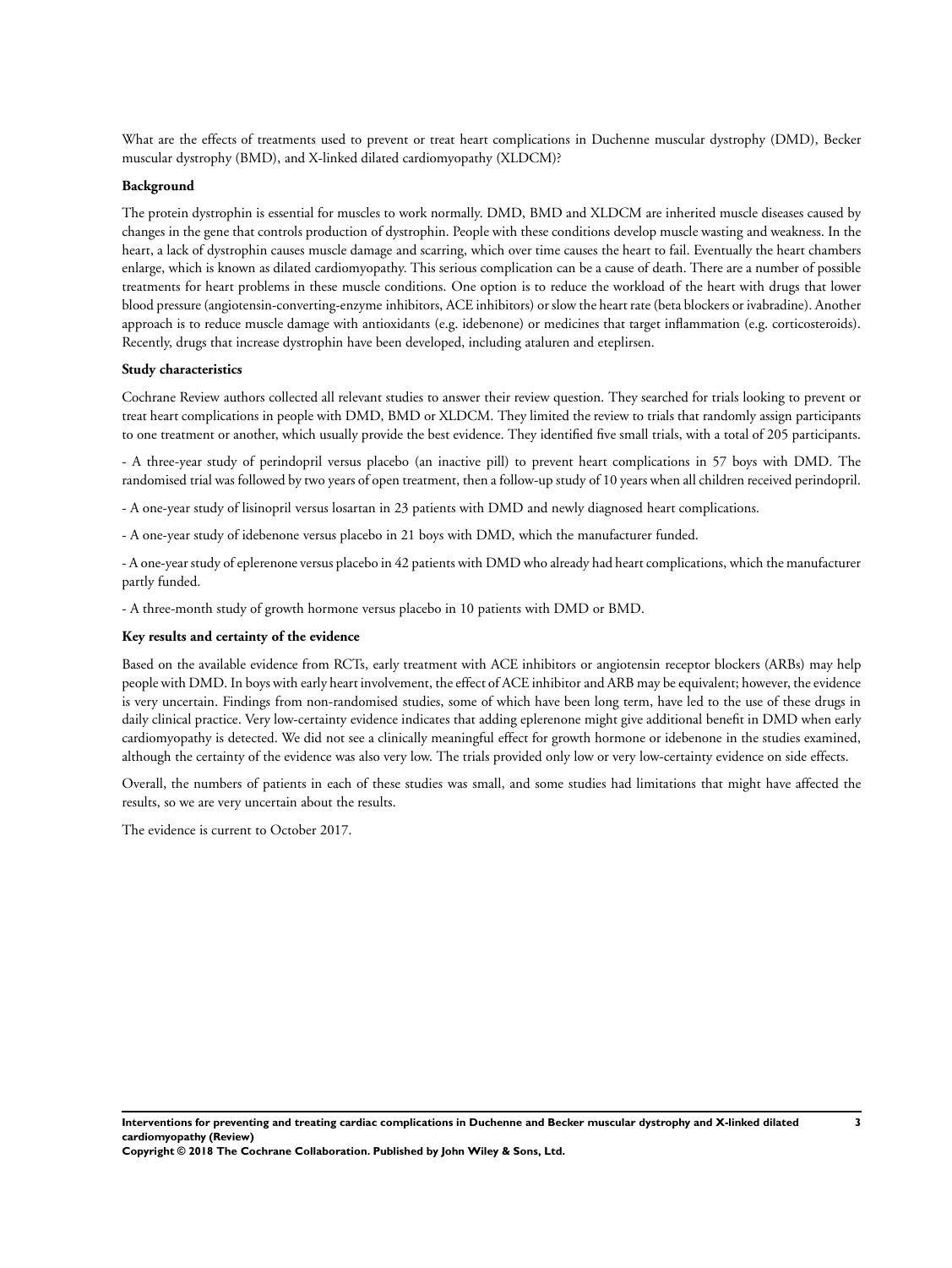What are the effects of treatments used to prevent or treat heart complications in Duchenne muscular dystrophy (DMD), Becker muscular dystrophy (BMD), and X-linked dilated cardiomyopathy (XLDCM)?

**Background**

The protein dystrophin is essential for muscles to work normally. DMD, BMD and XLDCM are inherited muscle diseases caused by changes in the gene that controls production of dystrophin. People with these conditions develop muscle wasting and weakness. In the heart, a lack of dystrophin causes muscle damage and scarring, which over time causes the heart to fail. Eventually the heart chambers enlarge, which is known as dilated cardiomyopathy. This serious complication can be a cause of death. There are a number of possible treatments for heart problems in these muscle conditions. One option is to reduce the workload of the heart with drugs that lower blood pressure (angiotensin-converting-enzyme inhibitors, ACE inhibitors) or slow the heart rate (beta blockers or ivabradine). Another approach is to reduce muscle damage with antioxidants (e.g. idebenone) or medicines that target inflammation (e.g. corticosteroids). Recently, drugs that increase dystrophin have been developed, including ataluren and eteplirsen.

**Study characteristics**

Cochrane Review authors collected all relevant studies to answer their review question. They searched for trials looking to prevent or treat heart complications in people with DMD, BMD or XLDCM. They limited the review to trials that randomly assign participants to one treatment or another, which usually provide the best evidence. They identified five small trials, with a total of 205 participants.

- A three-year study of perindopril versus placebo (an inactive pill) to prevent heart complications in 57 boys with DMD. The randomised trial was followed by two years of open treatment, then a follow-up study of 10 years when all children received perindopril.

- A one-year study of lisinopril versus losartan in 23 patients with DMD and newly diagnosed heart complications.

- A one-year study of idebenone versus placebo in 21 boys with DMD, which the manufacturer funded.

- A one-year study of eplerenone versus placebo in 42 patients with DMD who already had heart complications, which the manufacturer partly funded.

- A three-month study of growth hormone versus placebo in 10 patients with DMD or BMD.

**Key results and certainty of the evidence**

Based on the available evidence from RCTs, early treatment with ACE inhibitors or angiotensin receptor blockers (ARBs) may help people with DMD. In boys with early heart involvement, the effect of ACE inhibitor and ARB may be equivalent; however, the evidence is very uncertain. Findings from non-randomised studies, some of which have been long term, have led to the use of these drugs in daily clinical practice. Very low-certainty evidence indicates that adding eplerenone might give additional benefit in DMD when early cardiomyopathy is detected. We did not see a clinically meaningful effect for growth hormone or idebenone in the studies examined, although the certainty of the evidence was also very low. The trials provided only low or very low-certainty evidence on side effects.

Overall, the numbers of patients in each of these studies was small, and some studies had limitations that might have affected the results, so we are very uncertain about the results.

The evidence is current to October 2017.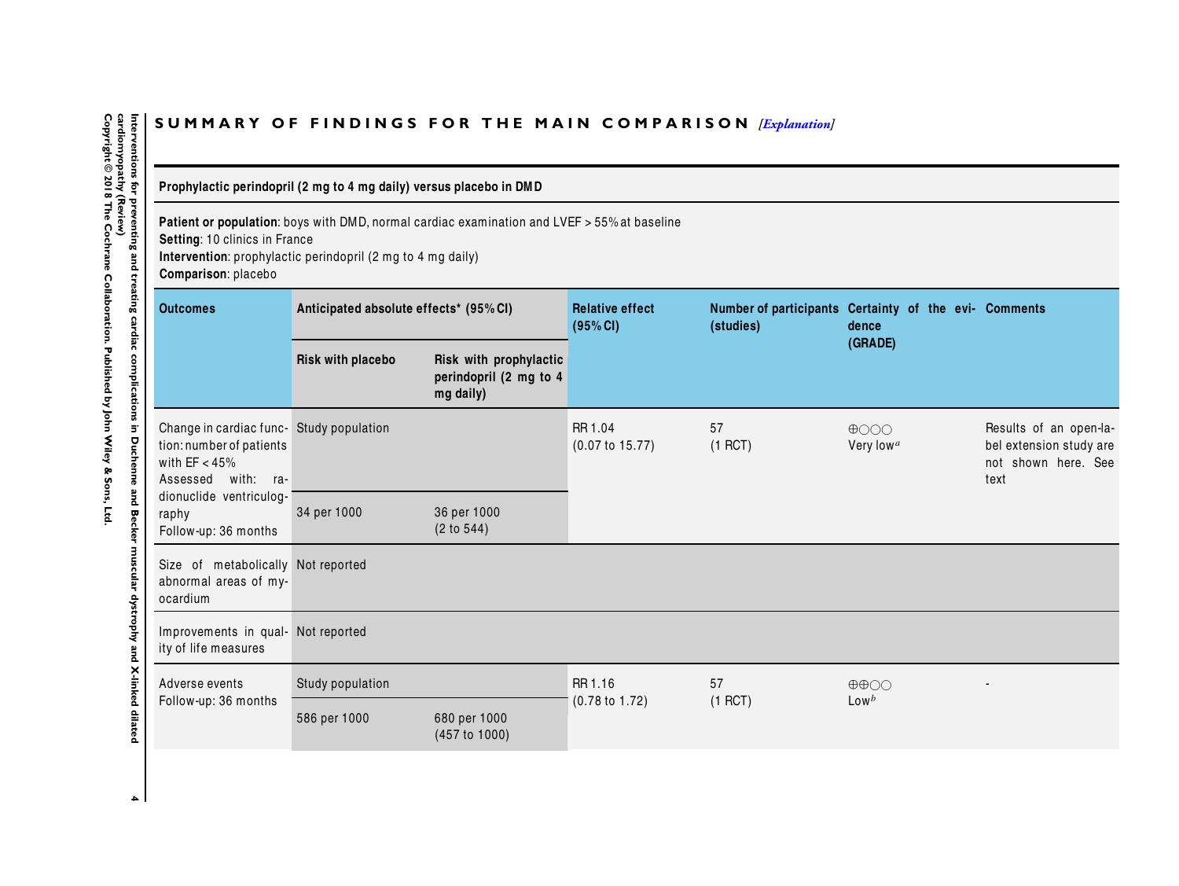## SUMMARY OF FINDINGS FOR THE MAIN COMPARISON *[Explanation]*

**Prophylactic perindopril (2 mg to 4 mg daily) versus placebo in DMD**

**Patient or population**: boys with DMD, normal cardiac examination and LVEF > 55% at baseline
**Setting**: 10 clinics in France
**Intervention**: prophylactic perindopril (2 mg to 4 mg daily)
**Comparison**: placebo

| Outcomes | Anticipated absolute effects* (95% CI) | | Relative effect (95% CI) | Number of participants (studies) | Certainty of the evidence (GRADE) | Comments |
|---|---|---|---|---|---|---|
| | Risk with placebo | Risk with prophylactic perindopril (2 mg to 4 mg daily) | | | | |
| Change in cardiac function: number of patients with EF < 45%<br>Assessed with: radionuclide ventriculography<br>Follow-up: 36 months | Study population | | RR 1.04 (0.07 to 15.77) | 57 (1 RCT) | ⊕○○○ Very low[a] | Results of an open-label extension study are not shown here. See text |
| | 34 per 1000 | 36 per 1000 (2 to 544) | | | | |
| Size of metabolically abnormal areas of myocardium | Not reported | | | | | |
| Improvements in quality of life measures | Not reported | | | | | |
| Adverse events<br>Follow-up: 36 months | Study population | | RR 1.16 (0.78 to 1.72) | 57 (1 RCT) | ⊕⊕○○ Low[b] | - |
| | 586 per 1000 | 680 per 1000 (457 to 1000) | | | | |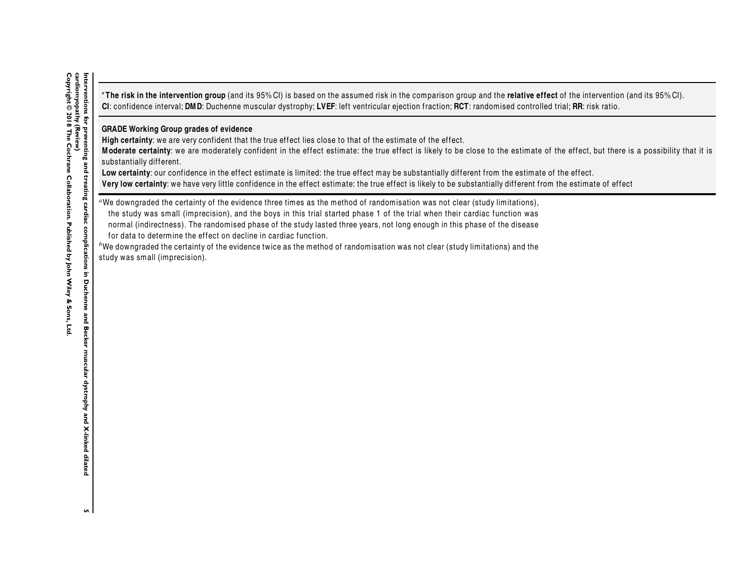*__The risk in the intervention group__ (and its 95% CI) is based on the assumed risk in the comparison group and the **relative effect** of the intervention (and its 95% CI).
**CI**: confidence interval; **DMD**: Duchenne muscular dystrophy; **LVEF**: left ventricular ejection fraction; **RCT**: randomised controlled trial; **RR**: risk ratio.

**GRADE Working Group grades of evidence**
**High certainty**: we are very confident that the true effect lies close to that of the estimate of the effect.
**Moderate certainty**: we are moderately confident in the effect estimate: the true effect is likely to be close to the estimate of the effect, but there is a possibility that it is substantially different.
**Low certainty**: our confidence in the effect estimate is limited: the true effect may be substantially different from the estimate of the effect.
**Very low certainty**: we have very little confidence in the effect estimate: the true effect is likely to be substantially different from the estimate of effect

[a]We downgraded the certainty of the evidence three times as the method of randomisation was not clear (study limitations), the study was small (imprecision), and the boys in this trial started phase 1 of the trial when their cardiac function was normal (indirectness). The randomised phase of the study lasted three years, not long enough in this phase of the disease for data to determine the effect on decline in cardiac function.
[b]We downgraded the certainty of the evidence twice as the method of randomisation was not clear (study limitations) and the study was small (imprecision).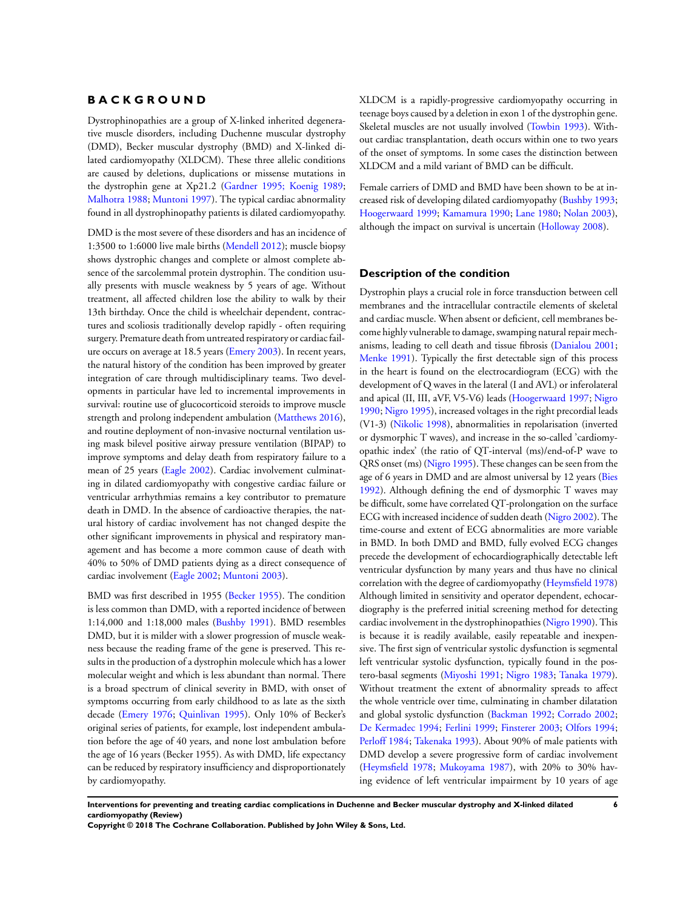# BACKGROUND

Dystrophinopathies are a group of X-linked inherited degenerative muscle disorders, including Duchenne muscular dystrophy (DMD), Becker muscular dystrophy (BMD) and X-linked dilated cardiomyopathy (XLDCM). These three allelic conditions are caused by deletions, duplications or missense mutations in the dystrophin gene at Xp21.2 (Gardner 1995; Koenig 1989; Malhotra 1988; Muntoni 1997). The typical cardiac abnormality found in all dystrophinopathy patients is dilated cardiomyopathy.

DMD is the most severe of these disorders and has an incidence of 1:3500 to 1:6000 live male births (Mendell 2012); muscle biopsy shows dystrophic changes and complete or almost complete absence of the sarcolemmal protein dystrophin. The condition usually presents with muscle weakness by 5 years of age. Without treatment, all affected children lose the ability to walk by their 13th birthday. Once the child is wheelchair dependent, contractures and scoliosis traditionally develop rapidly - often requiring surgery. Premature death from untreated respiratory or cardiac failure occurs on average at 18.5 years (Emery 2003). In recent years, the natural history of the condition has been improved by greater integration of care through multidisciplinary teams. Two developments in particular have led to incremental improvements in survival: routine use of glucocorticoid steroids to improve muscle strength and prolong independent ambulation (Matthews 2016), and routine deployment of non-invasive nocturnal ventilation using mask bilevel positive airway pressure ventilation (BIPAP) to improve symptoms and delay death from respiratory failure to a mean of 25 years (Eagle 2002). Cardiac involvement culminating in dilated cardiomyopathy with congestive cardiac failure or ventricular arrhythmias remains a key contributor to premature death in DMD. In the absence of cardioactive therapies, the natural history of cardiac involvement has not changed despite the other significant improvements in physical and respiratory management and has become a more common cause of death with 40% to 50% of DMD patients dying as a direct consequence of cardiac involvement (Eagle 2002; Muntoni 2003).

BMD was first described in 1955 (Becker 1955). The condition is less common than DMD, with a reported incidence of between 1:14,000 and 1:18,000 males (Bushby 1991). BMD resembles DMD, but it is milder with a slower progression of muscle weakness because the reading frame of the gene is preserved. This results in the production of a dystrophin molecule which has a lower molecular weight and which is less abundant than normal. There is a broad spectrum of clinical severity in BMD, with onset of symptoms occurring from early childhood to as late as the sixth decade (Emery 1976; Quinlivan 1995). Only 10% of Becker's original series of patients, for example, lost independent ambulation before the age of 40 years, and none lost ambulation before the age of 16 years (Becker 1955). As with DMD, life expectancy can be reduced by respiratory insufficiency and disproportionately by cardiomyopathy.

XLDCM is a rapidly-progressive cardiomyopathy occurring in teenage boys caused by a deletion in exon 1 of the dystrophin gene. Skeletal muscles are not usually involved (Towbin 1993). Without cardiac transplantation, death occurs within one to two years of the onset of symptoms. In some cases the distinction between XLDCM and a mild variant of BMD can be difficult.

Female carriers of DMD and BMD have been shown to be at increased risk of developing dilated cardiomyopathy (Bushby 1993; Hoogerwaard 1999; Kamamura 1990; Lane 1980; Nolan 2003), although the impact on survival is uncertain (Holloway 2008).

## Description of the condition

Dystrophin plays a crucial role in force transduction between cell membranes and the intracellular contractile elements of skeletal and cardiac muscle. When absent or deficient, cell membranes become highly vulnerable to damage, swamping natural repair mechanisms, leading to cell death and tissue fibrosis (Danialou 2001; Menke 1991). Typically the first detectable sign of this process in the heart is found on the electrocardiogram (ECG) with the development of Q waves in the lateral (I and AVL) or inferolateral and apical (II, III, aVF, V5-V6) leads (Hoogerwaard 1997; Nigro 1990; Nigro 1995), increased voltages in the right precordial leads (V1-3) (Nikolic 1998), abnormalities in repolarisation (inverted or dysmorphic T waves), and increase in the so-called 'cardiomyopathic index' (the ratio of QT-interval (ms)/end-of-P wave to QRS onset (ms) (Nigro 1995). These changes can be seen from the age of 6 years in DMD and are almost universal by 12 years (Bies 1992). Although defining the end of dysmorphic T waves may be difficult, some have correlated QT-prolongation on the surface ECG with increased incidence of sudden death (Nigro 2002). The time-course and extent of ECG abnormalities are more variable in BMD. In both DMD and BMD, fully evolved ECG changes precede the development of echocardiographically detectable left ventricular dysfunction by many years and thus have no clinical correlation with the degree of cardiomyopathy (Heymsfield 1978) Although limited in sensitivity and operator dependent, echocardiography is the preferred initial screening method for detecting cardiac involvement in the dystrophinopathies (Nigro 1990). This is because it is readily available, easily repeatable and inexpensive. The first sign of ventricular systolic dysfunction is segmental left ventricular systolic dysfunction, typically found in the postero-basal segments (Miyoshi 1991; Nigro 1983; Tanaka 1979). Without treatment the extent of abnormality spreads to affect the whole ventricle over time, culminating in chamber dilatation and global systolic dysfunction (Backman 1992; Corrado 2002; De Kermadec 1994; Ferlini 1999; Finsterer 2003; Olfors 1994; Perloff 1984; Takenaka 1993). About 90% of male patients with DMD develop a severe progressive form of cardiac involvement (Heymsfield 1978; Mukoyama 1987), with 20% to 30% having evidence of left ventricular impairment by 10 years of age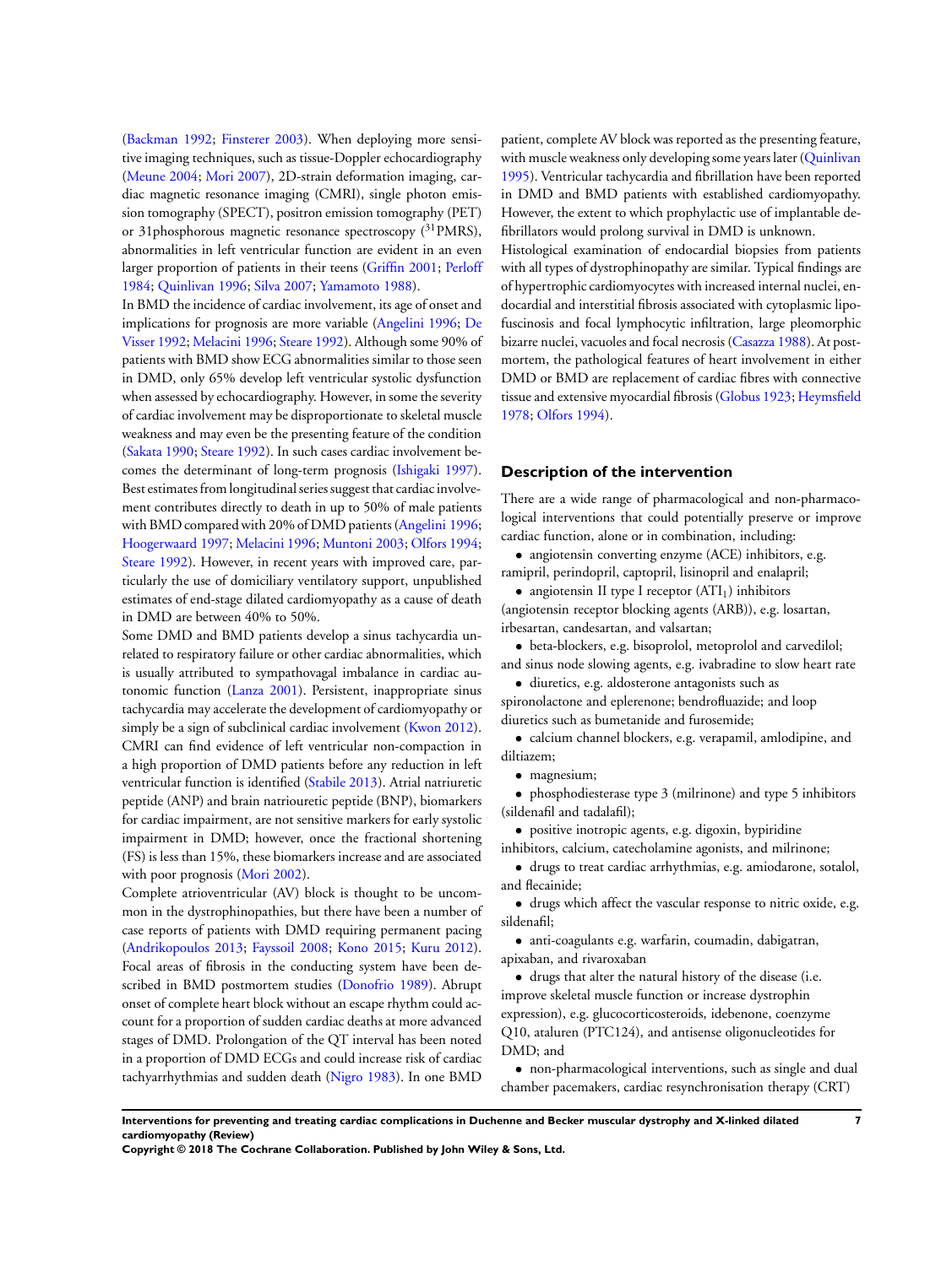(Backman 1992; Finsterer 2003). When deploying more sensitive imaging techniques, such as tissue-Doppler echocardiography (Meune 2004; Mori 2007), 2D-strain deformation imaging, cardiac magnetic resonance imaging (CMRI), single photon emission tomography (SPECT), positron emission tomography (PET) or 31phosphorous magnetic resonance spectroscopy ($^{31}$PMRS), abnormalities in left ventricular function are evident in an even larger proportion of patients in their teens (Griffin 2001; Perloff 1984; Quinlivan 1996; Silva 2007; Yamamoto 1988).

In BMD the incidence of cardiac involvement, its age of onset and implications for prognosis are more variable (Angelini 1996; De Visser 1992; Melacini 1996; Steare 1992). Although some 90% of patients with BMD show ECG abnormalities similar to those seen in DMD, only 65% develop left ventricular systolic dysfunction when assessed by echocardiography. However, in some the severity of cardiac involvement may be disproportionate to skeletal muscle weakness and may even be the presenting feature of the condition (Sakata 1990; Steare 1992). In such cases cardiac involvement becomes the determinant of long-term prognosis (Ishigaki 1997). Best estimates from longitudinal series suggest that cardiac involvement contributes directly to death in up to 50% of male patients with BMD compared with 20% of DMD patients (Angelini 1996; Hoogerwaard 1997; Melacini 1996; Muntoni 2003; Olfors 1994; Steare 1992). However, in recent years with improved care, particularly the use of domiciliary ventilatory support, unpublished estimates of end-stage dilated cardiomyopathy as a cause of death in DMD are between 40% to 50%.

Some DMD and BMD patients develop a sinus tachycardia unrelated to respiratory failure or other cardiac abnormalities, which is usually attributed to sympathovagal imbalance in cardiac autonomic function (Lanza 2001). Persistent, inappropriate sinus tachycardia may accelerate the development of cardiomyopathy or simply be a sign of subclinical cardiac involvement (Kwon 2012). CMRI can find evidence of left ventricular non-compaction in a high proportion of DMD patients before any reduction in left ventricular function is identified (Stabile 2013). Atrial natriuretic peptide (ANP) and brain natriouretic peptide (BNP), biomarkers for cardiac impairment, are not sensitive markers for early systolic impairment in DMD; however, once the fractional shortening (FS) is less than 15%, these biomarkers increase and are associated with poor prognosis (Mori 2002).

Complete atrioventricular (AV) block is thought to be uncommon in the dystrophinopathies, but there have been a number of case reports of patients with DMD requiring permanent pacing (Andrikopoulos 2013; Fayssoil 2008; Kono 2015; Kuru 2012). Focal areas of fibrosis in the conducting system have been described in BMD postmortem studies (Donofrio 1989). Abrupt onset of complete heart block without an escape rhythm could account for a proportion of sudden cardiac deaths at more advanced stages of DMD. Prolongation of the QT interval has been noted in a proportion of DMD ECGs and could increase risk of cardiac tachyarrhythmias and sudden death (Nigro 1983). In one BMD patient, complete AV block was reported as the presenting feature, with muscle weakness only developing some years later (Quinlivan 1995). Ventricular tachycardia and fibrillation have been reported in DMD and BMD patients with established cardiomyopathy. However, the extent to which prophylactic use of implantable defibrillators would prolong survival in DMD is unknown.

Histological examination of endocardial biopsies from patients with all types of dystrophinopathy are similar. Typical findings are of hypertrophic cardiomyocytes with increased internal nuclei, endocardial and interstitial fibrosis associated with cytoplasmic lipofuscinosis and focal lymphocytic infiltration, large pleomorphic bizarre nuclei, vacuoles and focal necrosis (Casazza 1988). At postmortem, the pathological features of heart involvement in either DMD or BMD are replacement of cardiac fibres with connective tissue and extensive myocardial fibrosis (Globus 1923; Heymsfield 1978; Olfors 1994).

## Description of the intervention

There are a wide range of pharmacological and non-pharmacological interventions that could potentially preserve or improve cardiac function, alone or in combination, including:

- angiotensin converting enzyme (ACE) inhibitors, e.g. ramipril, perindopril, captopril, lisinopril and enalapril;
- angiotensin II type I receptor ($ATI_1$) inhibitors (angiotensin receptor blocking agents (ARB)), e.g. losartan, irbesartan, candesartan, and valsartan;
- beta-blockers, e.g. bisoprolol, metoprolol and carvedilol; and sinus node slowing agents, e.g. ivabradine to slow heart rate
- diuretics, e.g. aldosterone antagonists such as spironolactone and eplerenone; bendrofluazide; and loop diuretics such as bumetanide and furosemide;
- calcium channel blockers, e.g. verapamil, amlodipine, and diltiazem;
- magnesium;
- phosphodiesterase type 3 (milrinone) and type 5 inhibitors (sildenafil and tadalafil);
- positive inotropic agents, e.g. digoxin, bypiridine inhibitors, calcium, catecholamine agonists, and milrinone;
- drugs to treat cardiac arrhythmias, e.g. amiodarone, sotalol, and flecainide;
- drugs which affect the vascular response to nitric oxide, e.g. sildenafil;
- anti-coagulants e.g. warfarin, coumadin, dabigatran, apixaban, and rivaroxaban
- drugs that alter the natural history of the disease (i.e. improve skeletal muscle function or increase dystrophin expression), e.g. glucocorticosteroids, idebenone, coenzyme Q10, ataluren (PTC124), and antisense oligonucleotides for DMD; and
- non-pharmacological interventions, such as single and dual chamber pacemakers, cardiac resynchronisation therapy (CRT)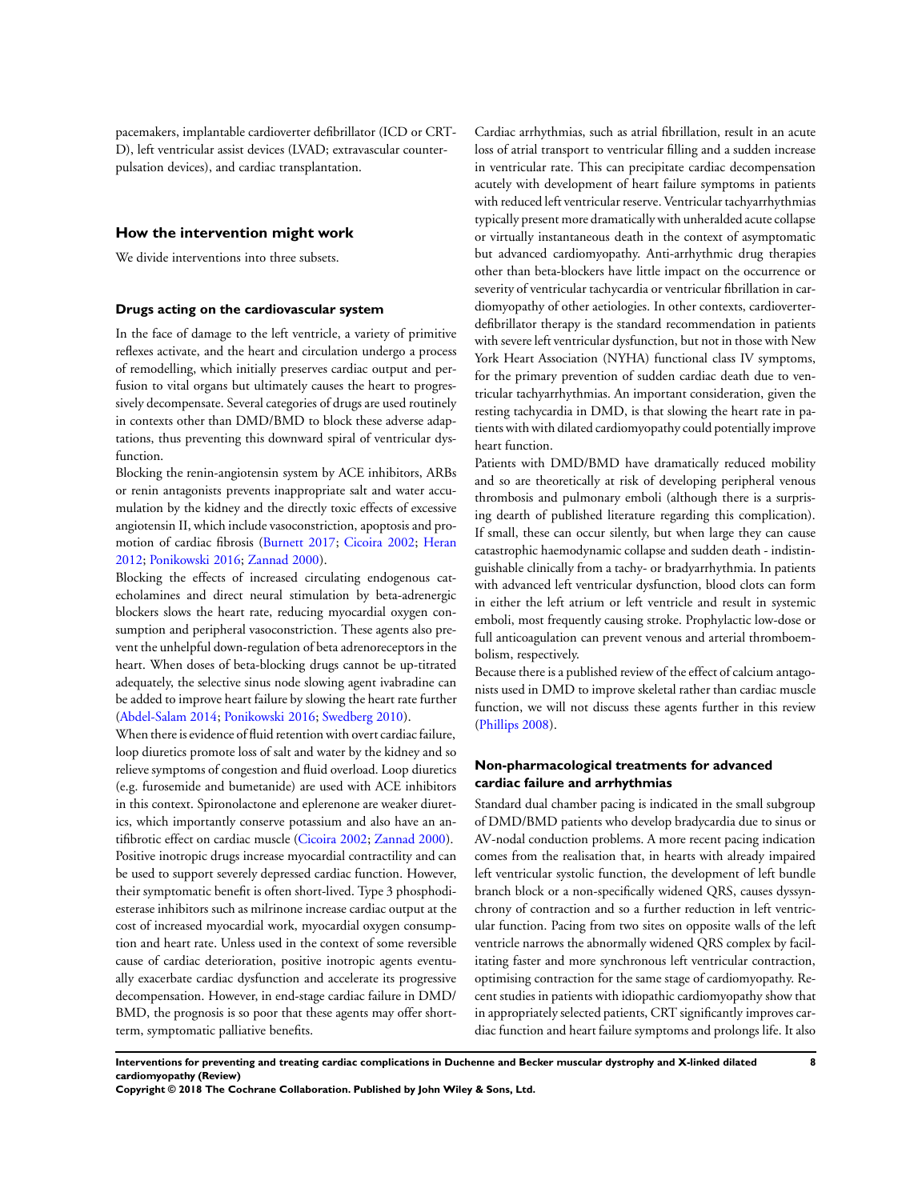pacemakers, implantable cardioverter defibrillator (ICD or CRT-D), left ventricular assist devices (LVAD; extravascular counter-pulsation devices), and cardiac transplantation.

### How the intervention might work

We divide interventions into three subsets.

#### Drugs acting on the cardiovascular system

In the face of damage to the left ventricle, a variety of primitive reflexes activate, and the heart and circulation undergo a process of remodelling, which initially preserves cardiac output and perfusion to vital organs but ultimately causes the heart to progressively decompensate. Several categories of drugs are used routinely in contexts other than DMD/BMD to block these adverse adaptations, thus preventing this downward spiral of ventricular dysfunction.

Blocking the renin-angiotensin system by ACE inhibitors, ARBs or renin antagonists prevents inappropriate salt and water accumulation by the kidney and the directly toxic effects of excessive angiotensin II, which include vasoconstriction, apoptosis and promotion of cardiac fibrosis (Burnett 2017; Cicoira 2002; Heran 2012; Ponikowski 2016; Zannad 2000).

Blocking the effects of increased circulating endogenous catecholamines and direct neural stimulation by beta-adrenergic blockers slows the heart rate, reducing myocardial oxygen consumption and peripheral vasoconstriction. These agents also prevent the unhelpful down-regulation of beta adrenoreceptors in the heart. When doses of beta-blocking drugs cannot be up-titrated adequately, the selective sinus node slowing agent ivabradine can be added to improve heart failure by slowing the heart rate further (Abdel-Salam 2014; Ponikowski 2016; Swedberg 2010).

When there is evidence of fluid retention with overt cardiac failure, loop diuretics promote loss of salt and water by the kidney and so relieve symptoms of congestion and fluid overload. Loop diuretics (e.g. furosemide and bumetanide) are used with ACE inhibitors in this context. Spironolactone and eplerenone are weaker diuretics, which importantly conserve potassium and also have an antifibrotic effect on cardiac muscle (Cicoira 2002; Zannad 2000).

Positive inotropic drugs increase myocardial contractility and can be used to support severely depressed cardiac function. However, their symptomatic benefit is often short-lived. Type 3 phosphodiesterase inhibitors such as milrinone increase cardiac output at the cost of increased myocardial work, myocardial oxygen consumption and heart rate. Unless used in the context of some reversible cause of cardiac deterioration, positive inotropic agents eventually exacerbate cardiac dysfunction and accelerate its progressive decompensation. However, in end-stage cardiac failure in DMD/BMD, the prognosis is so poor that these agents may offer short-term, symptomatic palliative benefits.

Cardiac arrhythmias, such as atrial fibrillation, result in an acute loss of atrial transport to ventricular filling and a sudden increase in ventricular rate. This can precipitate cardiac decompensation acutely with development of heart failure symptoms in patients with reduced left ventricular reserve. Ventricular tachyarrhythmias typically present more dramatically with unheralded acute collapse or virtually instantaneous death in the context of asymptomatic but advanced cardiomyopathy. Anti-arrhythmic drug therapies other than beta-blockers have little impact on the occurrence or severity of ventricular tachycardia or ventricular fibrillation in cardiomyopathy of other aetiologies. In other contexts, cardioverter-defibrillator therapy is the standard recommendation in patients with severe left ventricular dysfunction, but not in those with New York Heart Association (NYHA) functional class IV symptoms, for the primary prevention of sudden cardiac death due to ventricular tachyarrhythmias. An important consideration, given the resting tachycardia in DMD, is that slowing the heart rate in patients with with dilated cardiomyopathy could potentially improve heart function.

Patients with DMD/BMD have dramatically reduced mobility and so are theoretically at risk of developing peripheral venous thrombosis and pulmonary emboli (although there is a surprising dearth of published literature regarding this complication). If small, these can occur silently, but when large they can cause catastrophic haemodynamic collapse and sudden death - indistinguishable clinically from a tachy- or bradyarrhythmia. In patients with advanced left ventricular dysfunction, blood clots can form in either the left atrium or left ventricle and result in systemic emboli, most frequently causing stroke. Prophylactic low-dose or full anticoagulation can prevent venous and arterial thromboembolism, respectively.

Because there is a published review of the effect of calcium antagonists used in DMD to improve skeletal rather than cardiac muscle function, we will not discuss these agents further in this review (Phillips 2008).

#### Non-pharmacological treatments for advanced cardiac failure and arrhythmias

Standard dual chamber pacing is indicated in the small subgroup of DMD/BMD patients who develop bradycardia due to sinus or AV-nodal conduction problems. A more recent pacing indication comes from the realisation that, in hearts with already impaired left ventricular systolic function, the development of left bundle branch block or a non-specifically widened QRS, causes dyssynchrony of contraction and so a further reduction in left ventricular function. Pacing from two sites on opposite walls of the left ventricle narrows the abnormally widened QRS complex by facilitating faster and more synchronous left ventricular contraction, optimising contraction for the same stage of cardiomyopathy. Recent studies in patients with idiopathic cardiomyopathy show that in appropriately selected patients, CRT significantly improves cardiac function and heart failure symptoms and prolongs life. It also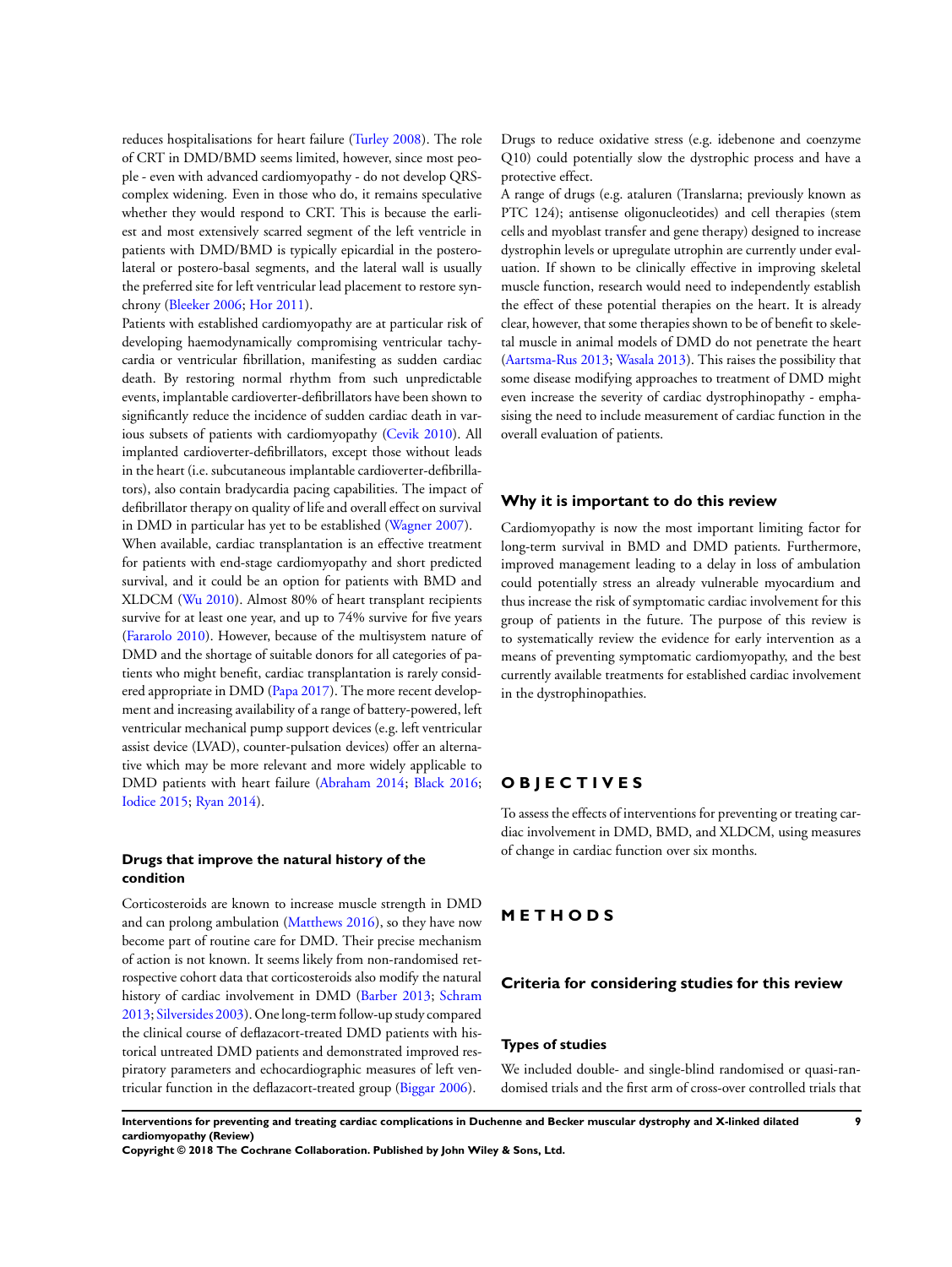reduces hospitalisations for heart failure (Turley 2008). The role of CRT in DMD/BMD seems limited, however, since most people - even with advanced cardiomyopathy - do not develop QRS-complex widening. Even in those who do, it remains speculative whether they would respond to CRT. This is because the earliest and most extensively scarred segment of the left ventricle in patients with DMD/BMD is typically epicardial in the posterolateral or postero-basal segments, and the lateral wall is usually the preferred site for left ventricular lead placement to restore synchrony (Bleeker 2006; Hor 2011).

Patients with established cardiomyopathy are at particular risk of developing haemodynamically compromising ventricular tachycardia or ventricular fibrillation, manifesting as sudden cardiac death. By restoring normal rhythm from such unpredictable events, implantable cardioverter-defibrillators have been shown to significantly reduce the incidence of sudden cardiac death in various subsets of patients with cardiomyopathy (Cevik 2010). All implanted cardioverter-defibrillators, except those without leads in the heart (i.e. subcutaneous implantable cardioverter-defibrillators), also contain bradycardia pacing capabilities. The impact of defibrillator therapy on quality of life and overall effect on survival in DMD in particular has yet to be established (Wagner 2007).

When available, cardiac transplantation is an effective treatment for patients with end-stage cardiomyopathy and short predicted survival, and it could be an option for patients with BMD and XLDCM (Wu 2010). Almost 80% of heart transplant recipients survive for at least one year, and up to 74% survive for five years (Fararolo 2010). However, because of the multisystem nature of DMD and the shortage of suitable donors for all categories of patients who might benefit, cardiac transplantation is rarely considered appropriate in DMD (Papa 2017). The more recent development and increasing availability of a range of battery-powered, left ventricular mechanical pump support devices (e.g. left ventricular assist device (LVAD), counter-pulsation devices) offer an alternative which may be more relevant and more widely applicable to DMD patients with heart failure (Abraham 2014; Black 2016; Iodice 2015; Ryan 2014).

### Drugs that improve the natural history of the condition

Corticosteroids are known to increase muscle strength in DMD and can prolong ambulation (Matthews 2016), so they have now become part of routine care for DMD. Their precise mechanism of action is not known. It seems likely from non-randomised retrospective cohort data that corticosteroids also modify the natural history of cardiac involvement in DMD (Barber 2013; Schram 2013; Silversides 2003). One long-term follow-up study compared the clinical course of deflazacort-treated DMD patients with historical untreated DMD patients and demonstrated improved respiratory parameters and echocardiographic measures of left ventricular function in the deflazacort-treated group (Biggar 2006).

Drugs to reduce oxidative stress (e.g. idebenone and coenzyme Q10) could potentially slow the dystrophic process and have a protective effect.

A range of drugs (e.g. ataluren (Translarna; previously known as PTC 124); antisense oligonucleotides) and cell therapies (stem cells and myoblast transfer and gene therapy) designed to increase dystrophin levels or upregulate utrophin are currently under evaluation. If shown to be clinically effective in improving skeletal muscle function, research would need to independently establish the effect of these potential therapies on the heart. It is already clear, however, that some therapies shown to be of benefit to skeletal muscle in animal models of DMD do not penetrate the heart (Aartsma-Rus 2013; Wasala 2013). This raises the possibility that some disease modifying approaches to treatment of DMD might even increase the severity of cardiac dystrophinopathy - emphasising the need to include measurement of cardiac function in the overall evaluation of patients.

### Why it is important to do this review

Cardiomyopathy is now the most important limiting factor for long-term survival in BMD and DMD patients. Furthermore, improved management leading to a delay in loss of ambulation could potentially stress an already vulnerable myocardium and thus increase the risk of symptomatic cardiac involvement for this group of patients in the future. The purpose of this review is to systematically review the evidence for early intervention as a means of preventing symptomatic cardiomyopathy, and the best currently available treatments for established cardiac involvement in the dystrophinopathies.

# OBJECTIVES

To assess the effects of interventions for preventing or treating cardiac involvement in DMD, BMD, and XLDCM, using measures of change in cardiac function over six months.

# METHODS

## Criteria for considering studies for this review

### Types of studies

We included double- and single-blind randomised or quasi-randomised trials and the first arm of cross-over controlled trials that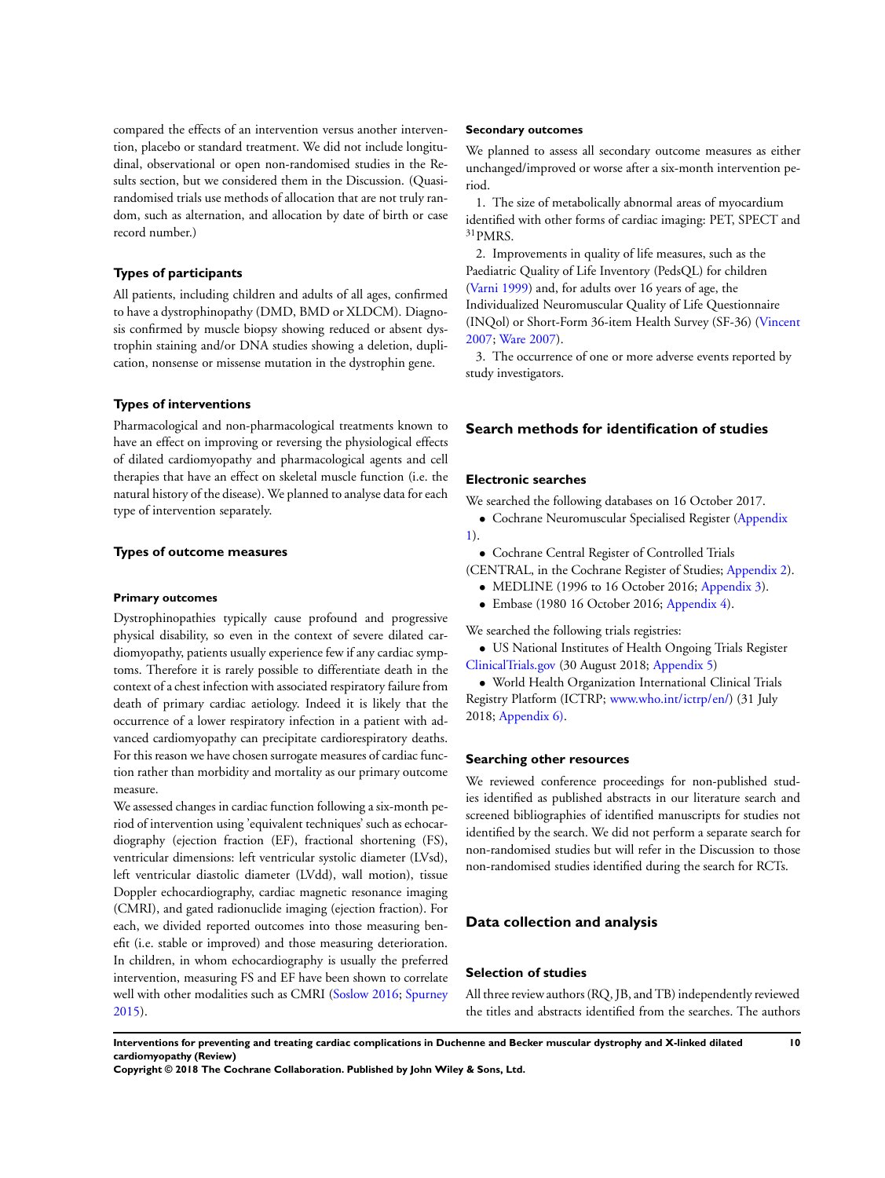compared the effects of an intervention versus another intervention, placebo or standard treatment. We did not include longitudinal, observational or open non-randomised studies in the Results section, but we considered them in the Discussion. (Quasi-randomised trials use methods of allocation that are not truly random, such as alternation, and allocation by date of birth or case record number.)

### Types of participants

All patients, including children and adults of all ages, confirmed to have a dystrophinopathy (DMD, BMD or XLDCM). Diagnosis confirmed by muscle biopsy showing reduced or absent dystrophin staining and/or DNA studies showing a deletion, duplication, nonsense or missense mutation in the dystrophin gene.

### Types of interventions

Pharmacological and non-pharmacological treatments known to have an effect on improving or reversing the physiological effects of dilated cardiomyopathy and pharmacological agents and cell therapies that have an effect on skeletal muscle function (i.e. the natural history of the disease). We planned to analyse data for each type of intervention separately.

### Types of outcome measures

#### Primary outcomes

Dystrophinopathies typically cause profound and progressive physical disability, so even in the context of severe dilated cardiomyopathy, patients usually experience few if any cardiac symptoms. Therefore it is rarely possible to differentiate death in the context of a chest infection with associated respiratory failure from death of primary cardiac aetiology. Indeed it is likely that the occurrence of a lower respiratory infection in a patient with advanced cardiomyopathy can precipitate cardiorespiratory deaths. For this reason we have chosen surrogate measures of cardiac function rather than morbidity and mortality as our primary outcome measure.

We assessed changes in cardiac function following a six-month period of intervention using 'equivalent techniques' such as echocardiography (ejection fraction (EF), fractional shortening (FS), ventricular dimensions: left ventricular systolic diameter (LVsd), left ventricular diastolic diameter (LVdd), wall motion), tissue Doppler echocardiography, cardiac magnetic resonance imaging (CMRI), and gated radionuclide imaging (ejection fraction). For each, we divided reported outcomes into those measuring benefit (i.e. stable or improved) and those measuring deterioration. In children, in whom echocardiography is usually the preferred intervention, measuring FS and EF have been shown to correlate well with other modalities such as CMRI (Soslow 2016; Spurney 2015).

#### Secondary outcomes

We planned to assess all secondary outcome measures as either unchanged/improved or worse after a six-month intervention period.

1. The size of metabolically abnormal areas of myocardium identified with other forms of cardiac imaging: PET, SPECT and $^{31}$PMRS.
2. Improvements in quality of life measures, such as the Paediatric Quality of Life Inventory (PedsQL) for children (Varni 1999) and, for adults over 16 years of age, the Individualized Neuromuscular Quality of Life Questionnaire (INQol) or Short-Form 36-item Health Survey (SF-36) (Vincent 2007; Ware 2007).
3. The occurrence of one or more adverse events reported by study investigators.

## Search methods for identification of studies

### Electronic searches

We searched the following databases on 16 October 2017.

- Cochrane Neuromuscular Specialised Register (Appendix 1).
- Cochrane Central Register of Controlled Trials (CENTRAL, in the Cochrane Register of Studies; Appendix 2).
- MEDLINE (1996 to 16 October 2016; Appendix 3).
- Embase (1980 16 October 2016; Appendix 4).

We searched the following trials registries:

- US National Institutes of Health Ongoing Trials Register ClinicalTrials.gov (30 August 2018; Appendix 5)
- World Health Organization International Clinical Trials Registry Platform (ICTRP; www.who.int/ictrp/en/) (31 July 2018; Appendix 6).

### Searching other resources

We reviewed conference proceedings for non-published studies identified as published abstracts in our literature search and screened bibliographies of identified manuscripts for studies not identified by the search. We did not perform a separate search for non-randomised studies but will refer in the Discussion to those non-randomised studies identified during the search for RCTs.

## Data collection and analysis

### Selection of studies

All three review authors (RQ, JB, and TB) independently reviewed the titles and abstracts identified from the searches. The authors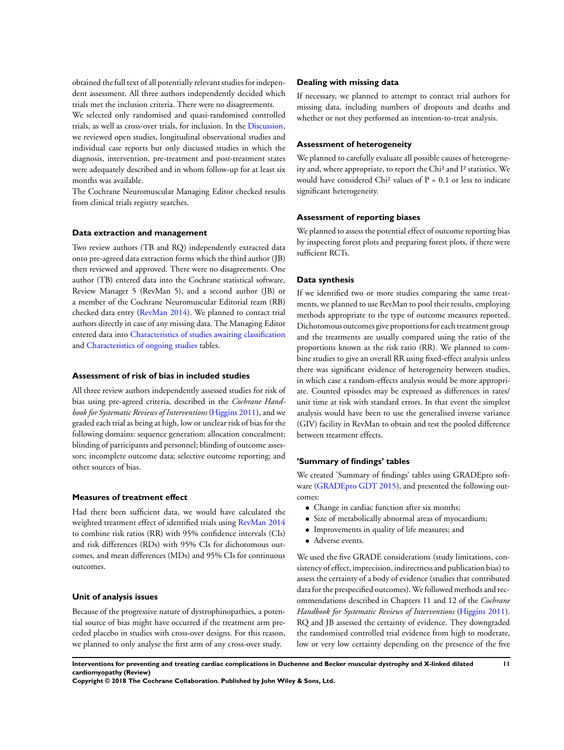obtained the full text of all potentially relevant studies for independent assessment. All three authors independently decided which trials met the inclusion criteria. There were no disagreements.

We selected only randomised and quasi-randomised controlled trials, as well as cross-over trials, for inclusion. In the Discussion, we reviewed open studies, longitudinal observational studies and individual case reports but only discussed studies in which the diagnosis, intervention, pre-treatment and post-treatment states were adequately described and in whom follow-up for at least six months was available.

The Cochrane Neuromuscular Managing Editor checked results from clinical trials registry searches.

### Data extraction and management

Two review authors (TB and RQ) independently extracted data onto pre-agreed data extraction forms which the third author (JB) then reviewed and approved. There were no disagreements. One author (TB) entered data into the Cochrane statistical software, Review Manager 5 (RevMan 5), and a second author (JB) or a member of the Cochrane Neuromuscular Editorial team (RB) checked data entry (RevMan 2014). We planned to contact trial authors directly in case of any missing data. The Managing Editor entered data into Characteristics of studies awaiting classification and Characteristics of ongoing studies tables.

### Assessment of risk of bias in included studies

All three review authors independently assessed studies for risk of bias using pre-agreed criteria, described in the *Cochrane Handbook for Systematic Reviews of Interventions* (Higgins 2011), and we graded each trial as being at high, low or unclear risk of bias for the following domains: sequence generation; allocation concealment; blinding of participants and personnel; blinding of outcome assessors; incomplete outcome data; selective outcome reporting; and other sources of bias.

### Measures of treatment effect

Had there been sufficient data, we would have calculated the weighted treatment effect of identified trials using RevMan 2014 to combine risk ratios (RR) with 95% confidence intervals (CIs) and risk differences (RDs) with 95% CIs for dichotomous outcomes, and mean differences (MDs) and 95% CIs for continuous outcomes.

### Unit of analysis issues

Because of the progressive nature of dystrophinopathies, a potential source of bias might have occurred if the treatment arm preceded placebo in studies with cross-over designs. For this reason, we planned to only analyse the first arm of any cross-over study.

### Dealing with missing data

If necessary, we planned to attempt to contact trial authors for missing data, including numbers of dropouts and deaths and whether or not they performed an intention-to-treat analysis.

### Assessment of heterogeneity

We planned to carefully evaluate all possible causes of heterogeneity and, where appropriate, to report the Chi² and I² statistics. We would have considered Chi² values of P = 0.1 or less to indicate significant heterogeneity.

### Assessment of reporting biases

We planned to assess the potential effect of outcome reporting bias by inspecting forest plots and preparing forest plots, if there were sufficient RCTs.

### Data synthesis

If we identified two or more studies comparing the same treatments, we planned to use RevMan to pool their results, employing methods appropriate to the type of outcome measures reported. Dichotomous outcomes give proportions for each treatment group and the treatments are usually compared using the ratio of the proportions known as the risk ratio (RR). We planned to combine studies to give an overall RR using fixed-effect analysis unless there was significant evidence of heterogeneity between studies, in which case a random-effects analysis would be more appropriate. Counted episodes may be expressed as differences in rates/unit time at risk with standard errors. In that event the simplest analysis would have been to use the generalised inverse variance (GIV) facility in RevMan to obtain and test the pooled difference between treatment effects.

### 'Summary of findings' tables

We created 'Summary of findings' tables using GRADEpro software (GRADEpro GDT 2015), and presented the following outcomes:

- Change in cardiac function after six months;
- Size of metabolically abnormal areas of myocardium;
- Improvements in quality of life measures; and
- Adverse events.

We used the five GRADE considerations (study limitations, consistency of effect, imprecision, indirectness and publication bias) to assess the certainty of a body of evidence (studies that contributed data for the prespecified outcomes). We followed methods and recommendations described in Chapters 11 and 12 of the *Cochrane Handbook for Systematic Reviews of Interventions* (Higgins 2011). RQ and JB assessed the certainty of evidence. They downgraded the randomised controlled trial evidence from high to moderate, low or very low certainty depending on the presence of the five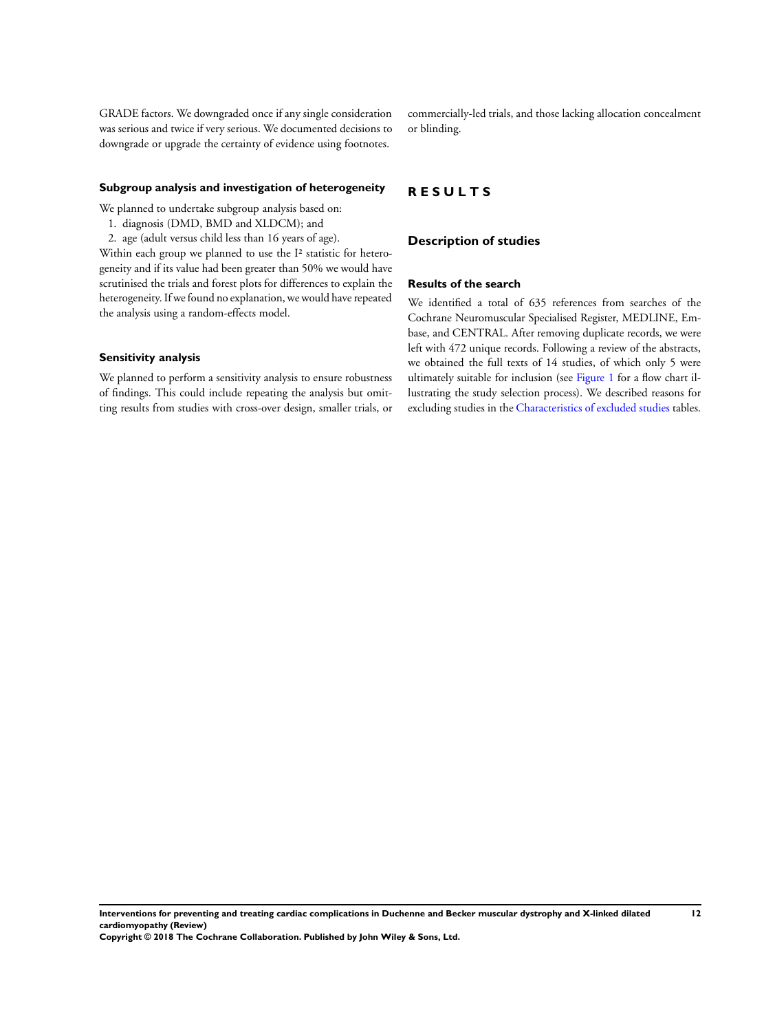GRADE factors. We downgraded once if any single consideration was serious and twice if very serious. We documented decisions to downgrade or upgrade the certainty of evidence using footnotes.

### Subgroup analysis and investigation of heterogeneity

We planned to undertake subgroup analysis based on:

1. diagnosis (DMD, BMD and XLDCM); and
2. age (adult versus child less than 16 years of age).

Within each group we planned to use the I² statistic for heterogeneity and if its value had been greater than 50% we would have scrutinised the trials and forest plots for differences to explain the heterogeneity. If we found no explanation, we would have repeated the analysis using a random-effects model.

### Sensitivity analysis

We planned to perform a sensitivity analysis to ensure robustness of findings. This could include repeating the analysis but omitting results from studies with cross-over design, smaller trials, or commercially-led trials, and those lacking allocation concealment or blinding.

# RESULTS

## Description of studies

### Results of the search

We identified a total of 635 references from searches of the Cochrane Neuromuscular Specialised Register, MEDLINE, Embase, and CENTRAL. After removing duplicate records, we were left with 472 unique records. Following a review of the abstracts, we obtained the full texts of 14 studies, of which only 5 were ultimately suitable for inclusion (see Figure 1 for a flow chart illustrating the study selection process). We described reasons for excluding studies in the Characteristics of excluded studies tables.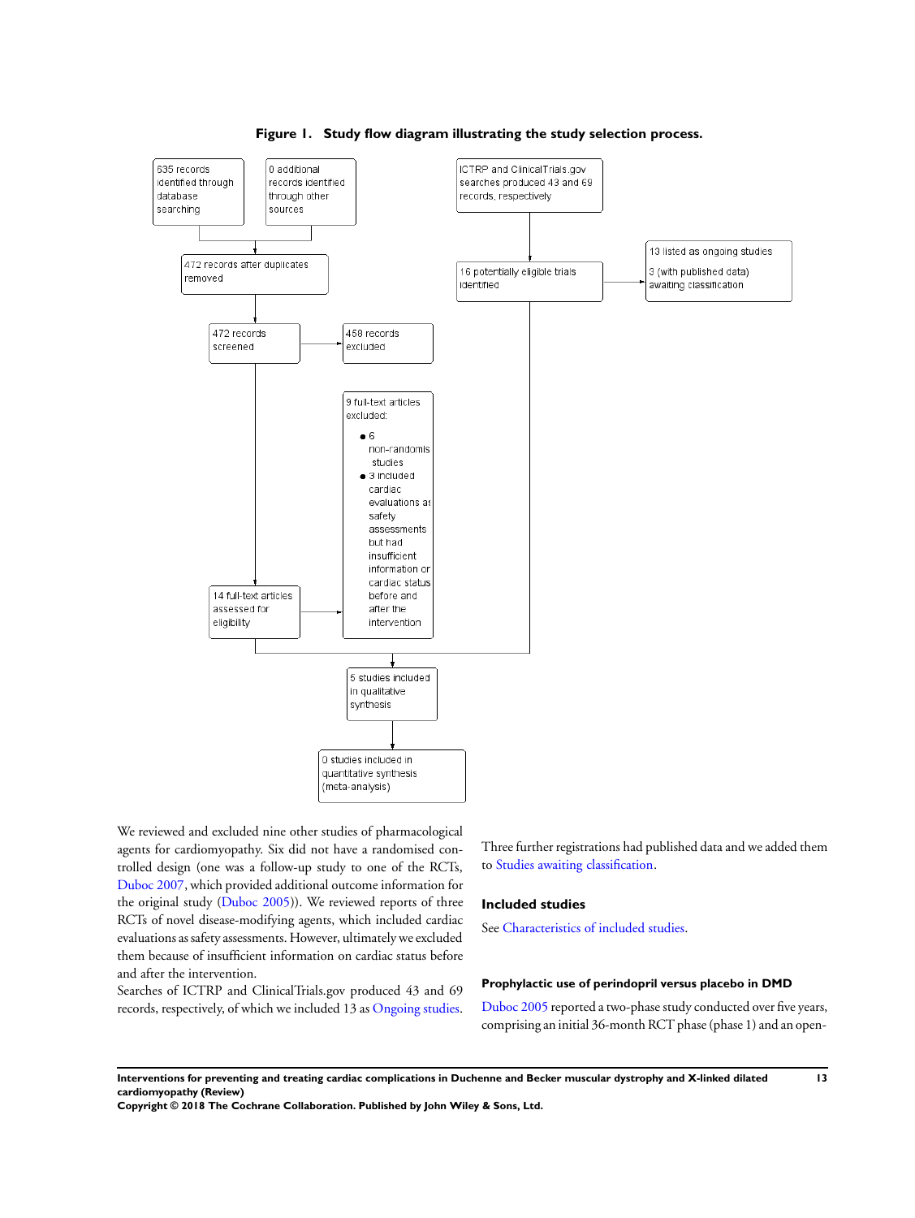**Figure 1. Study flow diagram illustrating the study selection process.**

635 records identified through database searching

0 additional records identified through other sources

ICTRP and ClinicalTrials.gov searches produced 43 and 69 records, respectively

472 records after duplicates removed

16 potentially eligible trials identified

13 listed as ongoing studies

3 (with published data) awaiting classification

472 records screened

458 records excluded

9 full-text articles excluded:

- 6 non-randomis studies
- 3 included cardiac evaluations as safety assessments but had insufficient information on cardiac status before and after the intervention

14 full-text articles assessed for eligibility

5 studies included in qualitative synthesis

0 studies included in quantitative synthesis (meta-analysis)

We reviewed and excluded nine other studies of pharmacological agents for cardiomyopathy. Six did not have a randomised controlled design (one was a follow-up study to one of the RCTs, Duboc 2007, which provided additional outcome information for the original study (Duboc 2005)). We reviewed reports of three RCTs of novel disease-modifying agents, which included cardiac evaluations as safety assessments. However, ultimately we excluded them because of insufficient information on cardiac status before and after the intervention.

Searches of ICTRP and ClinicalTrials.gov produced 43 and 69 records, respectively, of which we included 13 as Ongoing studies. Three further registrations had published data and we added them to Studies awaiting classification.

### Included studies

See Characteristics of included studies.

#### Prophylactic use of perindopril versus placebo in DMD

Duboc 2005 reported a two-phase study conducted over five years, comprising an initial 36-month RCT phase (phase 1) and an open-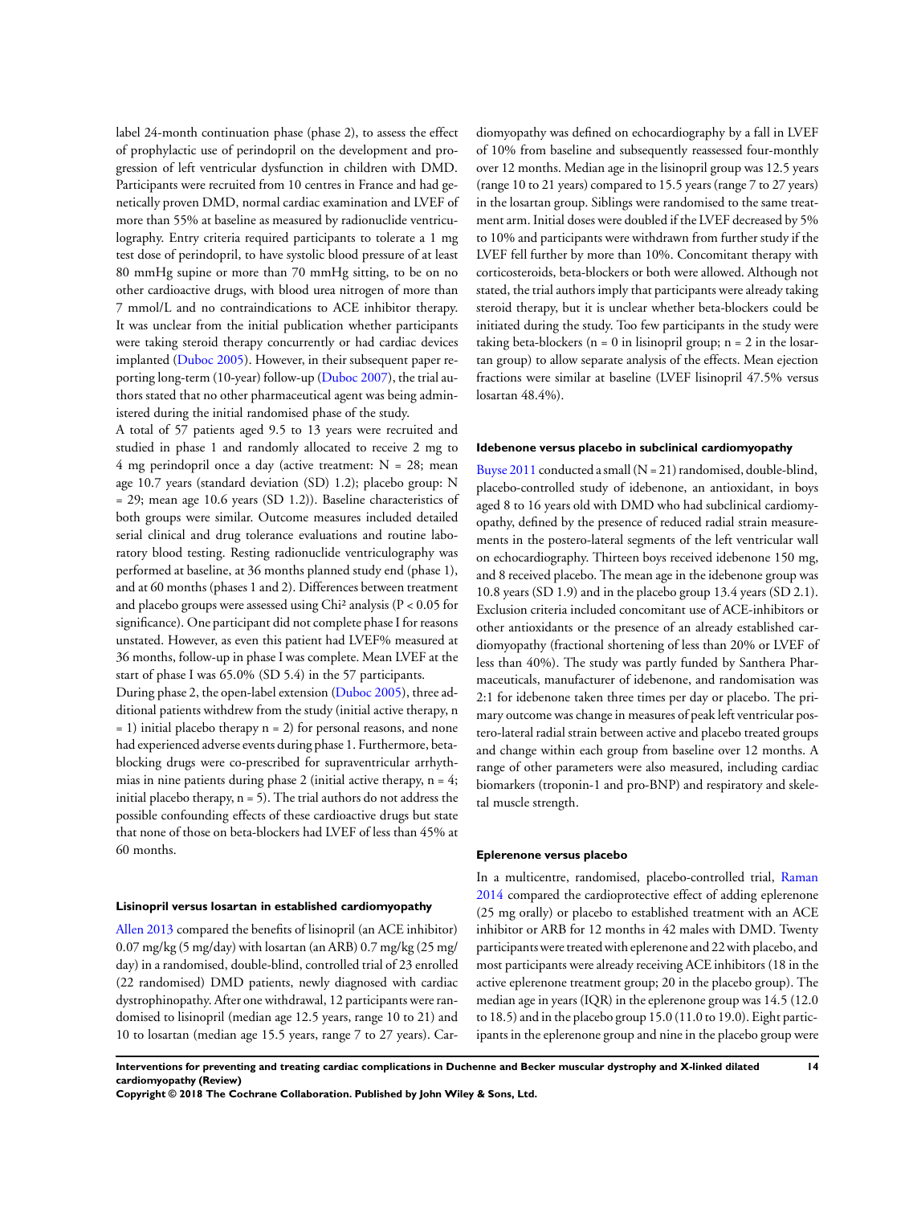label 24-month continuation phase (phase 2), to assess the effect of prophylactic use of perindopril on the development and progression of left ventricular dysfunction in children with DMD. Participants were recruited from 10 centres in France and had genetically proven DMD, normal cardiac examination and LVEF of more than 55% at baseline as measured by radionuclide ventriculography. Entry criteria required participants to tolerate a 1 mg test dose of perindopril, to have systolic blood pressure of at least 80 mmHg supine or more than 70 mmHg sitting, to be on no other cardioactive drugs, with blood urea nitrogen of more than 7 mmol/L and no contraindications to ACE inhibitor therapy. It was unclear from the initial publication whether participants were taking steroid therapy concurrently or had cardiac devices implanted (Duboc 2005). However, in their subsequent paper reporting long-term (10-year) follow-up (Duboc 2007), the trial authors stated that no other pharmaceutical agent was being administered during the initial randomised phase of the study.

A total of 57 patients aged 9.5 to 13 years were recruited and studied in phase 1 and randomly allocated to receive 2 mg to 4 mg perindopril once a day (active treatment: N = 28; mean age 10.7 years (standard deviation (SD) 1.2); placebo group: N = 29; mean age 10.6 years (SD 1.2)). Baseline characteristics of both groups were similar. Outcome measures included detailed serial clinical and drug tolerance evaluations and routine laboratory blood testing. Resting radionuclide ventriculography was performed at baseline, at 36 months planned study end (phase 1), and at 60 months (phases 1 and 2). Differences between treatment and placebo groups were assessed using Chi² analysis ($P < 0.05$ for significance). One participant did not complete phase I for reasons unstated. However, as even this patient had LVEF% measured at 36 months, follow-up in phase I was complete. Mean LVEF at the start of phase I was 65.0% (SD 5.4) in the 57 participants.

During phase 2, the open-label extension (Duboc 2005), three additional patients withdrew from the study (initial active therapy, n = 1) initial placebo therapy n = 2) for personal reasons, and none had experienced adverse events during phase 1. Furthermore, beta-blocking drugs were co-prescribed for supraventricular arrhythmias in nine patients during phase 2 (initial active therapy, n = 4; initial placebo therapy, n = 5). The trial authors do not address the possible confounding effects of these cardioactive drugs but state that none of those on beta-blockers had LVEF of less than 45% at 60 months.

### Lisinopril versus losartan in established cardiomyopathy

Allen 2013 compared the benefits of lisinopril (an ACE inhibitor) 0.07 mg/kg (5 mg/day) with losartan (an ARB) 0.7 mg/kg (25 mg/day) in a randomised, double-blind, controlled trial of 23 enrolled (22 randomised) DMD patients, newly diagnosed with cardiac dystrophinopathy. After one withdrawal, 12 participants were randomised to lisinopril (median age 12.5 years, range 10 to 21) and 10 to losartan (median age 15.5 years, range 7 to 27 years). Cardiomyopathy was defined on echocardiography by a fall in LVEF of 10% from baseline and subsequently reassessed four-monthly over 12 months. Median age in the lisinopril group was 12.5 years (range 10 to 21 years) compared to 15.5 years (range 7 to 27 years) in the losartan group. Siblings were randomised to the same treatment arm. Initial doses were doubled if the LVEF decreased by 5% to 10% and participants were withdrawn from further study if the LVEF fell further by more than 10%. Concomitant therapy with corticosteroids, beta-blockers or both were allowed. Although not stated, the trial authors imply that participants were already taking steroid therapy, but it is unclear whether beta-blockers could be initiated during the study. Too few participants in the study were taking beta-blockers (n = 0 in lisinopril group; n = 2 in the losartan group) to allow separate analysis of the effects. Mean ejection fractions were similar at baseline (LVEF lisinopril 47.5% versus losartan 48.4%).

### Idebenone versus placebo in subclinical cardiomyopathy

Buyse 2011 conducted a small (N = 21) randomised, double-blind, placebo-controlled study of idebenone, an antioxidant, in boys aged 8 to 16 years old with DMD who had subclinical cardiomyopathy, defined by the presence of reduced radial strain measurements in the postero-lateral segments of the left ventricular wall on echocardiography. Thirteen boys received idebenone 150 mg, and 8 received placebo. The mean age in the idebenone group was 10.8 years (SD 1.9) and in the placebo group 13.4 years (SD 2.1). Exclusion criteria included concomitant use of ACE-inhibitors or other antioxidants or the presence of an already established cardiomyopathy (fractional shortening of less than 20% or LVEF of less than 40%). The study was partly funded by Santhera Pharmaceuticals, manufacturer of idebenone, and randomisation was 2:1 for idebenone taken three times per day or placebo. The primary outcome was change in measures of peak left ventricular postero-lateral radial strain between active and placebo treated groups and change within each group from baseline over 12 months. A range of other parameters were also measured, including cardiac biomarkers (troponin-1 and pro-BNP) and respiratory and skeletal muscle strength.

### Eplerenone versus placebo

In a multicentre, randomised, placebo-controlled trial, Raman 2014 compared the cardioprotective effect of adding eplerenone (25 mg orally) or placebo to established treatment with an ACE inhibitor or ARB for 12 months in 42 males with DMD. Twenty participants were treated with eplerenone and 22 with placebo, and most participants were already receiving ACE inhibitors (18 in the active eplerenone treatment group; 20 in the placebo group). The median age in years (IQR) in the eplerenone group was 14.5 (12.0 to 18.5) and in the placebo group 15.0 (11.0 to 19.0). Eight participants in the eplerenone group and nine in the placebo group were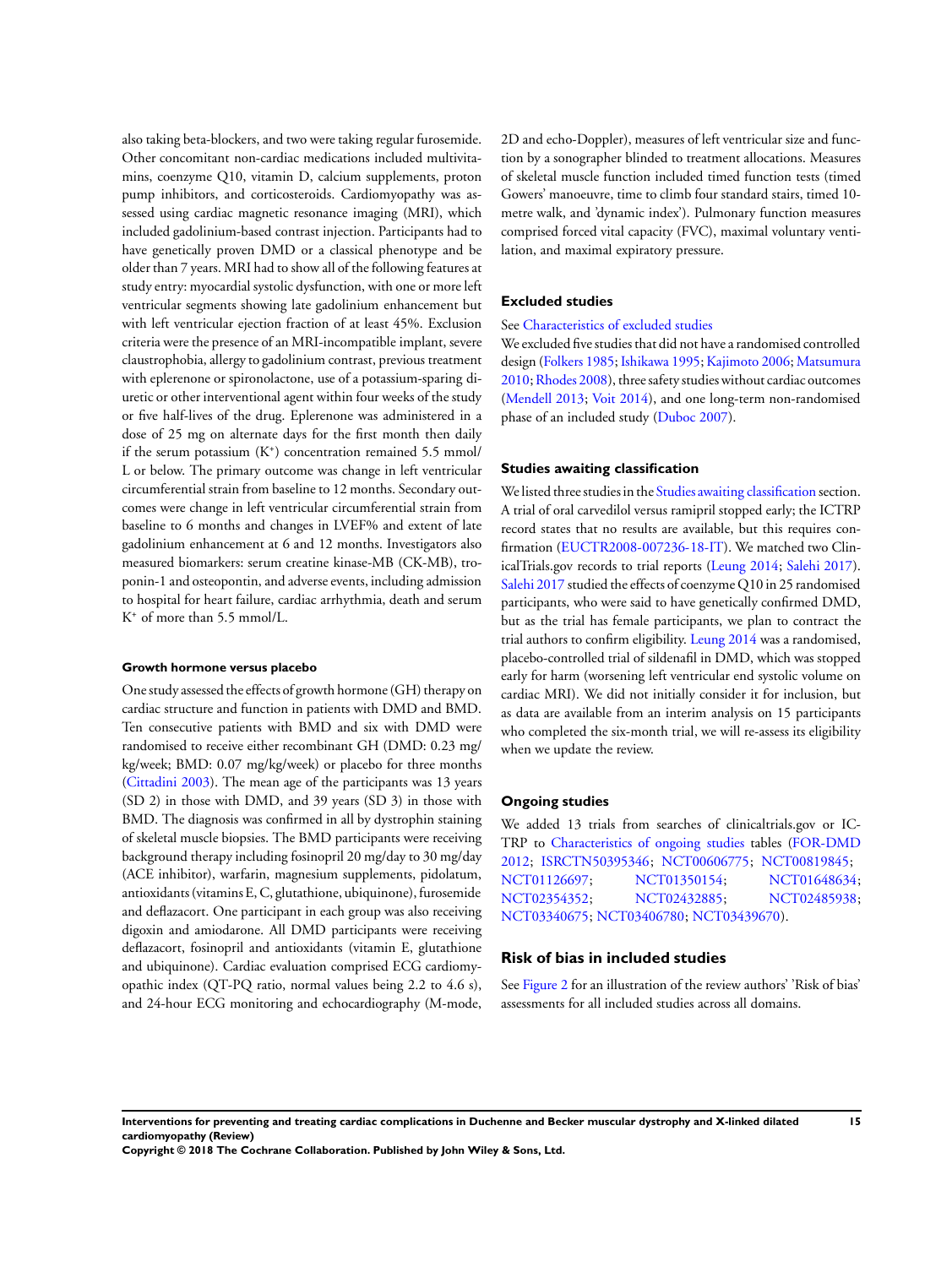also taking beta-blockers, and two were taking regular furosemide. Other concomitant non-cardiac medications included multivitamins, coenzyme Q10, vitamin D, calcium supplements, proton pump inhibitors, and corticosteroids. Cardiomyopathy was assessed using cardiac magnetic resonance imaging (MRI), which included gadolinium-based contrast injection. Participants had to have genetically proven DMD or a classical phenotype and be older than 7 years. MRI had to show all of the following features at study entry: myocardial systolic dysfunction, with one or more left ventricular segments showing late gadolinium enhancement but with left ventricular ejection fraction of at least 45%. Exclusion criteria were the presence of an MRI-incompatible implant, severe claustrophobia, allergy to gadolinium contrast, previous treatment with eplerenone or spironolactone, use of a potassium-sparing diuretic or other interventional agent within four weeks of the study or five half-lives of the drug. Eplerenone was administered in a dose of 25 mg on alternate days for the first month then daily if the serum potassium ($K^+$) concentration remained 5.5 mmol/L or below. The primary outcome was change in left ventricular circumferential strain from baseline to 12 months. Secondary outcomes were change in left ventricular circumferential strain from baseline to 6 months and changes in LVEF% and extent of late gadolinium enhancement at 6 and 12 months. Investigators also measured biomarkers: serum creatine kinase-MB (CK-MB), troponin-1 and osteopontin, and adverse events, including admission to hospital for heart failure, cardiac arrhythmia, death and serum $K^+$ of more than 5.5 mmol/L.

#### Growth hormone versus placebo

One study assessed the effects of growth hormone (GH) therapy on cardiac structure and function in patients with DMD and BMD. Ten consecutive patients with BMD and six with DMD were randomised to receive either recombinant GH (DMD: 0.23 mg/kg/week; BMD: 0.07 mg/kg/week) or placebo for three months (Cittadini 2003). The mean age of the participants was 13 years (SD 2) in those with DMD, and 39 years (SD 3) in those with BMD. The diagnosis was confirmed in all by dystrophin staining of skeletal muscle biopsies. The BMD participants were receiving background therapy including fosinopril 20 mg/day to 30 mg/day (ACE inhibitor), warfarin, magnesium supplements, pidolatum, antioxidants (vitamins E, C, glutathione, ubiquinone), furosemide and deflazacort. One participant in each group was also receiving digoxin and amiodarone. All DMD participants were receiving deflazacort, fosinopril and antioxidants (vitamin E, glutathione and ubiquinone). Cardiac evaluation comprised ECG cardiomyopathic index (QT-PQ ratio, normal values being 2.2 to 4.6 s), and 24-hour ECG monitoring and echocardiography (M-mode, 2D and echo-Doppler), measures of left ventricular size and function by a sonographer blinded to treatment allocations. Measures of skeletal muscle function included timed function tests (timed Gowers' manoeuvre, time to climb four standard stairs, timed 10-metre walk, and 'dynamic index'). Pulmonary function measures comprised forced vital capacity (FVC), maximal voluntary ventilation, and maximal expiratory pressure.

### Excluded studies

See Characteristics of excluded studies

We excluded five studies that did not have a randomised controlled design (Folkers 1985; Ishikawa 1995; Kajimoto 2006; Matsumura 2010; Rhodes 2008), three safety studies without cardiac outcomes (Mendell 2013; Voit 2014), and one long-term non-randomised phase of an included study (Duboc 2007).

### Studies awaiting classification

We listed three studies in the Studies awaiting classification section. A trial of oral carvedilol versus ramipril stopped early; the ICTRP record states that no results are available, but this requires confirmation (EUCTR2008-007236-18-IT). We matched two ClinicalTrials.gov records to trial reports (Leung 2014; Salehi 2017). Salehi 2017 studied the effects of coenzyme Q10 in 25 randomised participants, who were said to have genetically confirmed DMD, but as the trial has female participants, we plan to contract the trial authors to confirm eligibility. Leung 2014 was a randomised, placebo-controlled trial of sildenafil in DMD, which was stopped early for harm (worsening left ventricular end systolic volume on cardiac MRI). We did not initially consider it for inclusion, but as data are available from an interim analysis on 15 participants who completed the six-month trial, we will re-assess its eligibility when we update the review.

### Ongoing studies

We added 13 trials from searches of clinicaltrials.gov or ICTRP to Characteristics of ongoing studies tables (FOR-DMD 2012; ISRCTN50395346; NCT00606775; NCT00819845; NCT01126697; NCT01350154; NCT01648634; NCT02354352; NCT02432885; NCT02485938; NCT03340675; NCT03406780; NCT03439670).

## Risk of bias in included studies

See Figure 2 for an illustration of the review authors' 'Risk of bias' assessments for all included studies across all domains.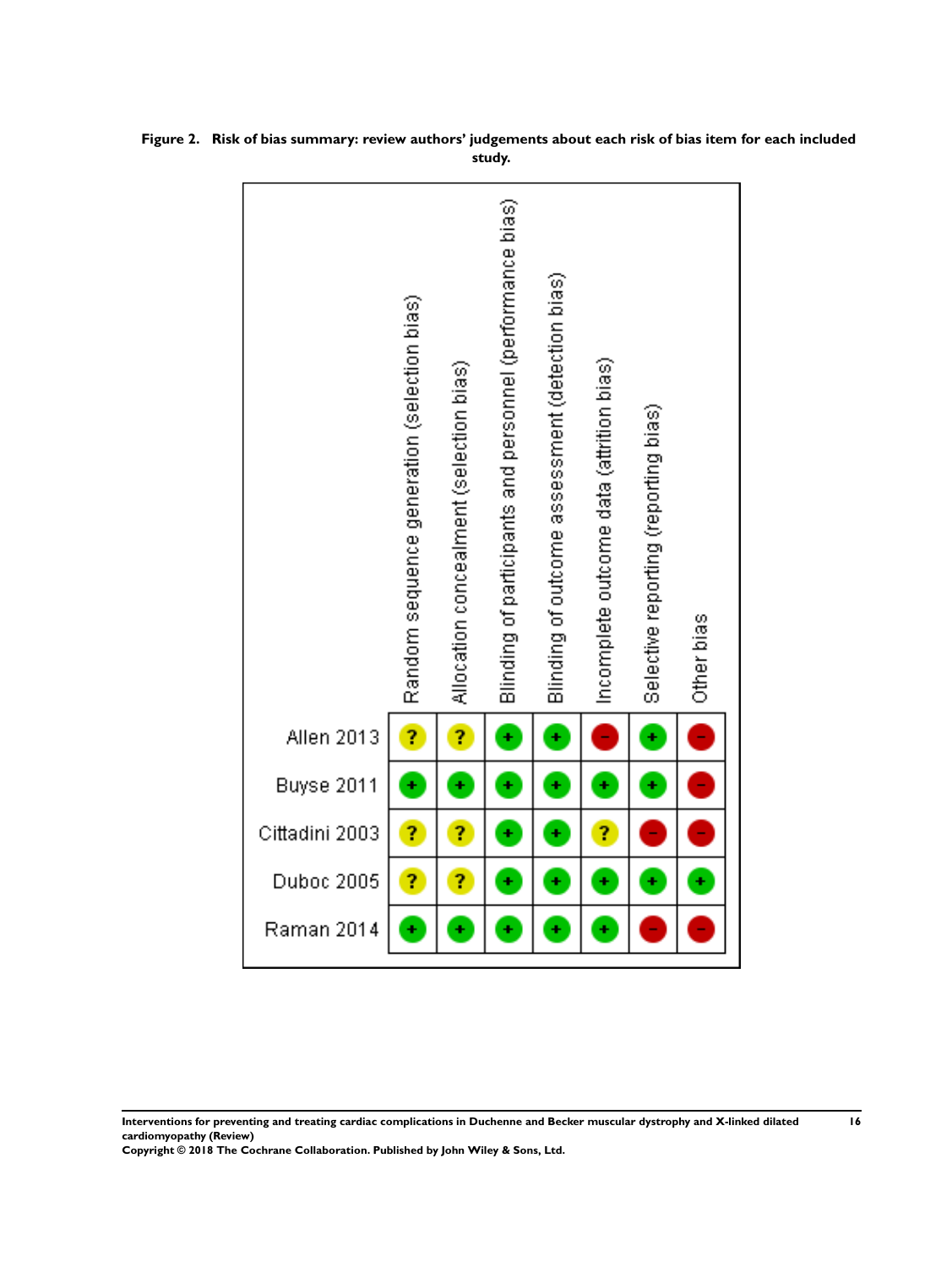**Figure 2. Risk of bias summary: review authors' judgements about each risk of bias item for each included study.**

| | Random sequence generation (selection bias) | Allocation concealment (selection bias) | Blinding of participants and personnel (performance bias) | Blinding of outcome assessment (detection bias) | Incomplete outcome data (attrition bias) | Selective reporting (reporting bias) | Other bias |
|---|---|---|---|---|---|---|---|
| Allen 2013 | ? | ? | + | + | - | + | - |
| Buyse 2011 | + | + | + | + | + | + | - |
| Cittadini 2003 | ? | ? | + | + | ? | - | - |
| Duboc 2005 | ? | ? | + | + | + | + | + |
| Raman 2014 | + | + | + | + | + | - | - |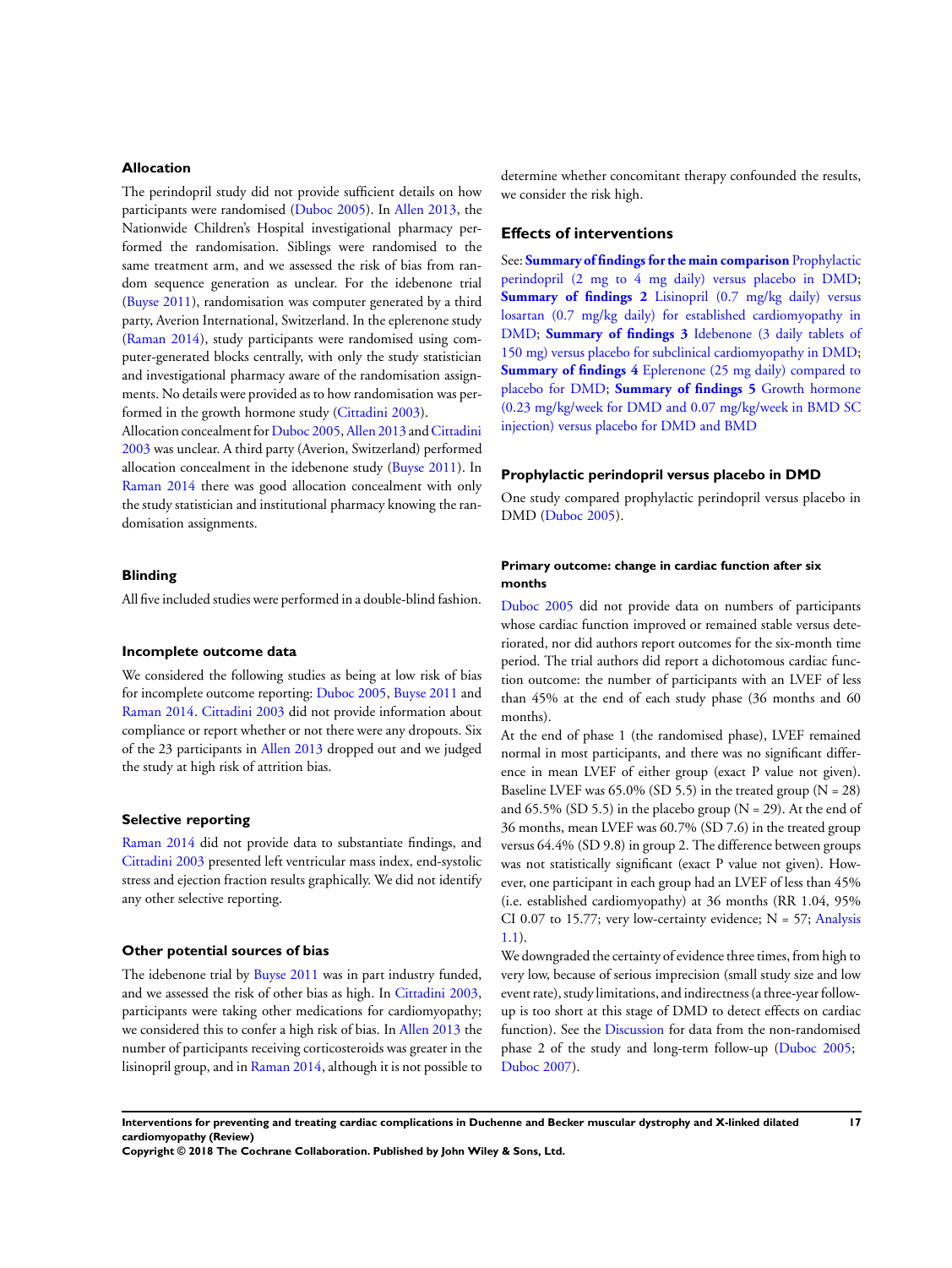### Allocation

The perindopril study did not provide sufficient details on how participants were randomised (Duboc 2005). In Allen 2013, the Nationwide Children's Hospital investigational pharmacy performed the randomisation. Siblings were randomised to the same treatment arm, and we assessed the risk of bias from random sequence generation as unclear. For the idebenone trial (Buyse 2011), randomisation was computer generated by a third party, Averion International, Switzerland. In the eplerenone study (Raman 2014), study participants were randomised using computer-generated blocks centrally, with only the study statistician and investigational pharmacy aware of the randomisation assignments. No details were provided as to how randomisation was performed in the growth hormone study (Cittadini 2003).

Allocation concealment for Duboc 2005, Allen 2013 and Cittadini 2003 was unclear. A third party (Averion, Switzerland) performed allocation concealment in the idebenone study (Buyse 2011). In Raman 2014 there was good allocation concealment with only the study statistician and institutional pharmacy knowing the randomisation assignments.

### Blinding

All five included studies were performed in a double-blind fashion.

### Incomplete outcome data

We considered the following studies as being at low risk of bias for incomplete outcome reporting: Duboc 2005, Buyse 2011 and Raman 2014. Cittadini 2003 did not provide information about compliance or report whether or not there were any dropouts. Six of the 23 participants in Allen 2013 dropped out and we judged the study at high risk of attrition bias.

### Selective reporting

Raman 2014 did not provide data to substantiate findings, and Cittadini 2003 presented left ventricular mass index, end-systolic stress and ejection fraction results graphically. We did not identify any other selective reporting.

### Other potential sources of bias

The idebenone trial by Buyse 2011 was in part industry funded, and we assessed the risk of other bias as high. In Cittadini 2003, participants were taking other medications for cardiomyopathy; we considered this to confer a high risk of bias. In Allen 2013 the number of participants receiving corticosteroids was greater in the lisinopril group, and in Raman 2014, although it is not possible to determine whether concomitant therapy confounded the results, we consider the risk high.

## Effects of interventions

See: **Summary of findings for the main comparison** Prophylactic perindopril (2 mg to 4 mg daily) versus placebo in DMD; **Summary of findings 2** Lisinopril (0.7 mg/kg daily) versus losartan (0.7 mg/kg daily) for established cardiomyopathy in DMD; **Summary of findings 3** Idebenone (3 daily tablets of 150 mg) versus placebo for subclinical cardiomyopathy in DMD; **Summary of findings 4** Eplerenone (25 mg daily) compared to placebo for DMD; **Summary of findings 5** Growth hormone (0.23 mg/kg/week for DMD and 0.07 mg/kg/week in BMD SC injection) versus placebo for DMD and BMD

### Prophylactic perindopril versus placebo in DMD

One study compared prophylactic perindopril versus placebo in DMD (Duboc 2005).

#### Primary outcome: change in cardiac function after six months

Duboc 2005 did not provide data on numbers of participants whose cardiac function improved or remained stable versus deteriorated, nor did authors report outcomes for the six-month time period. The trial authors did report a dichotomous cardiac function outcome: the number of participants with an LVEF of less than 45% at the end of each study phase (36 months and 60 months).

At the end of phase 1 (the randomised phase), LVEF remained normal in most participants, and there was no significant difference in mean LVEF of either group (exact P value not given). Baseline LVEF was 65.0% (SD 5.5) in the treated group (N = 28) and 65.5% (SD 5.5) in the placebo group (N = 29). At the end of 36 months, mean LVEF was 60.7% (SD 7.6) in the treated group versus 64.4% (SD 9.8) in group 2. The difference between groups was not statistically significant (exact P value not given). However, one participant in each group had an LVEF of less than 45% (i.e. established cardiomyopathy) at 36 months (RR 1.04, 95% CI 0.07 to 15.77; very low-certainty evidence; N = 57; Analysis 1.1).

We downgraded the certainty of evidence three times, from high to very low, because of serious imprecision (small study size and low event rate), study limitations, and indirectness (a three-year follow-up is too short at this stage of DMD to detect effects on cardiac function). See the Discussion for data from the non-randomised phase 2 of the study and long-term follow-up (Duboc 2005; Duboc 2007).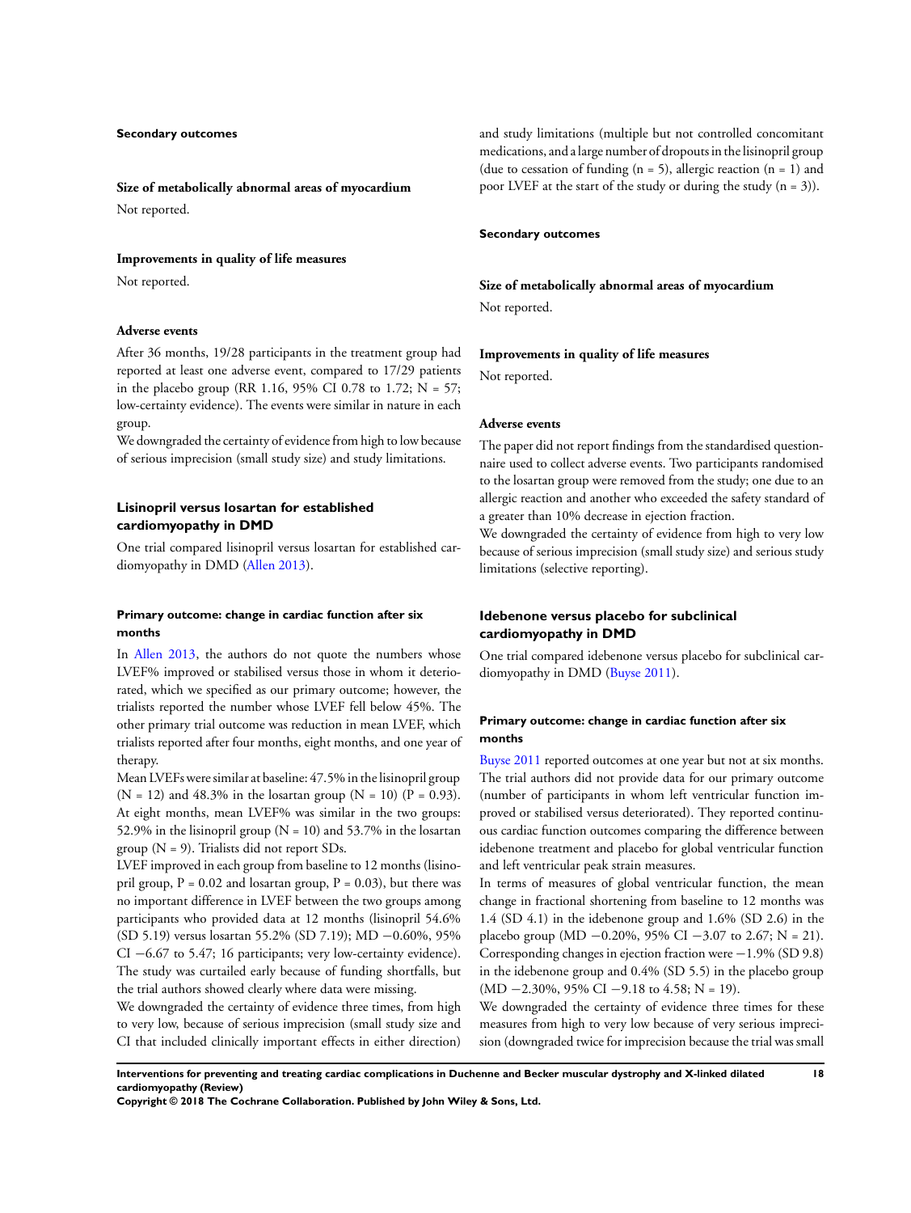#### Secondary outcomes

##### Size of metabolically abnormal areas of myocardium

Not reported.

##### Improvements in quality of life measures

Not reported.

##### Adverse events

After 36 months, 19/28 participants in the treatment group had reported at least one adverse event, compared to 17/29 patients in the placebo group (RR 1.16, 95% CI 0.78 to 1.72; N = 57; low-certainty evidence). The events were similar in nature in each group.

We downgraded the certainty of evidence from high to low because of serious imprecision (small study size) and study limitations.

### Lisinopril versus losartan for established cardiomyopathy in DMD

One trial compared lisinopril versus losartan for established cardiomyopathy in DMD (Allen 2013).

#### Primary outcome: change in cardiac function after six months

In Allen 2013, the authors do not quote the numbers whose LVEF% improved or stabilised versus those in whom it deteriorated, which we specified as our primary outcome; however, the trialists reported the number whose LVEF fell below 45%. The other primary trial outcome was reduction in mean LVEF, which trialists reported after four months, eight months, and one year of therapy.

Mean LVEFs were similar at baseline: 47.5% in the lisinopril group (N = 12) and 48.3% in the losartan group (N = 10) (P = 0.93). At eight months, mean LVEF% was similar in the two groups: 52.9% in the lisinopril group (N = 10) and 53.7% in the losartan group (N = 9). Trialists did not report SDs.

LVEF improved in each group from baseline to 12 months (lisinopril group, P = 0.02 and losartan group, P = 0.03), but there was no important difference in LVEF between the two groups among participants who provided data at 12 months (lisinopril 54.6% (SD 5.19) versus losartan 55.2% (SD 7.19); MD −0.60%, 95% CI −6.67 to 5.47; 16 participants; very low-certainty evidence). The study was curtailed early because of funding shortfalls, but the trial authors showed clearly where data were missing.

We downgraded the certainty of evidence three times, from high to very low, because of serious imprecision (small study size and CI that included clinically important effects in either direction) and study limitations (multiple but not controlled concomitant medications, and a large number of dropouts in the lisinopril group (due to cessation of funding (n = 5), allergic reaction (n = 1) and poor LVEF at the start of the study or during the study (n = 3)).

#### Secondary outcomes

##### Size of metabolically abnormal areas of myocardium

Not reported.

##### Improvements in quality of life measures

Not reported.

##### Adverse events

The paper did not report findings from the standardised questionnaire used to collect adverse events. Two participants randomised to the losartan group were removed from the study; one due to an allergic reaction and another who exceeded the safety standard of a greater than 10% decrease in ejection fraction.

We downgraded the certainty of evidence from high to very low because of serious imprecision (small study size) and serious study limitations (selective reporting).

### Idebenone versus placebo for subclinical cardiomyopathy in DMD

One trial compared idebenone versus placebo for subclinical cardiomyopathy in DMD (Buyse 2011).

#### Primary outcome: change in cardiac function after six months

Buyse 2011 reported outcomes at one year but not at six months. The trial authors did not provide data for our primary outcome (number of participants in whom left ventricular function improved or stabilised versus deteriorated). They reported continuous cardiac function outcomes comparing the difference between idebenone treatment and placebo for global ventricular function and left ventricular peak strain measures.

In terms of measures of global ventricular function, the mean change in fractional shortening from baseline to 12 months was 1.4 (SD 4.1) in the idebenone group and 1.6% (SD 2.6) in the placebo group (MD −0.20%, 95% CI −3.07 to 2.67; N = 21). Corresponding changes in ejection fraction were −1.9% (SD 9.8) in the idebenone group and 0.4% (SD 5.5) in the placebo group (MD −2.30%, 95% CI −9.18 to 4.58; N = 19).

We downgraded the certainty of evidence three times for these measures from high to very low because of very serious imprecision (downgraded twice for imprecision because the trial was small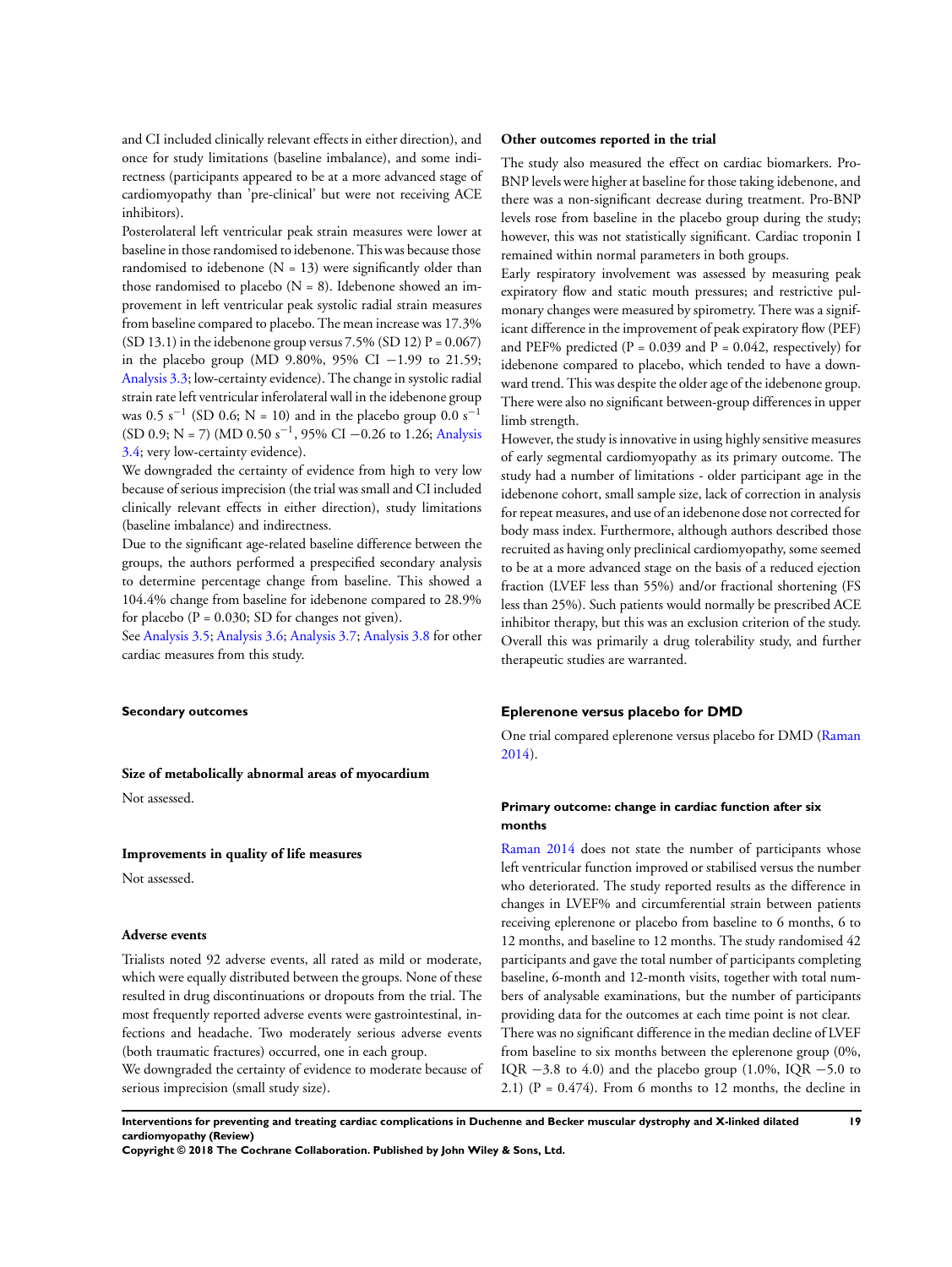and CI included clinically relevant effects in either direction), and once for study limitations (baseline imbalance), and some indirectness (participants appeared to be at a more advanced stage of cardiomyopathy than 'pre-clinical' but were not receiving ACE inhibitors).

Posterolateral left ventricular peak strain measures were lower at baseline in those randomised to idebenone. This was because those randomised to idebenone (N = 13) were significantly older than those randomised to placebo (N = 8). Idebenone showed an improvement in left ventricular peak systolic radial strain measures from baseline compared to placebo. The mean increase was 17.3% (SD 13.1) in the idebenone group versus 7.5% (SD 12) P = 0.067) in the placebo group (MD 9.80%, 95% CI −1.99 to 21.59; Analysis 3.3; low-certainty evidence). The change in systolic radial strain rate left ventricular inferolateral wall in the idebenone group was 0.5 $s^{-1}$ (SD 0.6; N = 10) and in the placebo group 0.0 $s^{-1}$ (SD 0.9; N = 7) (MD 0.50 $s^{-1}$, 95% CI −0.26 to 1.26; Analysis 3.4; very low-certainty evidence).

We downgraded the certainty of evidence from high to very low because of serious imprecision (the trial was small and CI included clinically relevant effects in either direction), study limitations (baseline imbalance) and indirectness.

Due to the significant age-related baseline difference between the groups, the authors performed a prespecified secondary analysis to determine percentage change from baseline. This showed a 104.4% change from baseline for idebenone compared to 28.9% for placebo (P = 0.030; SD for changes not given).

See Analysis 3.5; Analysis 3.6; Analysis 3.7; Analysis 3.8 for other cardiac measures from this study.

#### Secondary outcomes

#### Size of metabolically abnormal areas of myocardium

Not assessed.

#### Improvements in quality of life measures

Not assessed.

#### Adverse events

Trialists noted 92 adverse events, all rated as mild or moderate, which were equally distributed between the groups. None of these resulted in drug discontinuations or dropouts from the trial. The most frequently reported adverse events were gastrointestinal, infections and headache. Two moderately serious adverse events (both traumatic fractures) occurred, one in each group.

We downgraded the certainty of evidence to moderate because of serious imprecision (small study size).

#### Other outcomes reported in the trial

The study also measured the effect on cardiac biomarkers. Pro-BNP levels were higher at baseline for those taking idebenone, and there was a non-significant decrease during treatment. Pro-BNP levels rose from baseline in the placebo group during the study; however, this was not statistically significant. Cardiac troponin I remained within normal parameters in both groups.

Early respiratory involvement was assessed by measuring peak expiratory flow and static mouth pressures; and restrictive pulmonary changes were measured by spirometry. There was a significant difference in the improvement of peak expiratory flow (PEF) and PEF% predicted (P = 0.039 and P = 0.042, respectively) for idebenone compared to placebo, which tended to have a downward trend. This was despite the older age of the idebenone group. There were also no significant between-group differences in upper limb strength.

However, the study is innovative in using highly sensitive measures of early segmental cardiomyopathy as its primary outcome. The study had a number of limitations - older participant age in the idebenone cohort, small sample size, lack of correction in analysis for repeat measures, and use of an idebenone dose not corrected for body mass index. Furthermore, although authors described those recruited as having only preclinical cardiomyopathy, some seemed to be at a more advanced stage on the basis of a reduced ejection fraction (LVEF less than 55%) and/or fractional shortening (FS less than 25%). Such patients would normally be prescribed ACE inhibitor therapy, but this was an exclusion criterion of the study. Overall this was primarily a drug tolerability study, and further therapeutic studies are warranted.

### Eplerenone versus placebo for DMD

One trial compared eplerenone versus placebo for DMD (Raman 2014).

#### Primary outcome: change in cardiac function after six months

Raman 2014 does not state the number of participants whose left ventricular function improved or stabilised versus the number who deteriorated. The study reported results as the difference in changes in LVEF% and circumferential strain between patients receiving eplerenone or placebo from baseline to 6 months, 6 to 12 months, and baseline to 12 months. The study randomised 42 participants and gave the total number of participants completing baseline, 6-month and 12-month visits, together with total numbers of analysable examinations, but the number of participants providing data for the outcomes at each time point is not clear.

There was no significant difference in the median decline of LVEF from baseline to six months between the eplerenone group (0%, IQR −3.8 to 4.0) and the placebo group (1.0%, IQR −5.0 to 2.1) (P = 0.474). From 6 months to 12 months, the decline in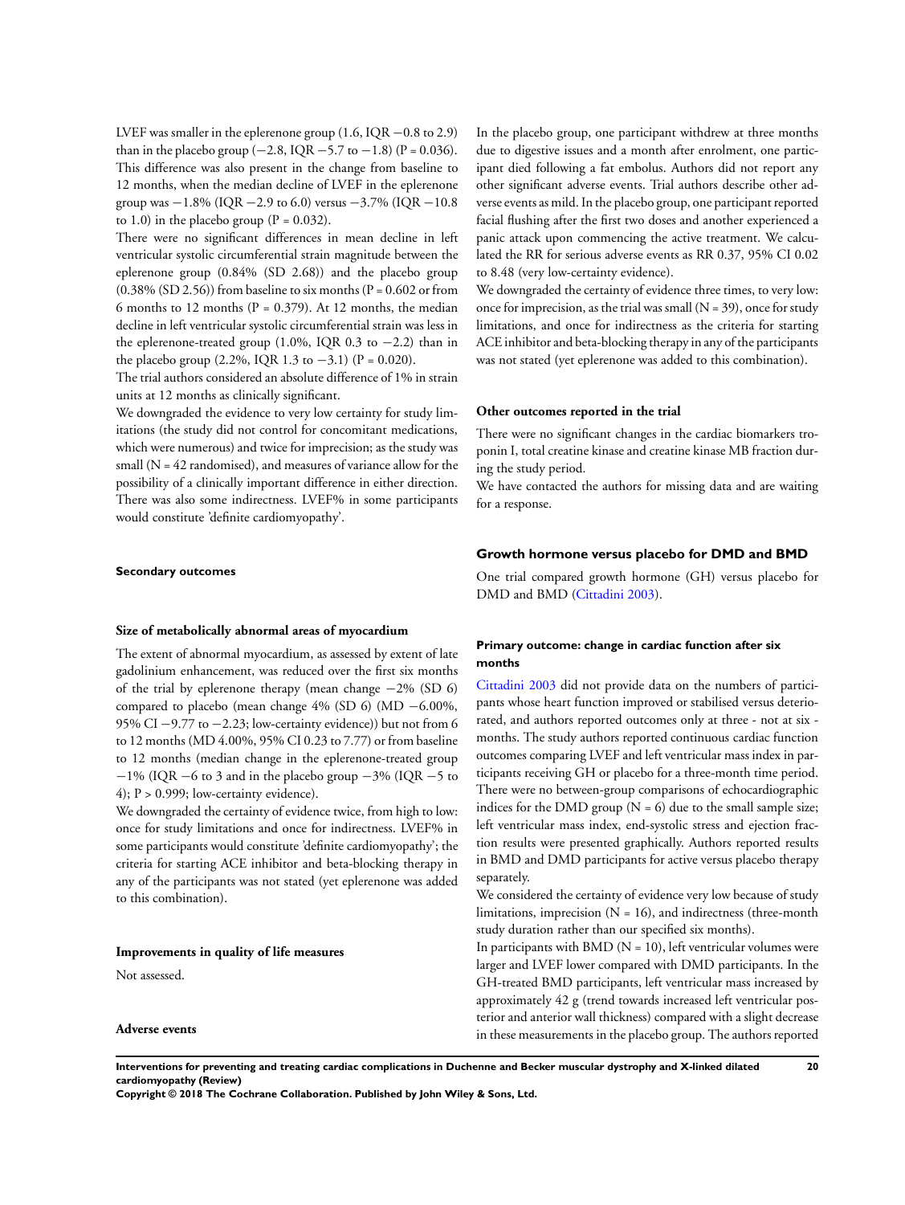LVEF was smaller in the eplerenone group (1.6, IQR −0.8 to 2.9) than in the placebo group (−2.8, IQR −5.7 to −1.8) (P = 0.036). This difference was also present in the change from baseline to 12 months, when the median decline of LVEF in the eplerenone group was −1.8% (IQR −2.9 to 6.0) versus −3.7% (IQR −10.8 to 1.0) in the placebo group (P = 0.032).

There were no significant differences in mean decline in left ventricular systolic circumferential strain magnitude between the eplerenone group (0.84% (SD 2.68)) and the placebo group (0.38% (SD 2.56)) from baseline to six months (P = 0.602 or from 6 months to 12 months (P = 0.379). At 12 months, the median decline in left ventricular systolic circumferential strain was less in the eplerenone-treated group (1.0%, IQR 0.3 to −2.2) than in the placebo group (2.2%, IQR 1.3 to −3.1) (P = 0.020).

The trial authors considered an absolute difference of 1% in strain units at 12 months as clinically significant.

We downgraded the evidence to very low certainty for study limitations (the study did not control for concomitant medications, which were numerous) and twice for imprecision; as the study was small (N = 42 randomised), and measures of variance allow for the possibility of a clinically important difference in either direction. There was also some indirectness. LVEF% in some participants would constitute 'definite cardiomyopathy'.

#### Secondary outcomes

#### Size of metabolically abnormal areas of myocardium

The extent of abnormal myocardium, as assessed by extent of late gadolinium enhancement, was reduced over the first six months of the trial by eplerenone therapy (mean change −2% (SD 6) compared to placebo (mean change 4% (SD 6) (MD −6.00%, 95% CI −9.77 to −2.23; low-certainty evidence)) but not from 6 to 12 months (MD 4.00%, 95% CI 0.23 to 7.77) or from baseline to 12 months (median change in the eplerenone-treated group −1% (IQR −6 to 3 and in the placebo group −3% (IQR −5 to 4); P > 0.999; low-certainty evidence).

We downgraded the certainty of evidence twice, from high to low: once for study limitations and once for indirectness. LVEF% in some participants would constitute 'definite cardiomyopathy'; the criteria for starting ACE inhibitor and beta-blocking therapy in any of the participants was not stated (yet eplerenone was added to this combination).

#### Improvements in quality of life measures

Not assessed.

#### Adverse events

In the placebo group, one participant withdrew at three months due to digestive issues and a month after enrolment, one participant died following a fat embolus. Authors did not report any other significant adverse events. Trial authors describe other adverse events as mild. In the placebo group, one participant reported facial flushing after the first two doses and another experienced a panic attack upon commencing the active treatment. We calculated the RR for serious adverse events as RR 0.37, 95% CI 0.02 to 8.48 (very low-certainty evidence).

We downgraded the certainty of evidence three times, to very low: once for imprecision, as the trial was small (N = 39), once for study limitations, and once for indirectness as the criteria for starting ACE inhibitor and beta-blocking therapy in any of the participants was not stated (yet eplerenone was added to this combination).

#### Other outcomes reported in the trial

There were no significant changes in the cardiac biomarkers troponin I, total creatine kinase and creatine kinase MB fraction during the study period.

We have contacted the authors for missing data and are waiting for a response.

### Growth hormone versus placebo for DMD and BMD

One trial compared growth hormone (GH) versus placebo for DMD and BMD (Cittadini 2003).

#### Primary outcome: change in cardiac function after six months

Cittadini 2003 did not provide data on the numbers of participants whose heart function improved or stabilised versus deteriorated, and authors reported outcomes only at three - not at six - months. The study authors reported continuous cardiac function outcomes comparing LVEF and left ventricular mass index in participants receiving GH or placebo for a three-month time period. There were no between-group comparisons of echocardiographic indices for the DMD group (N = 6) due to the small sample size; left ventricular mass index, end-systolic stress and ejection fraction results were presented graphically. Authors reported results in BMD and DMD participants for active versus placebo therapy separately.

We considered the certainty of evidence very low because of study limitations, imprecision (N = 16), and indirectness (three-month study duration rather than our specified six months).

In participants with BMD (N = 10), left ventricular volumes were larger and LVEF lower compared with DMD participants. In the GH-treated BMD participants, left ventricular mass increased by approximately 42 g (trend towards increased left ventricular posterior and anterior wall thickness) compared with a slight decrease in these measurements in the placebo group. The authors reported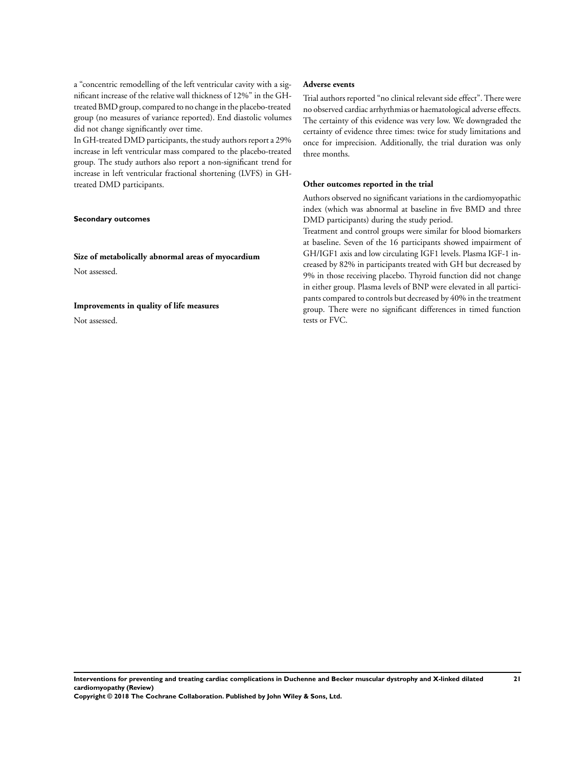a "concentric remodelling of the left ventricular cavity with a significant increase of the relative wall thickness of 12%" in the GH-treated BMD group, compared to no change in the placebo-treated group (no measures of variance reported). End diastolic volumes did not change significantly over time.

In GH-treated DMD participants, the study authors report a 29% increase in left ventricular mass compared to the placebo-treated group. The study authors also report a non-significant trend for increase in left ventricular fractional shortening (LVFS) in GH-treated DMD participants.

#### Secondary outcomes

##### Size of metabolically abnormal areas of myocardium

Not assessed.

##### Improvements in quality of life measures

Not assessed.

##### Adverse events

Trial authors reported "no clinical relevant side effect". There were no observed cardiac arrhythmias or haematological adverse effects. The certainty of this evidence was very low. We downgraded the certainty of evidence three times: twice for study limitations and once for imprecision. Additionally, the trial duration was only three months.

##### Other outcomes reported in the trial

Authors observed no significant variations in the cardiomyopathic index (which was abnormal at baseline in five BMD and three DMD participants) during the study period.

Treatment and control groups were similar for blood biomarkers at baseline. Seven of the 16 participants showed impairment of GH/IGF1 axis and low circulating IGF1 levels. Plasma IGF-1 increased by 82% in participants treated with GH but decreased by 9% in those receiving placebo. Thyroid function did not change in either group. Plasma levels of BNP were elevated in all participants compared to controls but decreased by 40% in the treatment group. There were no significant differences in timed function tests or FVC.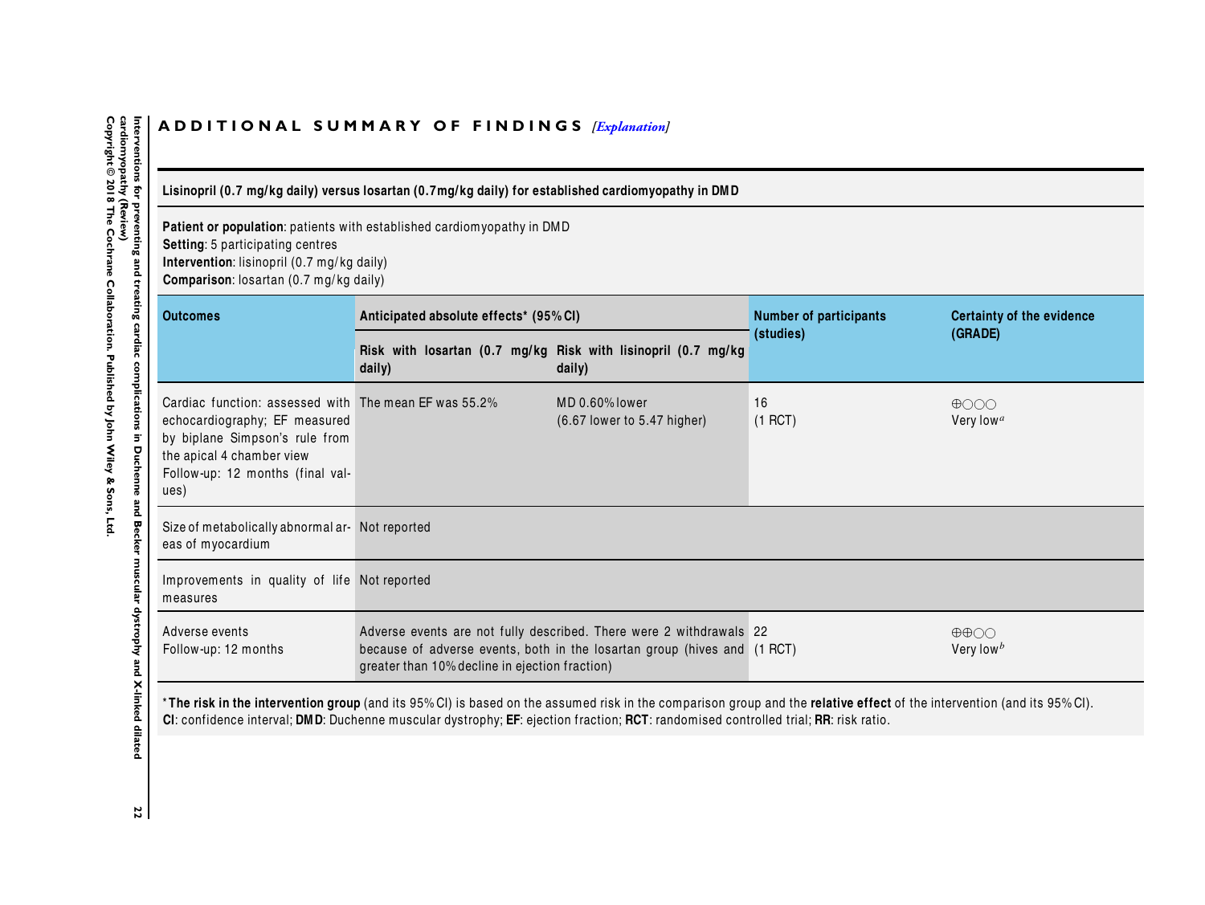## ADDITIONAL SUMMARY OF FINDINGS *[Explanation]*

| **Lisinopril (0.7 mg/kg daily) versus losartan (0.7mg/kg daily) for established cardiomyopathy in DMD** | | | | |
|---|---|---|---|---|
| **Patient or population**: patients with established cardiomyopathy in DMD<br>**Setting**: 5 participating centres<br>**Intervention**: lisinopril (0.7 mg/kg daily)<br>**Comparison**: losartan (0.7 mg/kg daily) | | | | |
| **Outcomes** | **Anticipated absolute effects* (95% CI)** | | **Number of participants (studies)** | **Certainty of the evidence (GRADE)** |
| | **Risk with losartan (0.7 mg/kg daily)** | **Risk with lisinopril (0.7 mg/kg daily)** | | |
| Cardiac function: assessed with echocardiography; EF measured by biplane Simpson's rule from the apical 4 chamber view<br>Follow-up: 12 months (final values) | The mean EF was 55.2% | MD 0.60% lower<br>(6.67 lower to 5.47 higher) | 16<br>(1 RCT) | ⊕○○○<br>Very low[a] |
| Size of metabolically abnormal areas of myocardium | Not reported | | | |
| Improvements in quality of life measures | Not reported | | | |
| Adverse events<br>Follow-up: 12 months | Adverse events are not fully described. There were 2 withdrawals because of adverse events, both in the losartan group (hives and greater than 10% decline in ejection fraction) | | 22<br>(1 RCT) | ⊕⊕○○<br>Very low[b] |
| ***The risk in the intervention group** (and its 95% CI) is based on the assumed risk in the comparison group and the **relative effect** of the intervention (and its 95% CI).<br>**CI**: confidence interval; **DMD**: Duchenne muscular dystrophy; **EF**: ejection fraction; **RCT**: randomised controlled trial; **RR**: risk ratio. | | | | |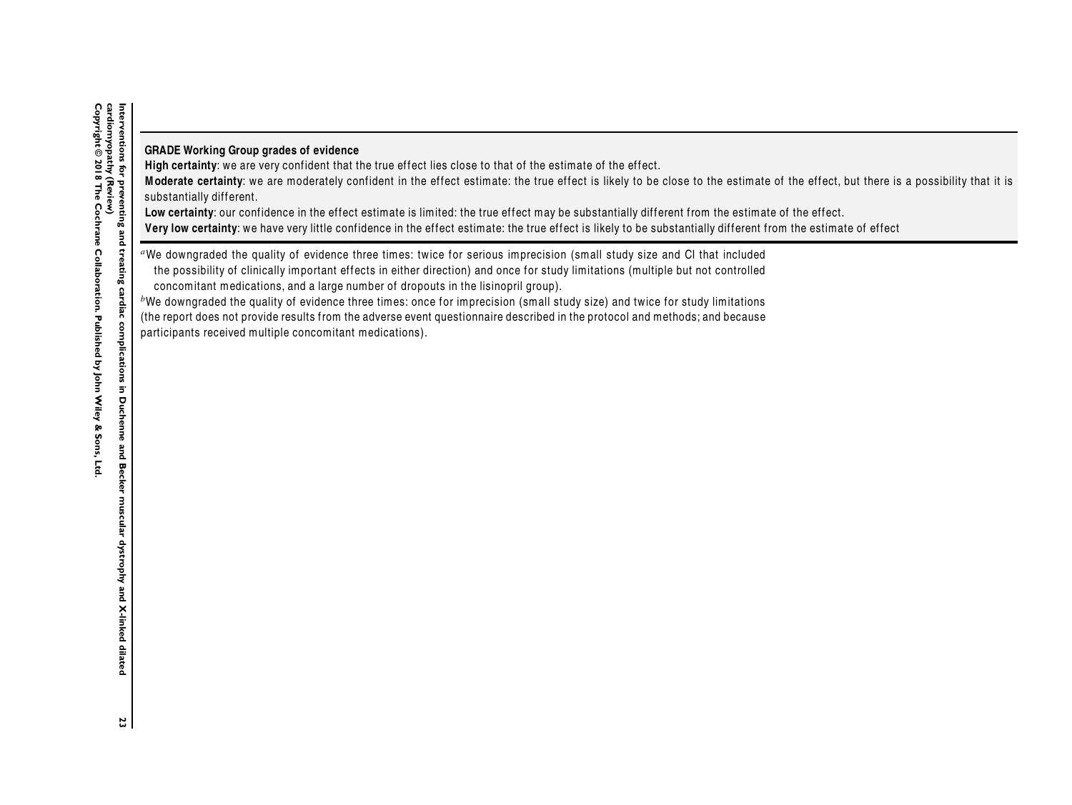**GRADE Working Group grades of evidence**
**High certainty**: we are very confident that the true effect lies close to that of the estimate of the effect.
**Moderate certainty**: we are moderately confident in the effect estimate: the true effect is likely to be close to the estimate of the effect, but there is a possibility that it is substantially different.
**Low certainty**: our confidence in the effect estimate is limited: the true effect may be substantially different from the estimate of the effect.
**Very low certainty**: we have very little confidence in the effect estimate: the true effect is likely to be substantially different from the estimate of effect

[a]We downgraded the quality of evidence three times: twice for serious imprecision (small study size and CI that included the possibility of clinically important effects in either direction) and once for study limitations (multiple but not controlled concomitant medications, and a large number of dropouts in the lisinopril group).
[b]We downgraded the quality of evidence three times: once for imprecision (small study size) and twice for study limitations (the report does not provide results from the adverse event questionnaire described in the protocol and methods; and because participants received multiple concomitant medications).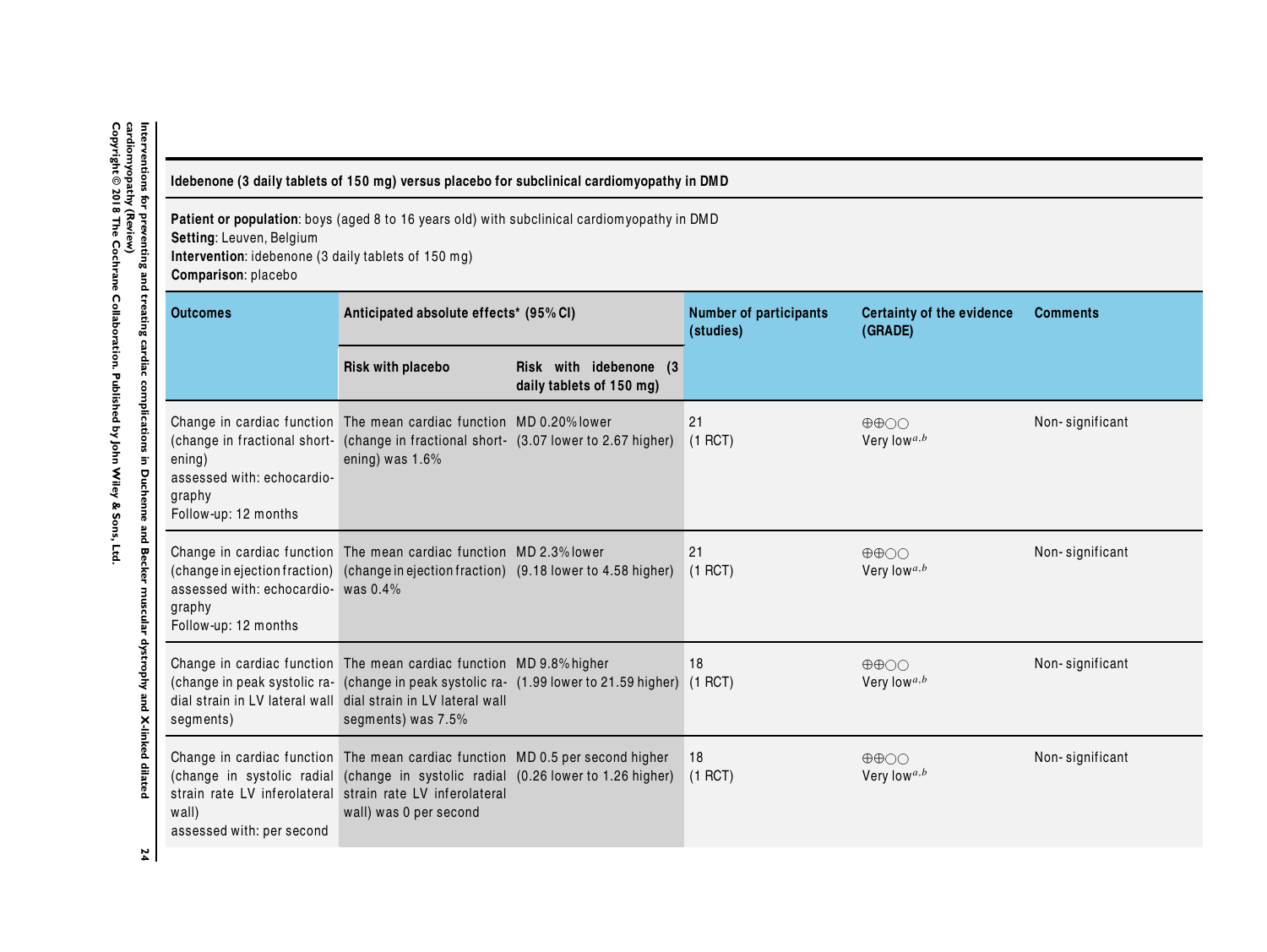**Idebenone (3 daily tablets of 150 mg) versus placebo for subclinical cardiomyopathy in DMD**

**Patient or population**: boys (aged 8 to 16 years old) with subclinical cardiomyopathy in DMD
**Setting**: Leuven, Belgium
**Intervention**: idebenone (3 daily tablets of 150 mg)
**Comparison**: placebo

| Outcomes | Anticipated absolute effects* (95% CI) | | Number of participants (studies) | Certainty of the evidence (GRADE) | Comments |
|---|---|---|---|---|---|
| | Risk with placebo | Risk with idebenone (3 daily tablets of 150 mg) | | | |
| Change in cardiac function (change in fractional shortening) assessed with: echocardiography Follow-up: 12 months | The mean cardiac function (change in fractional shortening) was 1.6% | MD 0.20% lower (3.07 lower to 2.67 higher) | 21 (1 RCT) | ⊕⊕○○ Very low[a,b] | Non-significant |
| Change in cardiac function (change in ejection fraction) assessed with: echocardiography Follow-up: 12 months | The mean cardiac function (change in ejection fraction) was 0.4% | MD 2.3% lower (9.18 lower to 4.58 higher) | 21 (1 RCT) | ⊕⊕○○ Very low[a,b] | Non-significant |
| Change in cardiac function (change in peak systolic radial strain in LV lateral wall segments) | The mean cardiac function (change in peak systolic radial strain in LV lateral wall segments) was 7.5% | MD 9.8% higher (1.99 lower to 21.59 higher) | 18 (1 RCT) | ⊕⊕○○ Very low[a,b] | Non-significant |
| Change in cardiac function (change in systolic radial strain rate LV inferolateral wall) assessed with: per second | The mean cardiac function (change in systolic radial strain rate LV inferolateral wall) was 0 per second | MD 0.5 per second higher (0.26 lower to 1.26 higher) | 18 (1 RCT) | ⊕⊕○○ Very low[a,b] | Non-significant |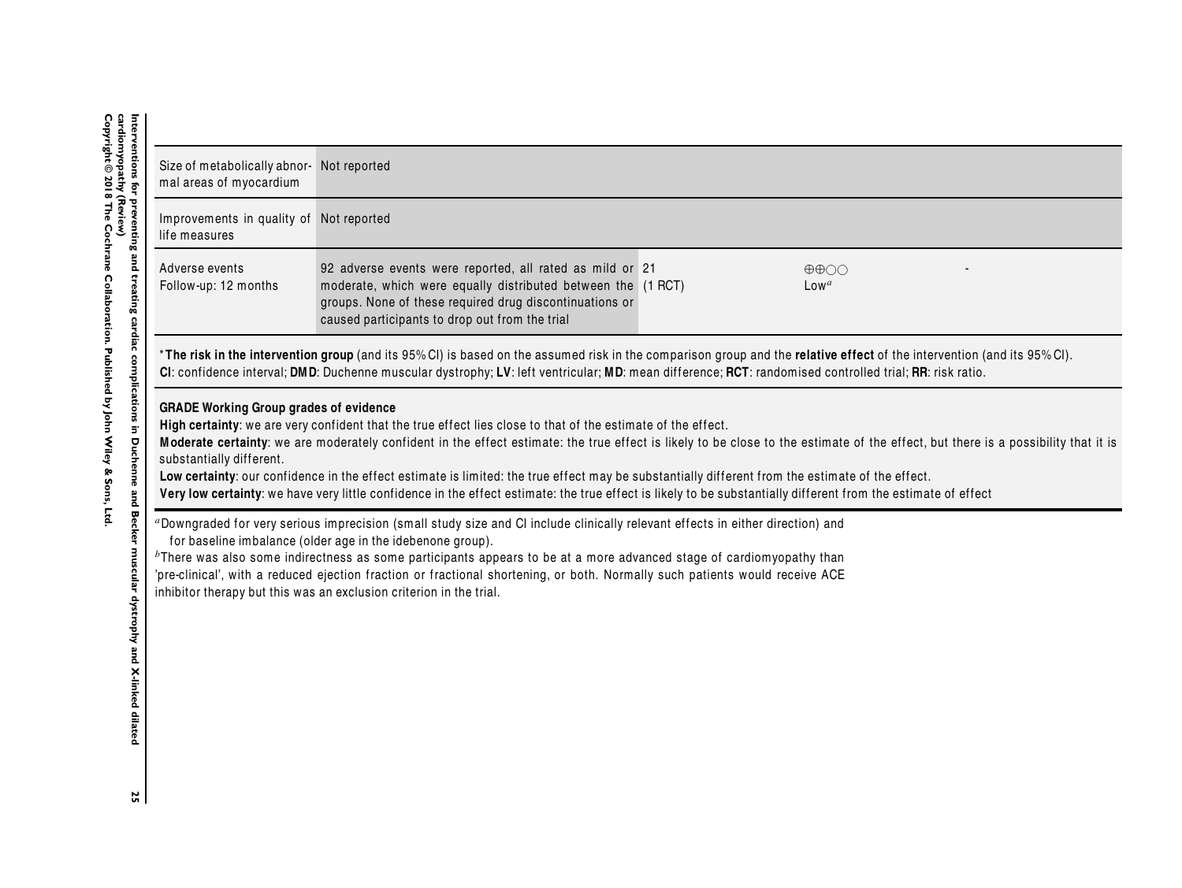| | | | | |
|---|---|---|---|---|
| Size of metabolically abnormal areas of myocardium | Not reported | | | |
| Improvements in quality of life measures | Not reported | | | |
| Adverse events<br>Follow-up: 12 months | 92 adverse events were reported, all rated as mild or moderate, which were equally distributed between the groups. None of these required drug discontinuations or caused participants to drop out from the trial | 21<br>(1 RCT) | ⊕⊕○○<br>Low[a] | - |

*__The risk in the intervention group__ (and its 95% CI) is based on the assumed risk in the comparison group and the **relative effect** of the intervention (and its 95% CI).
**CI**: confidence interval; **DMD**: Duchenne muscular dystrophy; **LV**: left ventricular; **MD**: mean difference; **RCT**: randomised controlled trial; **RR**: risk ratio.

**GRADE Working Group grades of evidence**
**High certainty**: we are very confident that the true effect lies close to that of the estimate of the effect.
**Moderate certainty**: we are moderately confident in the effect estimate: the true effect is likely to be close to the estimate of the effect, but there is a possibility that it is substantially different.
**Low certainty**: our confidence in the effect estimate is limited: the true effect may be substantially different from the estimate of the effect.
**Very low certainty**: we have very little confidence in the effect estimate: the true effect is likely to be substantially different from the estimate of effect

[a]Downgraded for very serious imprecision (small study size and CI include clinically relevant effects in either direction) and for baseline imbalance (older age in the idebenone group).
[b]There was also some indirectness as some participants appears to be at a more advanced stage of cardiomyopathy than 'pre-clinical', with a reduced ejection fraction or fractional shortening, or both. Normally such patients would receive ACE inhibitor therapy but this was an exclusion criterion in the trial.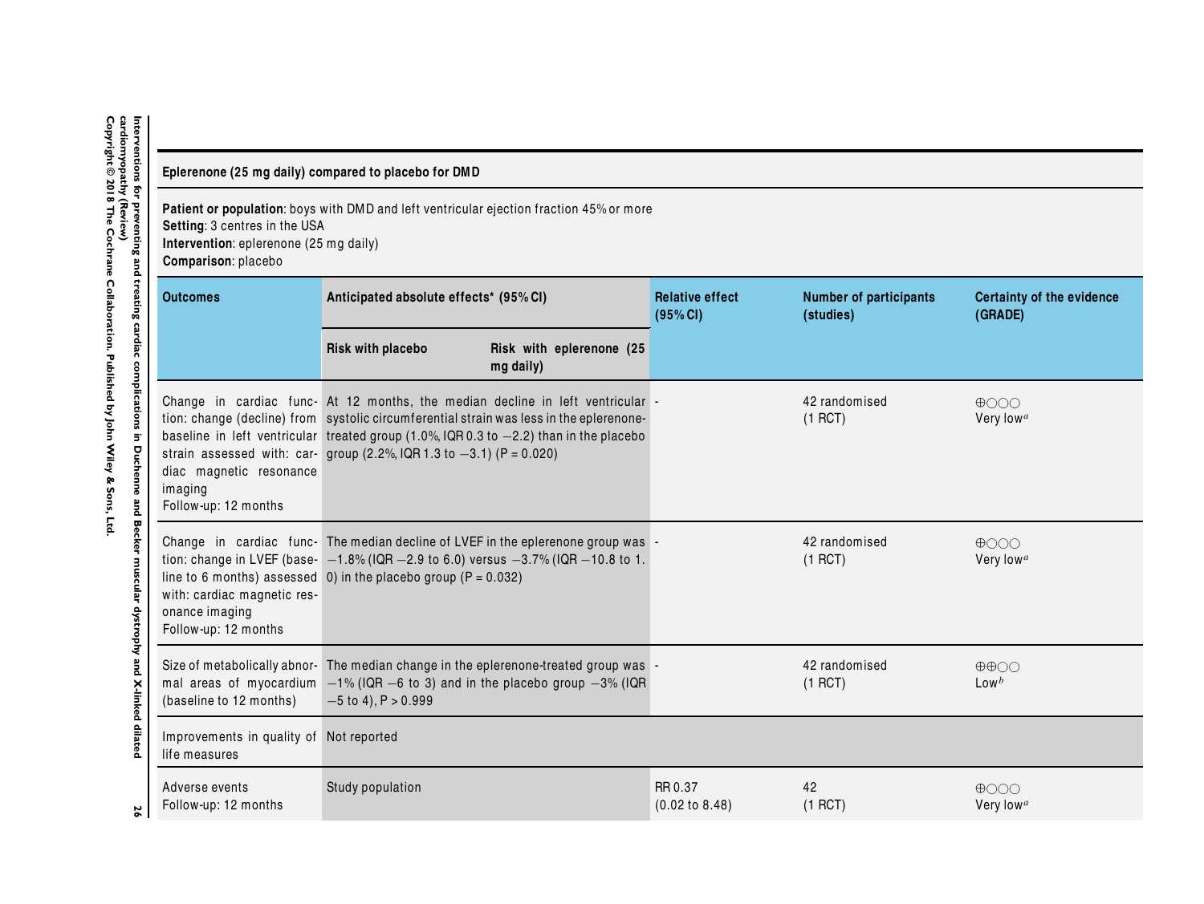| Eplerenone (25 mg daily) compared to placebo for DMD | | | | | |
|---|---|---|---|---|---|
| **Patient or population**: boys with DMD and left ventricular ejection fraction 45% or more<br>**Setting**: 3 centres in the USA<br>**Intervention**: eplerenone (25 mg daily)<br>**Comparison**: placebo | | | | | |
| **Outcomes** | **Anticipated absolute effects* (95% CI)** | | **Relative effect (95% CI)** | **Number of participants (studies)** | **Certainty of the evidence (GRADE)** |
| | **Risk with placebo** | **Risk with eplerenone (25 mg daily)** | | | |
| Change in cardiac function: change (decline) from baseline in left ventricular strain assessed with: cardiac magnetic resonance imaging<br>Follow-up: 12 months | At 12 months, the median decline in left ventricular systolic circumferential strain was less in the eplerenone-treated group (1.0%, IQR 0.3 to −2.2) than in the placebo group (2.2%, IQR 1.3 to −3.1) (P = 0.020) | | - | 42 randomised<br>(1 RCT) | ⊕○○○<br>Very low[a] |
| Change in cardiac function: change in LVEF (baseline to 6 months) assessed with: cardiac magnetic resonance imaging<br>Follow-up: 12 months | The median decline of LVEF in the eplerenone group was −1.8% (IQR −2.9 to 6.0) versus −3.7% (IQR −10.8 to 1.0) in the placebo group (P = 0.032) | | - | 42 randomised<br>(1 RCT) | ⊕○○○<br>Very low[a] |
| Size of metabolically abnormal areas of myocardium (baseline to 12 months) | The median change in the eplerenone-treated group was −1% (IQR −6 to 3) and in the placebo group −3% (IQR −5 to 4), P > 0.999 | | - | 42 randomised<br>(1 RCT) | ⊕⊕○○<br>Low[b] |
| Improvements in quality of life measures | Not reported | | | | |
| Adverse events<br>Follow-up: 12 months | Study population | | RR 0.37<br>(0.02 to 8.48) | 42<br>(1 RCT) | ⊕○○○<br>Very low[a] |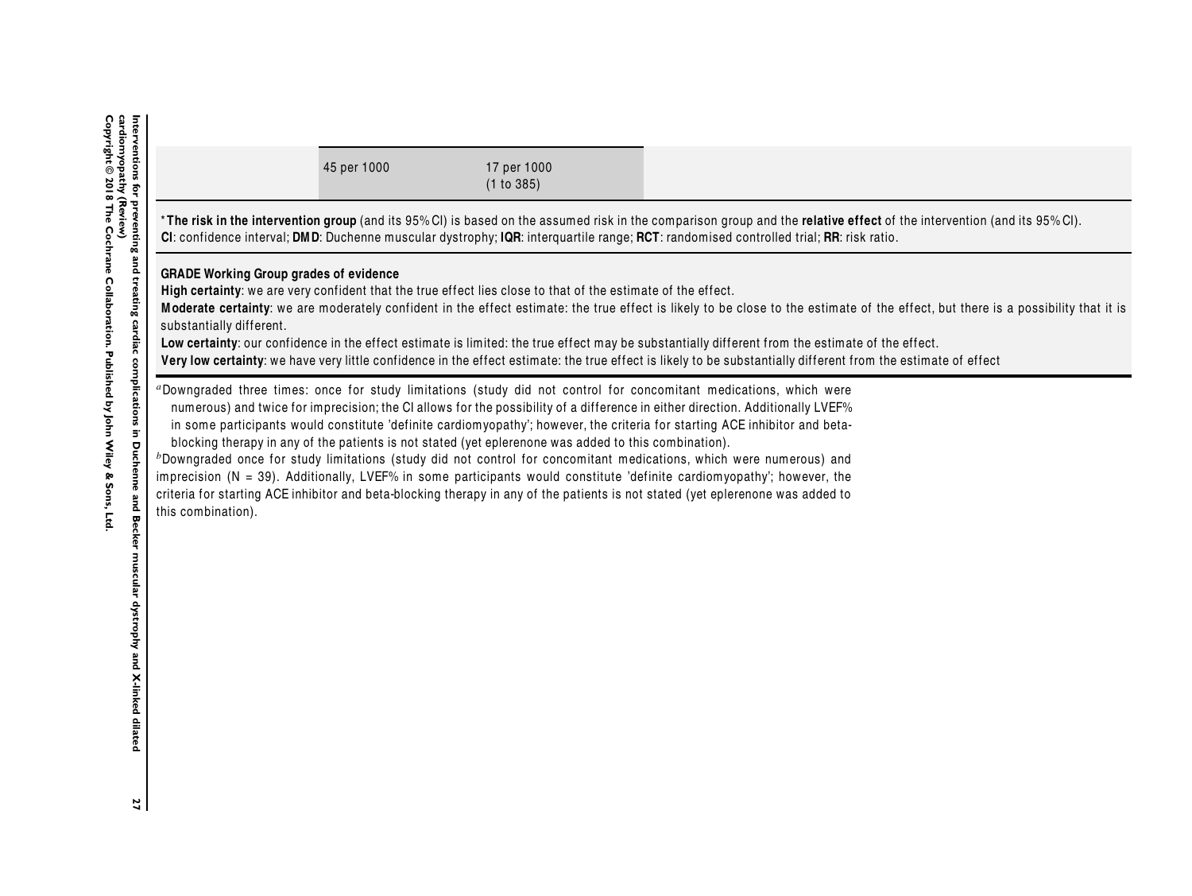| | 45 per 1000 | 17 per 1000 (1 to 385) | |
|---|---|---|---|

*** The risk in the intervention group** (and its 95% CI) is based on the assumed risk in the comparison group and the **relative effect** of the intervention (and its 95% CI).
**CI**: confidence interval; **DMD**: Duchenne muscular dystrophy; **IQR**: interquartile range; **RCT**: randomised controlled trial; **RR**: risk ratio.

**GRADE Working Group grades of evidence**
**High certainty**: we are very confident that the true effect lies close to that of the estimate of the effect.
**Moderate certainty**: we are moderately confident in the effect estimate: the true effect is likely to be close to the estimate of the effect, but there is a possibility that it is substantially different.
**Low certainty**: our confidence in the effect estimate is limited: the true effect may be substantially different from the estimate of the effect.
**Very low certainty**: we have very little confidence in the effect estimate: the true effect is likely to be substantially different from the estimate of effect

[a]Downgraded three times: once for study limitations (study did not control for concomitant medications, which were numerous) and twice for imprecision; the CI allows for the possibility of a difference in either direction. Additionally LVEF% in some participants would constitute 'definite cardiomyopathy'; however, the criteria for starting ACE inhibitor and beta-blocking therapy in any of the patients is not stated (yet eplerenone was added to this combination).

[b]Downgraded once for study limitations (study did not control for concomitant medications, which were numerous) and imprecision (N = 39). Additionally, LVEF% in some participants would constitute 'definite cardiomyopathy'; however, the criteria for starting ACE inhibitor and beta-blocking therapy in any of the patients is not stated (yet eplerenone was added to this combination).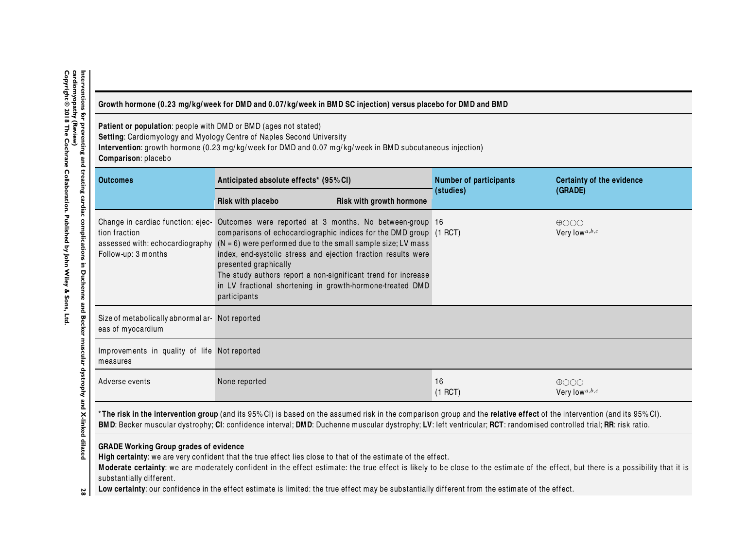**Growth hormone (0.23 mg/kg/week for DMD and 0.07/kg/week in BMD SC injection) versus placebo for DMD and BMD**

**Patient or population**: people with DMD or BMD (ages not stated)
**Setting**: Cardiomyology and Myology Centre of Naples Second University
**Intervention**: growth hormone (0.23 mg/kg/week for DMD and 0.07 mg/kg/week in BMD subcutaneous injection)
**Comparison**: placebo

| Outcomes | Anticipated absolute effects* (95% CI) | | Number of participants (studies) | Certainty of the evidence (GRADE) |
|---|---|---|---|---|
| | Risk with placebo | Risk with growth hormone | | |
| Change in cardiac function: ejection fraction assessed with: echocardiography Follow-up: 3 months | Outcomes were reported at 3 months. No between-group comparisons of echocardiographic indices for the DMD group (N = 6) were performed due to the small sample size; LV mass index, end-systolic stress and ejection fraction results were presented graphically The study authors report a non-significant trend for increase in LV fractional shortening in growth-hormone-treated DMD participants | | 16 (1 RCT) | ⊕○○○ Very low[a,b,c] |
| Size of metabolically abnormal areas of myocardium | Not reported | | | |
| Improvements in quality of life measures | Not reported | | | |
| Adverse events | None reported | | 16 (1 RCT) | ⊕○○○ Very low[a,b,c] |

***The risk in the intervention group** (and its 95% CI) is based on the assumed risk in the comparison group and the **relative effect** of the intervention (and its 95% CI).
**BMD**: Becker muscular dystrophy; **CI**: confidence interval; **DMD**: Duchenne muscular dystrophy; **LV**: left ventricular; **RCT**: randomised controlled trial; **RR**: risk ratio.

**GRADE Working Group grades of evidence**
**High certainty**: we are very confident that the true effect lies close to that of the estimate of the effect.
**Moderate certainty**: we are moderately confident in the effect estimate: the true effect is likely to be close to the estimate of the effect, but there is a possibility that it is substantially different.
**Low certainty**: our confidence in the effect estimate is limited: the true effect may be substantially different from the estimate of the effect.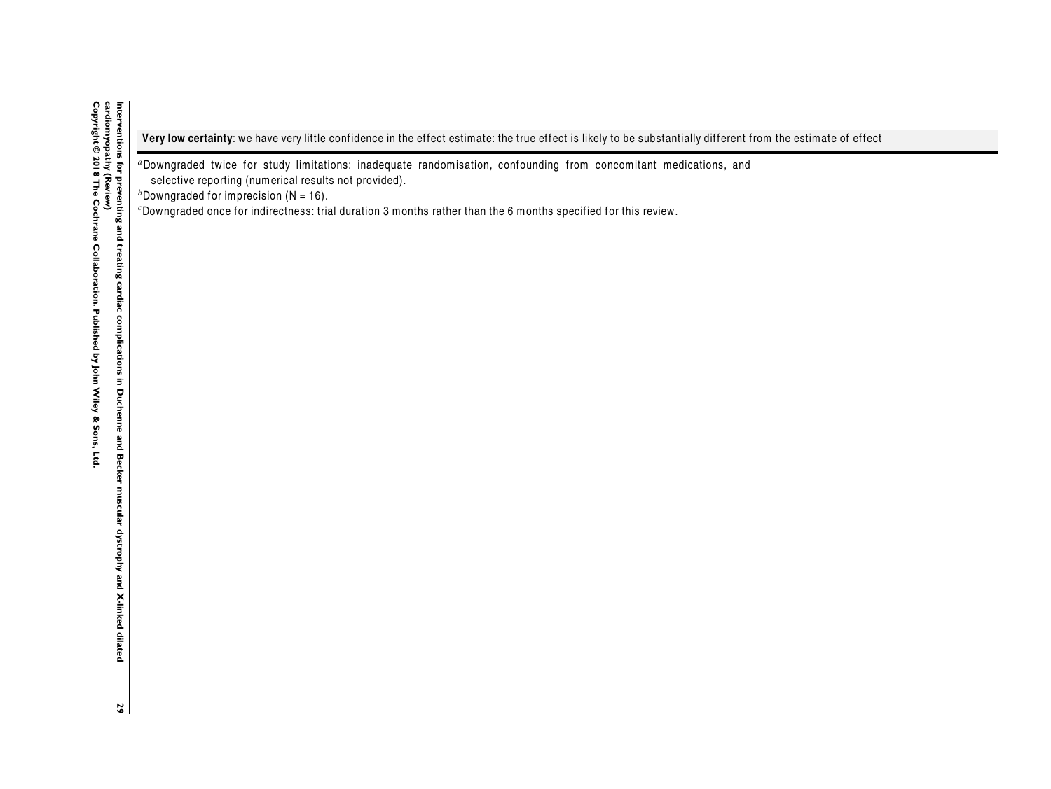**Very low certainty**: we have very little confidence in the effect estimate: the true effect is likely to be substantially different from the estimate of effect

[a]Downgraded twice for study limitations: inadequate randomisation, confounding from concomitant medications, and selective reporting (numerical results not provided).

[b]Downgraded for imprecision (N = 16).

[c]Downgraded once for indirectness: trial duration 3 months rather than the 6 months specified for this review.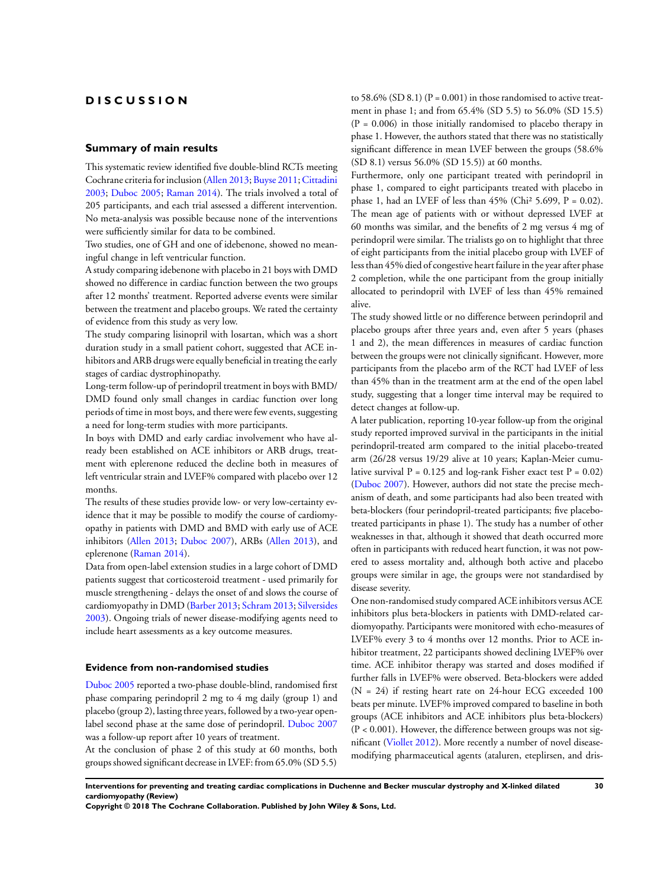# DISCUSSION

## Summary of main results

This systematic review identified five double-blind RCTs meeting Cochrane criteria for inclusion (Allen 2013; Buyse 2011; Cittadini 2003; Duboc 2005; Raman 2014). The trials involved a total of 205 participants, and each trial assessed a different intervention. No meta-analysis was possible because none of the interventions were sufficiently similar for data to be combined.

Two studies, one of GH and one of idebenone, showed no meaningful change in left ventricular function.

A study comparing idebenone with placebo in 21 boys with DMD showed no difference in cardiac function between the two groups after 12 months' treatment. Reported adverse events were similar between the treatment and placebo groups. We rated the certainty of evidence from this study as very low.

The study comparing lisinopril with losartan, which was a short duration study in a small patient cohort, suggested that ACE inhibitors and ARB drugs were equally beneficial in treating the early stages of cardiac dystrophinopathy.

Long-term follow-up of perindopril treatment in boys with BMD/DMD found only small changes in cardiac function over long periods of time in most boys, and there were few events, suggesting a need for long-term studies with more participants.

In boys with DMD and early cardiac involvement who have already been established on ACE inhibitors or ARB drugs, treatment with eplerenone reduced the decline both in measures of left ventricular strain and LVEF% compared with placebo over 12 months.

The results of these studies provide low- or very low-certainty evidence that it may be possible to modify the course of cardiomyopathy in patients with DMD and BMD with early use of ACE inhibitors (Allen 2013; Duboc 2007), ARBs (Allen 2013), and eplerenone (Raman 2014).

Data from open-label extension studies in a large cohort of DMD patients suggest that corticosteroid treatment - used primarily for muscle strengthening - delays the onset of and slows the course of cardiomyopathy in DMD (Barber 2013; Schram 2013; Silversides 2003). Ongoing trials of newer disease-modifying agents need to include heart assessments as a key outcome measures.

## Evidence from non-randomised studies

Duboc 2005 reported a two-phase double-blind, randomised first phase comparing perindopril 2 mg to 4 mg daily (group 1) and placebo (group 2), lasting three years, followed by a two-year open-label second phase at the same dose of perindopril. Duboc 2007 was a follow-up report after 10 years of treatment.

At the conclusion of phase 2 of this study at 60 months, both groups showed significant decrease in LVEF: from 65.0% (SD 5.5) to 58.6% (SD 8.1) ($P = 0.001$) in those randomised to active treatment in phase 1; and from 65.4% (SD 5.5) to 56.0% (SD 15.5) ($P = 0.006$) in those initially randomised to placebo therapy in phase 1. However, the authors stated that there was no statistically significant difference in mean LVEF between the groups (58.6% (SD 8.1) versus 56.0% (SD 15.5)) at 60 months.

Furthermore, only one participant treated with perindopril in phase 1, compared to eight participants treated with placebo in phase 1, had an LVEF of less than 45% ($Chi^2$ 5.699, $P = 0.02$). The mean age of patients with or without depressed LVEF at 60 months was similar, and the benefits of 2 mg versus 4 mg of perindopril were similar. The trialists go on to highlight that three of eight participants from the initial placebo group with LVEF of less than 45% died of congestive heart failure in the year after phase 2 completion, while the one participant from the group initially allocated to perindopril with LVEF of less than 45% remained alive.

The study showed little or no difference between perindopril and placebo groups after three years and, even after 5 years (phases 1 and 2), the mean differences in measures of cardiac function between the groups were not clinically significant. However, more participants from the placebo arm of the RCT had LVEF of less than 45% than in the treatment arm at the end of the open label study, suggesting that a longer time interval may be required to detect changes at follow-up.

A later publication, reporting 10-year follow-up from the original study reported improved survival in the participants in the initial perindopril-treated arm compared to the initial placebo-treated arm (26/28 versus 19/29 alive at 10 years; Kaplan-Meier cumulative survival $P = 0.125$ and log-rank Fisher exact test $P = 0.02$) (Duboc 2007). However, authors did not state the precise mechanism of death, and some participants had also been treated with beta-blockers (four perindopril-treated participants; five placebo-treated participants in phase 1). The study has a number of other weaknesses in that, although it showed that death occurred more often in participants with reduced heart function, it was not powered to assess mortality and, although both active and placebo groups were similar in age, the groups were not standardised by disease severity.

One non-randomised study compared ACE inhibitors versus ACE inhibitors plus beta-blockers in patients with DMD-related cardiomyopathy. Participants were monitored with echo-measures of LVEF% every 3 to 4 months over 12 months. Prior to ACE inhibitor treatment, 22 participants showed declining LVEF% over time. ACE inhibitor therapy was started and doses modified if further falls in LVEF% were observed. Beta-blockers were added ($N = 24$) if resting heart rate on 24-hour ECG exceeded 100 beats per minute. LVEF% improved compared to baseline in both groups (ACE inhibitors and ACE inhibitors plus beta-blockers) ($P < 0.001$). However, the difference between groups was not significant (Viollet 2012). More recently a number of novel disease-modifying pharmaceutical agents (ataluren, eteplirsen, and dris-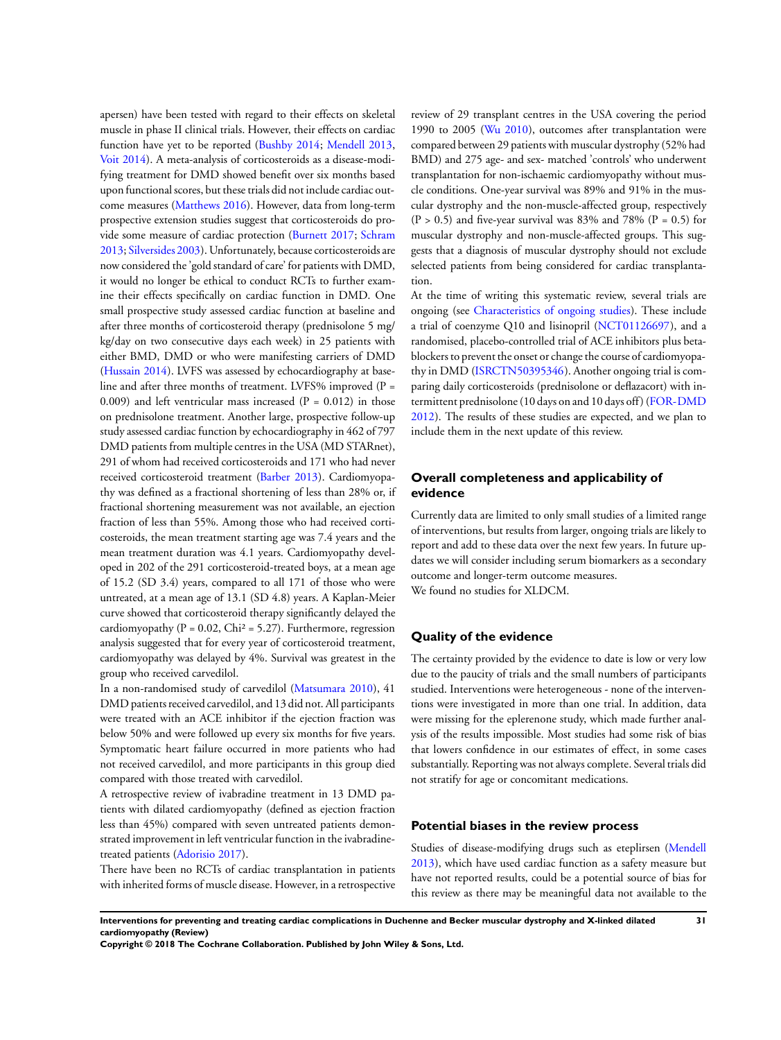apersen) have been tested with regard to their effects on skeletal muscle in phase II clinical trials. However, their effects on cardiac function have yet to be reported (Bushby 2014; Mendell 2013, Voit 2014). A meta-analysis of corticosteroids as a disease-modifying treatment for DMD showed benefit over six months based upon functional scores, but these trials did not include cardiac outcome measures (Matthews 2016). However, data from long-term prospective extension studies suggest that corticosteroids do provide some measure of cardiac protection (Burnett 2017; Schram 2013; Silversides 2003). Unfortunately, because corticosteroids are now considered the 'gold standard of care' for patients with DMD, it would no longer be ethical to conduct RCTs to further examine their effects specifically on cardiac function in DMD. One small prospective study assessed cardiac function at baseline and after three months of corticosteroid therapy (prednisolone 5 mg/kg/day on two consecutive days each week) in 25 patients with either BMD, DMD or who were manifesting carriers of DMD (Hussain 2014). LVFS was assessed by echocardiography at baseline and after three months of treatment. LVFS% improved ($P = 0.009$) and left ventricular mass increased ($P = 0.012$) in those on prednisolone treatment. Another large, prospective follow-up study assessed cardiac function by echocardiography in 462 of 797 DMD patients from multiple centres in the USA (MD STARnet), 291 of whom had received corticosteroids and 171 who had never received corticosteroid treatment (Barber 2013). Cardiomyopathy was defined as a fractional shortening of less than 28% or, if fractional shortening measurement was not available, an ejection fraction of less than 55%. Among those who had received corticosteroids, the mean treatment starting age was 7.4 years and the mean treatment duration was 4.1 years. Cardiomyopathy developed in 202 of the 291 corticosteroid-treated boys, at a mean age of 15.2 (SD 3.4) years, compared to all 171 of those who were untreated, at a mean age of 13.1 (SD 4.8) years. A Kaplan-Meier curve showed that corticosteroid therapy significantly delayed the cardiomyopathy ($P = 0.02$, $Chi^2 = 5.27$). Furthermore, regression analysis suggested that for every year of corticosteroid treatment, cardiomyopathy was delayed by 4%. Survival was greatest in the group who received carvedilol.

In a non-randomised study of carvedilol (Matsumara 2010), 41 DMD patients received carvedilol, and 13 did not. All participants were treated with an ACE inhibitor if the ejection fraction was below 50% and were followed up every six months for five years. Symptomatic heart failure occurred in more patients who had not received carvedilol, and more participants in this group died compared with those treated with carvedilol.

A retrospective review of ivabradine treatment in 13 DMD patients with dilated cardiomyopathy (defined as ejection fraction less than 45%) compared with seven untreated patients demonstrated improvement in left ventricular function in the ivabradine-treated patients (Adorisio 2017).

There have been no RCTs of cardiac transplantation in patients with inherited forms of muscle disease. However, in a retrospective review of 29 transplant centres in the USA covering the period 1990 to 2005 (Wu 2010), outcomes after transplantation were compared between 29 patients with muscular dystrophy (52% had BMD) and 275 age- and sex- matched 'controls' who underwent transplantation for non-ischaemic cardiomyopathy without muscle conditions. One-year survival was 89% and 91% in the muscular dystrophy and the non-muscle-affected group, respectively ($P > 0.5$) and five-year survival was 83% and 78% ($P = 0.5$) for muscular dystrophy and non-muscle-affected groups. This suggests that a diagnosis of muscular dystrophy should not exclude selected patients from being considered for cardiac transplantation.

At the time of writing this systematic review, several trials are ongoing (see Characteristics of ongoing studies). These include a trial of coenzyme Q10 and lisinopril (NCT01126697), and a randomised, placebo-controlled trial of ACE inhibitors plus beta-blockers to prevent the onset or change the course of cardiomyopathy in DMD (ISRCTN50395346). Another ongoing trial is comparing daily corticosteroids (prednisolone or deflazacort) with intermittent prednisolone (10 days on and 10 days off) (FOR-DMD 2012). The results of these studies are expected, and we plan to include them in the next update of this review.

## Overall completeness and applicability of evidence

Currently data are limited to only small studies of a limited range of interventions, but results from larger, ongoing trials are likely to report and add to these data over the next few years. In future updates we will consider including serum biomarkers as a secondary outcome and longer-term outcome measures.

We found no studies for XLDCM.

## Quality of the evidence

The certainty provided by the evidence to date is low or very low due to the paucity of trials and the small numbers of participants studied. Interventions were heterogeneous - none of the interventions were investigated in more than one trial. In addition, data were missing for the eplerenone study, which made further analysis of the results impossible. Most studies had some risk of bias that lowers confidence in our estimates of effect, in some cases substantially. Reporting was not always complete. Several trials did not stratify for age or concomitant medications.

## Potential biases in the review process

Studies of disease-modifying drugs such as eteplirsen (Mendell 2013), which have used cardiac function as a safety measure but have not reported results, could be a potential source of bias for this review as there may be meaningful data not available to the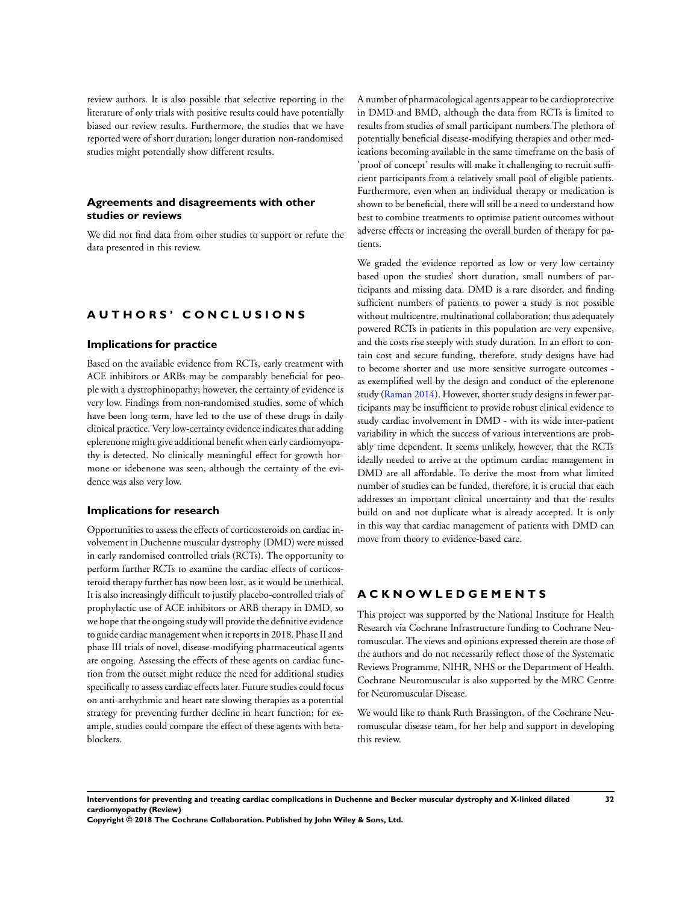review authors. It is also possible that selective reporting in the literature of only trials with positive results could have potentially biased our review results. Furthermore, the studies that we have reported were of short duration; longer duration non-randomised studies might potentially show different results.

## Agreements and disagreements with other studies or reviews

We did not find data from other studies to support or refute the data presented in this review.

# AUTHORS' CONCLUSIONS

## Implications for practice

Based on the available evidence from RCTs, early treatment with ACE inhibitors or ARBs may be comparably beneficial for people with a dystrophinopathy; however, the certainty of evidence is very low. Findings from non-randomised studies, some of which have been long term, have led to the use of these drugs in daily clinical practice. Very low-certainty evidence indicates that adding eplerenone might give additional benefit when early cardiomyopathy is detected. No clinically meaningful effect for growth hormone or idebenone was seen, although the certainty of the evidence was also very low.

## Implications for research

Opportunities to assess the effects of corticosteroids on cardiac involvement in Duchenne muscular dystrophy (DMD) were missed in early randomised controlled trials (RCTs). The opportunity to perform further RCTs to examine the cardiac effects of corticosteroid therapy further has now been lost, as it would be unethical. It is also increasingly difficult to justify placebo-controlled trials of prophylactic use of ACE inhibitors or ARB therapy in DMD, so we hope that the ongoing study will provide the definitive evidence to guide cardiac management when it reports in 2018. Phase II and phase III trials of novel, disease-modifying pharmaceutical agents are ongoing. Assessing the effects of these agents on cardiac function from the outset might reduce the need for additional studies specifically to assess cardiac effects later. Future studies could focus on anti-arrhythmic and heart rate slowing therapies as a potential strategy for preventing further decline in heart function; for example, studies could compare the effect of these agents with beta-blockers.

A number of pharmacological agents appear to be cardioprotective in DMD and BMD, although the data from RCTs is limited to results from studies of small participant numbers.The plethora of potentially beneficial disease-modifying therapies and other medications becoming available in the same timeframe on the basis of 'proof of concept' results will make it challenging to recruit sufficient participants from a relatively small pool of eligible patients. Furthermore, even when an individual therapy or medication is shown to be beneficial, there will still be a need to understand how best to combine treatments to optimise patient outcomes without adverse effects or increasing the overall burden of therapy for patients.

We graded the evidence reported as low or very low certainty based upon the studies' short duration, small numbers of participants and missing data. DMD is a rare disorder, and finding sufficient numbers of patients to power a study is not possible without multicentre, multinational collaboration; thus adequately powered RCTs in patients in this population are very expensive, and the costs rise steeply with study duration. In an effort to contain cost and secure funding, therefore, study designs have had to become shorter and use more sensitive surrogate outcomes - as exemplified well by the design and conduct of the eplerenone study (Raman 2014). However, shorter study designs in fewer participants may be insufficient to provide robust clinical evidence to study cardiac involvement in DMD - with its wide inter-patient variability in which the success of various interventions are probably time dependent. It seems unlikely, however, that the RCTs ideally needed to arrive at the optimum cardiac management in DMD are all affordable. To derive the most from what limited number of studies can be funded, therefore, it is crucial that each addresses an important clinical uncertainty and that the results build on and not duplicate what is already accepted. It is only in this way that cardiac management of patients with DMD can move from theory to evidence-based care.

# ACKNOWLEDGEMENTS

This project was supported by the National Institute for Health Research via Cochrane Infrastructure funding to Cochrane Neuromuscular. The views and opinions expressed therein are those of the authors and do not necessarily reflect those of the Systematic Reviews Programme, NIHR, NHS or the Department of Health. Cochrane Neuromuscular is also supported by the MRC Centre for Neuromuscular Disease.

We would like to thank Ruth Brassington, of the Cochrane Neuromuscular disease team, for her help and support in developing this review.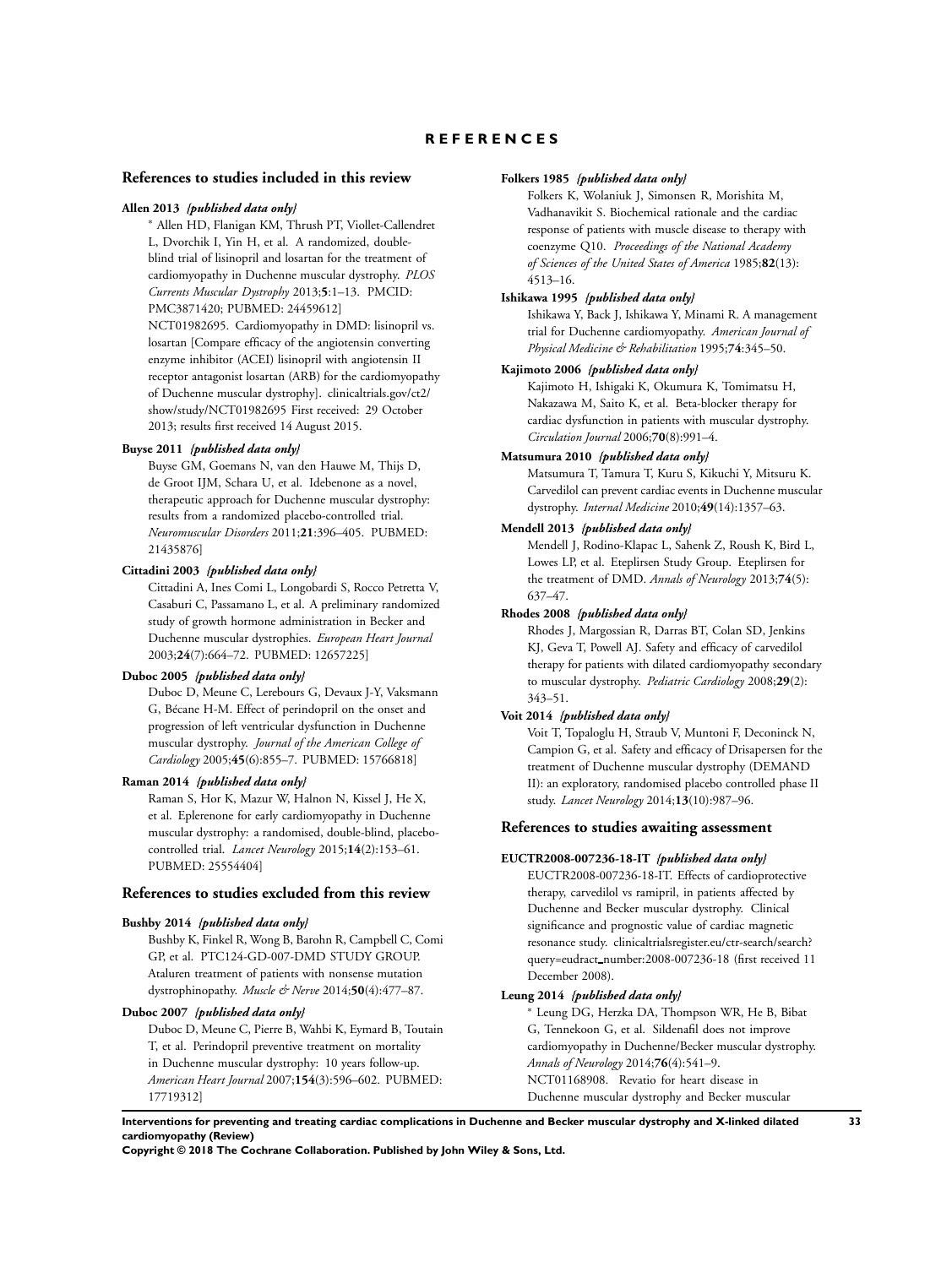# REFERENCES

## References to studies included in this review

**Allen 2013** *{published data only}*

* Allen HD, Flanigan KM, Thrush PT, Viollet-Callendret L, Dvorchik I, Yin H, et al. A randomized, double-blind trial of lisinopril and losartan for the treatment of cardiomyopathy in Duchenne muscular dystrophy. *PLOS Currents Muscular Dystrophy* 2013;**5**:1–13. PMCID: PMC3871420; PUBMED: 24459612]

NCT01982695. Cardiomyopathy in DMD: lisinopril vs. losartan [Compare efficacy of the angiotensin converting enzyme inhibitor (ACEI) lisinopril with angiotensin II receptor antagonist losartan (ARB) for the cardiomyopathy of Duchenne muscular dystrophy]. clinicaltrials.gov/ct2/show/study/NCT01982695 First received: 29 October 2013; results first received 14 August 2015.

**Buyse 2011** *{published data only}*

Buyse GM, Goemans N, van den Hauwe M, Thijs D, de Groot IJM, Schara U, et al. Idebenone as a novel, therapeutic approach for Duchenne muscular dystrophy: results from a randomized placebo-controlled trial. *Neuromuscular Disorders* 2011;**21**:396–405. PUBMED: 21435876]

**Cittadini 2003** *{published data only}*

Cittadini A, Ines Comi L, Longobardi S, Rocco Petretta V, Casaburi C, Passamano L, et al. A preliminary randomized study of growth hormone administration in Becker and Duchenne muscular dystrophies. *European Heart Journal* 2003;**24**(7):664–72. PUBMED: 12657225]

**Duboc 2005** *{published data only}*

Duboc D, Meune C, Lerebours G, Devaux J-Y, Vaksmann G, Bécane H-M. Effect of perindopril on the onset and progression of left ventricular dysfunction in Duchenne muscular dystrophy. *Journal of the American College of Cardiology* 2005;**45**(6):855–7. PUBMED: 15766818]

**Raman 2014** *{published data only}*

Raman S, Hor K, Mazur W, Halnon N, Kissel J, He X, et al. Eplerenone for early cardiomyopathy in Duchenne muscular dystrophy: a randomised, double-blind, placebo-controlled trial. *Lancet Neurology* 2015;**14**(2):153–61. PUBMED: 25554404]

## References to studies excluded from this review

**Bushby 2014** *{published data only}*

Bushby K, Finkel R, Wong B, Barohn R, Campbell C, Comi GP, et al. PTC124-GD-007-DMD STUDY GROUP. Ataluren treatment of patients with nonsense mutation dystrophinopathy. *Muscle & Nerve* 2014;**50**(4):477–87.

**Duboc 2007** *{published data only}*

Duboc D, Meune C, Pierre B, Wahbi K, Eymard B, Toutain T, et al. Perindopril preventive treatment on mortality in Duchenne muscular dystrophy: 10 years follow-up. *American Heart Journal* 2007;**154**(3):596–602. PUBMED: 17719312]

**Folkers 1985** *{published data only}*

Folkers K, Wolaniuk J, Simonsen R, Morishita M, Vadhanavikit S. Biochemical rationale and the cardiac response of patients with muscle disease to therapy with coenzyme Q10. *Proceedings of the National Academy of Sciences of the United States of America* 1985;**82**(13):4513–16.

**Ishikawa 1995** *{published data only}*

Ishikawa Y, Back J, Ishikawa Y, Minami R. A management trial for Duchenne cardiomyopathy. *American Journal of Physical Medicine & Rehabilitation* 1995;**74**:345–50.

**Kajimoto 2006** *{published data only}*

Kajimoto H, Ishigaki K, Okumura K, Tomimatsu H, Nakazawa M, Saito K, et al. Beta-blocker therapy for cardiac dysfunction in patients with muscular dystrophy. *Circulation Journal* 2006;**70**(8):991–4.

**Matsumura 2010** *{published data only}*

Matsumura T, Tamura T, Kuru S, Kikuchi Y, Mitsuru K. Carvedilol can prevent cardiac events in Duchenne muscular dystrophy. *Internal Medicine* 2010;**49**(14):1357–63.

**Mendell 2013** *{published data only}*

Mendell J, Rodino-Klapac L, Sahenk Z, Roush K, Bird L, Lowes LP, et al. Eteplirsen Study Group. Eteplirsen for the treatment of DMD. *Annals of Neurology* 2013;**74**(5):637–47.

**Rhodes 2008** *{published data only}*

Rhodes J, Margossian R, Darras BT, Colan SD, Jenkins KJ, Geva T, Powell AJ. Safety and efficacy of carvedilol therapy for patients with dilated cardiomyopathy secondary to muscular dystrophy. *Pediatric Cardiology* 2008;**29**(2):343–51.

**Voit 2014** *{published data only}*

Voit T, Topaloglu H, Straub V, Muntoni F, Deconinck N, Campion G, et al. Safety and efficacy of Drisapersen for the treatment of Duchenne muscular dystrophy (DEMAND II): an exploratory, randomised placebo controlled phase II study. *Lancet Neurology* 2014;**13**(10):987–96.

## References to studies awaiting assessment

**EUCTR2008-007236-18-IT** *{published data only}*

EUCTR2008-007236-18-IT. Effects of cardioprotective therapy, carvedilol vs ramipril, in patients affected by Duchenne and Becker muscular dystrophy. Clinical significance and prognostic value of cardiac magnetic resonance study. clinicaltrialsregister.eu/ctr-search/search?query=eudract_number:2008-007236-18 (first received 11 December 2008).

**Leung 2014** *{published data only}*

* Leung DG, Herzka DA, Thompson WR, He B, Bibat G, Tennekoon G, et al. Sildenafil does not improve cardiomyopathy in Duchenne/Becker muscular dystrophy. *Annals of Neurology* 2014;**76**(4):541–9.

NCT01168908. Revatio for heart disease in Duchenne muscular dystrophy and Becker muscular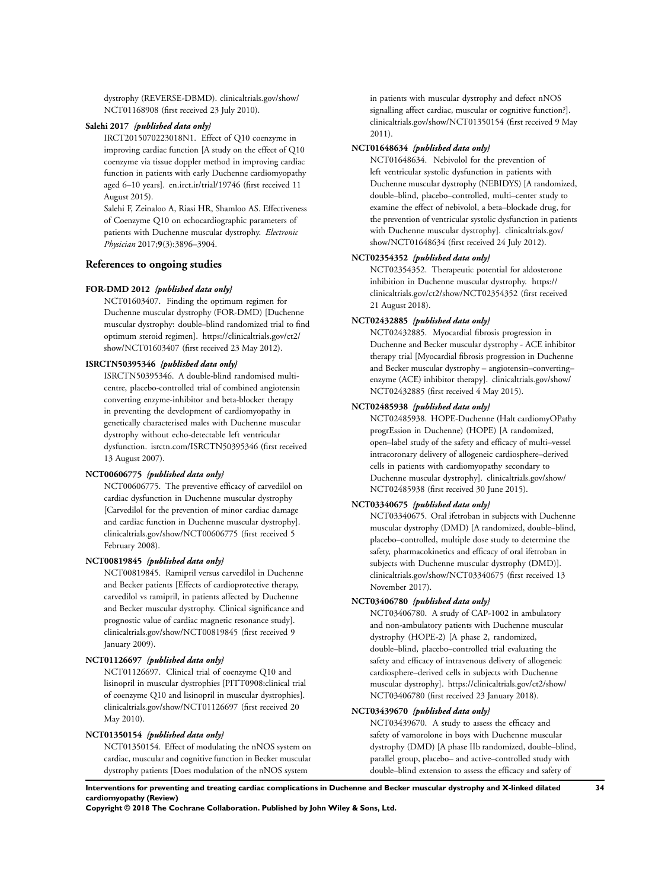dystrophy (REVERSE-DBMD). clinicaltrials.gov/show/NCT01168908 (first received 23 July 2010).

**Salehi 2017** *{published data only}*

IRCT2015070223018N1. Effect of Q10 coenzyme in improving cardiac function [A study on the effect of Q10 coenzyme via tissue doppler method in improving cardiac function in patients with early Duchenne cardiomyopathy aged 6–10 years]. en.irct.ir/trial/19746 (first received 11 August 2015).

Salehi F, Zeinaloo A, Riasi HR, Shamloo AS. Effectiveness of Coenzyme Q10 on echocardiographic parameters of patients with Duchenne muscular dystrophy. *Electronic Physician* 2017;**9**(3):3896–3904.

## References to ongoing studies

**FOR-DMD 2012** *{published data only}*

NCT01603407. Finding the optimum regimen for Duchenne muscular dystrophy (FOR-DMD) [Duchenne muscular dystrophy: double–blind randomized trial to find optimum steroid regimen]. https://clinicaltrials.gov/ct2/show/NCT01603407 (first received 23 May 2012).

**ISRCTN50395346** *{published data only}*

ISRCTN50395346. A double-blind randomised multi-centre, placebo-controlled trial of combined angiotensin converting enzyme-inhibitor and beta-blocker therapy in preventing the development of cardiomyopathy in genetically characterised males with Duchenne muscular dystrophy without echo-detectable left ventricular dysfunction. isrctn.com/ISRCTN50395346 (first received 13 August 2007).

**NCT00606775** *{published data only}*

NCT00606775. The preventive efficacy of carvedilol on cardiac dysfunction in Duchenne muscular dystrophy [Carvedilol for the prevention of minor cardiac damage and cardiac function in Duchenne muscular dystrophy]. clinicaltrials.gov/show/NCT00606775 (first received 5 February 2008).

**NCT00819845** *{published data only}*

NCT00819845. Ramipril versus carvedilol in Duchenne and Becker patients [Effects of cardioprotective therapy, carvedilol vs ramipril, in patients affected by Duchenne and Becker muscular dystrophy. Clinical significance and prognostic value of cardiac magnetic resonance study]. clinicaltrials.gov/show/NCT00819845 (first received 9 January 2009).

**NCT01126697** *{published data only}*

NCT01126697. Clinical trial of coenzyme Q10 and lisinopril in muscular dystrophies [PITT0908:clinical trial of coenzyme Q10 and lisinopril in muscular dystrophies]. clinicaltrials.gov/show/NCT01126697 (first received 20 May 2010).

**NCT01350154** *{published data only}*

NCT01350154. Effect of modulating the nNOS system on cardiac, muscular and cognitive function in Becker muscular dystrophy patients [Does modulation of the nNOS system in patients with muscular dystrophy and defect nNOS signalling affect cardiac, muscular or cognitive function?]. clinicaltrials.gov/show/NCT01350154 (first received 9 May 2011).

**NCT01648634** *{published data only}*

NCT01648634. Nebivolol for the prevention of left ventricular systolic dysfunction in patients with Duchenne muscular dystrophy (NEBIDYS) [A randomized, double–blind, placebo–controlled, multi–center study to examine the effect of nebivolol, a beta–blockade drug, for the prevention of ventricular systolic dysfunction in patients with Duchenne muscular dystrophy]. clinicaltrials.gov/show/NCT01648634 (first received 24 July 2012).

**NCT02354352** *{published data only}*

NCT02354352. Therapeutic potential for aldosterone inhibition in Duchenne muscular dystrophy. https://clinicaltrials.gov/ct2/show/NCT02354352 (first received 21 August 2018).

**NCT02432885** *{published data only}*

NCT02432885. Myocardial fibrosis progression in Duchenne and Becker muscular dystrophy - ACE inhibitor therapy trial [Myocardial fibrosis progression in Duchenne and Becker muscular dystrophy – angiotensin–converting–enzyme (ACE) inhibitor therapy]. clinicaltrials.gov/show/NCT02432885 (first received 4 May 2015).

**NCT02485938** *{published data only}*

NCT02485938. HOPE-Duchenne (Halt cardiomyOPathy progrEssion in Duchenne) (HOPE) [A randomized, open–label study of the safety and efficacy of multi–vessel intracoronary delivery of allogeneic cardiosphere–derived cells in patients with cardiomyopathy secondary to Duchenne muscular dystrophy]. clinicaltrials.gov/show/NCT02485938 (first received 30 June 2015).

**NCT03340675** *{published data only}*

NCT03340675. Oral ifetroban in subjects with Duchenne muscular dystrophy (DMD) [A randomized, double–blind, placebo–controlled, multiple dose study to determine the safety, pharmacokinetics and efficacy of oral ifetroban in subjects with Duchenne muscular dystrophy (DMD)]. clinicaltrials.gov/show/NCT03340675 (first received 13 November 2017).

**NCT03406780** *{published data only}*

NCT03406780. A study of CAP-1002 in ambulatory and non-ambulatory patients with Duchenne muscular dystrophy (HOPE-2) [A phase 2, randomized, double–blind, placebo–controlled trial evaluating the safety and efficacy of intravenous delivery of allogeneic cardiosphere–derived cells in subjects with Duchenne muscular dystrophy]. https://clinicaltrials.gov/ct2/show/NCT03406780 (first received 23 January 2018).

**NCT03439670** *{published data only}*

NCT03439670. A study to assess the efficacy and safety of vamorolone in boys with Duchenne muscular dystrophy (DMD) [A phase IIb randomized, double–blind, parallel group, placebo– and active–controlled study with double–blind extension to assess the efficacy and safety of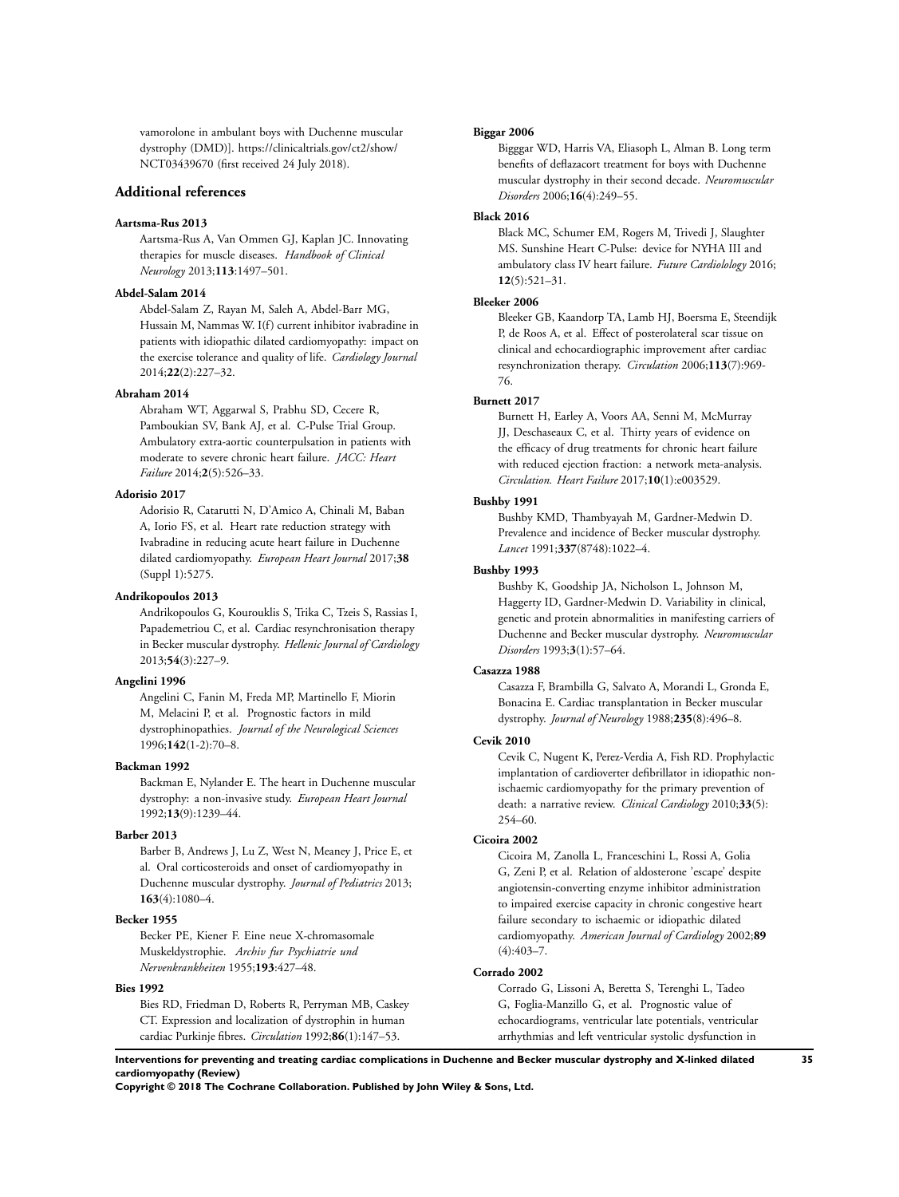vamorolone in ambulant boys with Duchenne muscular dystrophy (DMD)]. https://clinicaltrials.gov/ct2/show/NCT03439670 (first received 24 July 2018).

## Additional references

**Aartsma-Rus 2013**

Aartsma-Rus A, Van Ommen GJ, Kaplan JC. Innovating therapies for muscle diseases. *Handbook of Clinical Neurology* 2013;**113**:1497–501.

**Abdel-Salam 2014**

Abdel-Salam Z, Rayan M, Saleh A, Abdel-Barr MG, Hussain M, Nammas W. I(f) current inhibitor ivabradine in patients with idiopathic dilated cardiomyopathy: impact on the exercise tolerance and quality of life. *Cardiology Journal* 2014;**22**(2):227–32.

**Abraham 2014**

Abraham WT, Aggarwal S, Prabhu SD, Cecere R, Pamboukian SV, Bank AJ, et al. C-Pulse Trial Group. Ambulatory extra-aortic counterpulsation in patients with moderate to severe chronic heart failure. *JACC: Heart Failure* 2014;**2**(5):526–33.

**Adorisio 2017**

Adorisio R, Catarutti N, D'Amico A, Chinali M, Baban A, Iorio FS, et al. Heart rate reduction strategy with Ivabradine in reducing acute heart failure in Duchenne dilated cardiomyopathy. *European Heart Journal* 2017;**38** (Suppl 1):5275.

**Andrikopoulos 2013**

Andrikopoulos G, Kourouklis S, Trika C, Tzeis S, Rassias I, Papademetriou C, et al. Cardiac resynchronisation therapy in Becker muscular dystrophy. *Hellenic Journal of Cardiology* 2013;**54**(3):227–9.

**Angelini 1996**

Angelini C, Fanin M, Freda MP, Martinello F, Miorin M, Melacini P, et al. Prognostic factors in mild dystrophinopathies. *Journal of the Neurological Sciences* 1996;**142**(1-2):70–8.

**Backman 1992**

Backman E, Nylander E. The heart in Duchenne muscular dystrophy: a non-invasive study. *European Heart Journal* 1992;**13**(9):1239–44.

**Barber 2013**

Barber B, Andrews J, Lu Z, West N, Meaney J, Price E, et al. Oral corticosteroids and onset of cardiomyopathy in Duchenne muscular dystrophy. *Journal of Pediatrics* 2013;**163**(4):1080–4.

**Becker 1955**

Becker PE, Kiener F. Eine neue X-chromasomale Muskeldystrophie. *Archiv fur Psychiatrie und Nervenkrankheiten* 1955;**193**:427–48.

**Bies 1992**

Bies RD, Friedman D, Roberts R, Perryman MB, Caskey CT. Expression and localization of dystrophin in human cardiac Purkinje fibres. *Circulation* 1992;**86**(1):147–53.

**Biggar 2006**

Bigggar WD, Harris VA, Eliasoph L, Alman B. Long term benefits of deflazacort treatment for boys with Duchenne muscular dystrophy in their second decade. *Neuromuscular Disorders* 2006;**16**(4):249–55.

**Black 2016**

Black MC, Schumer EM, Rogers M, Trivedi J, Slaughter MS. Sunshine Heart C-Pulse: device for NYHA III and ambulatory class IV heart failure. *Future Cardiolology* 2016;**12**(5):521–31.

**Bleeker 2006**

Bleeker GB, Kaandorp TA, Lamb HJ, Boersma E, Steendijk P, de Roos A, et al. Effect of posterolateral scar tissue on clinical and echocardiographic improvement after cardiac resynchronization therapy. *Circulation* 2006;**113**(7):969-76.

**Burnett 2017**

Burnett H, Earley A, Voors AA, Senni M, McMurray JJ, Deschaseaux C, et al. Thirty years of evidence on the efficacy of drug treatments for chronic heart failure with reduced ejection fraction: a network meta-analysis. *Circulation. Heart Failure* 2017;**10**(1):e003529.

**Bushby 1991**

Bushby KMD, Thambyayah M, Gardner-Medwin D. Prevalence and incidence of Becker muscular dystrophy. *Lancet* 1991;**337**(8748):1022–4.

**Bushby 1993**

Bushby K, Goodship JA, Nicholson L, Johnson M, Haggerty ID, Gardner-Medwin D. Variability in clinical, genetic and protein abnormalities in manifesting carriers of Duchenne and Becker muscular dystrophy. *Neuromuscular Disorders* 1993;**3**(1):57–64.

**Casazza 1988**

Casazza F, Brambilla G, Salvato A, Morandi L, Gronda E, Bonacina E. Cardiac transplantation in Becker muscular dystrophy. *Journal of Neurology* 1988;**235**(8):496–8.

**Cevik 2010**

Cevik C, Nugent K, Perez-Verdia A, Fish RD. Prophylactic implantation of cardioverter defibrillator in idiopathic non-ischaemic cardiomyopathy for the primary prevention of death: a narrative review. *Clinical Cardiology* 2010;**33**(5):254–60.

**Cicoira 2002**

Cicoira M, Zanolla L, Franceschini L, Rossi A, Golia G, Zeni P, et al. Relation of aldosterone 'escape' despite angiotensin-converting enzyme inhibitor administration to impaired exercise capacity in chronic congestive heart failure secondary to ischaemic or idiopathic dilated cardiomyopathy. *American Journal of Cardiology* 2002;**89**(4):403–7.

**Corrado 2002**

Corrado G, Lissoni A, Beretta S, Terenghi L, Tadeo G, Foglia-Manzillo G, et al. Prognostic value of echocardiograms, ventricular late potentials, ventricular arrhythmias and left ventricular systolic dysfunction in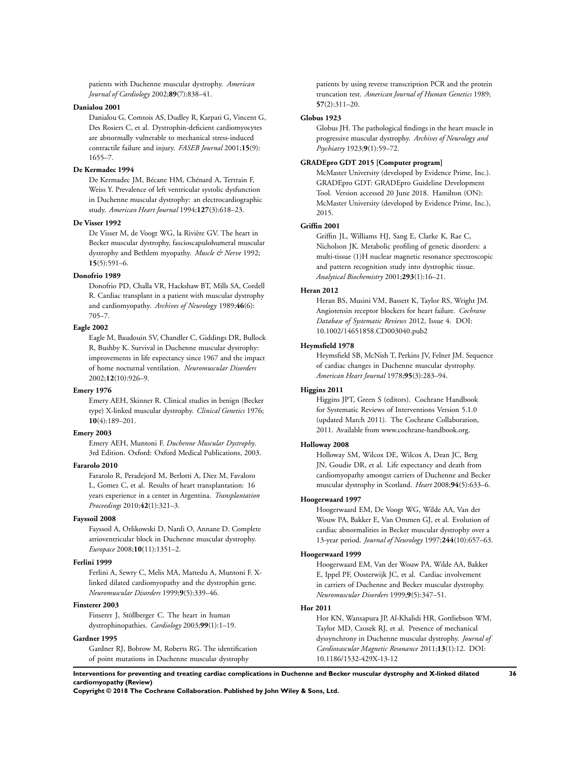patients with Duchenne muscular dystrophy. *American Journal of Cardiology* 2002;**89**(7):838–41.

**Danialou 2001**

Danialou G, Comtois AS, Dudley R, Karpati G, Vincent G, Des Rosiers C, et al. Dystrophin-deficient cardiomyocytes are abnormally vulnerable to mechanical stress-induced contractile failure and injury. *FASEB Journal* 2001;**15**(9):1655–7.

**De Kermadec 1994**

De Kermadec JM, Bécane HM, Chénard A, Tertrain F, Weiss Y. Prevalence of left ventricular systolic dysfunction in Duchenne muscular dystrophy: an electrocardiographic study. *American Heart Journal* 1994;**127**(3):618–23.

**De Visser 1992**

De Visser M, de Voogt WG, la Rivière GV. The heart in Becker muscular dystrophy, fascioscapulohumeral muscular dystrophy and Bethlem myopathy. *Muscle & Nerve* 1992;**15**(5):591–6.

**Donofrio 1989**

Donofrio PD, Challa VR, Hackshaw BT, Mills SA, Cordell R. Cardiac transplant in a patient with muscular dystrophy and cardiomyopathy. *Archives of Neurology* 1989;**46**(6):705–7.

**Eagle 2002**

Eagle M, Baudouin SV, Chandler C, Giddings DR, Bullock R, Bushby K. Survival in Duchenne muscular dystrophy: improvements in life expectancy since 1967 and the impact of home nocturnal ventilation. *Neuromuscular Disorders* 2002;**12**(10):926–9.

**Emery 1976**

Emery AEH, Skinner R. Clinical studies in benign (Becker type) X-linked muscular dystrophy. *Clinical Genetics* 1976;**10**(4):189–201.

**Emery 2003**

Emery AEH, Muntoni F. *Duchenne Muscular Dystrophy*. 3rd Edition. Oxford: Oxford Medical Publications, 2003.

**Fararolo 2010**

Fararolo R, Peradejord M, Berlotti A, Diez M, Favaloro L, Gomez C, et al. Results of heart transplantation: 16 years experience in a center in Argentina. *Transplantation Proceedings* 2010;**42**(1):321–3.

**Fayssoil 2008**

Fayssoil A, Orlikowski D, Nardi O, Annane D. Complete atrioventricular block in Duchenne muscular dystrophy. *Europace* 2008;**10**(11):1351–2.

**Ferlini 1999**

Ferlini A, Sewry C, Melis MA, Mattedu A, Muntoni F. X-linked dilated cardiomyopathy and the dystrophin gene. *Neuromuscular Disorders* 1999;**9**(5):339–46.

**Finsterer 2003**

Finserer J, Stöllberger C. The heart in human dystrophinopathies. *Cardiology* 2003;**99**(1):1–19.

**Gardner 1995**

Gardner RJ, Bobrow M, Roberts RG. The identification of point mutations in Duchenne muscular dystrophy patients by using reverse transcription PCR and the protein truncation test. *American Journal of Human Genetics* 1989;**57**(2):311–20.

**Globus 1923**

Globus JH. The pathological findings in the heart muscle in progressive muscular dystrophy. *Archives of Neurology and Psychiatry* 1923;**9**(1):59–72.

**GRADEpro GDT 2015 [Computer program]**

McMaster University (developed by Evidence Prime, Inc.). GRADEpro GDT: GRADEpro Guideline Development Tool. Version accessed 20 June 2018. Hamilton (ON): McMaster University (developed by Evidence Prime, Inc.), 2015.

**Griffin 2001**

Griffin JL, Williams HJ, Sang E, Clarke K, Rae C, Nicholson JK. Metabolic profiling of genetic disorders: a multi-tissue (1)H nuclear magnetic resonance spectroscopic and pattern recognition study into dystrophic tissue. *Analytical Biochemistry* 2001;**293**(1):16–21.

**Heran 2012**

Heran BS, Musini VM, Bassett K, Taylor RS, Wright JM. Angiotensin receptor blockers for heart failure. *Cochrane Database of Systematic Reviews* 2012, Issue 4. DOI: 10.1002/14651858.CD003040.pub2

**Heymsfield 1978**

Heymsfield SB, McNish T, Perkins JV, Felner JM. Sequence of cardiac changes in Duchenne muscular dystrophy. *American Heart Journal* 1978;**95**(3):283–94.

**Higgins 2011**

Higgins JPT, Green S (editors). Cochrane Handbook for Systematic Reviews of Interventions Version 5.1.0 (updated March 2011). The Cochrane Collaboration, 2011. Available from www.cochrane-handbook.org.

**Holloway 2008**

Holloway SM, Wilcox DE, Wilcox A, Dean JC, Berg JN, Goudie DR, et al. Life expectancy and death from cardiomyopathy amongst carriers of Duchenne and Becker muscular dystrophy in Scotland. *Heart* 2008;**94**(5):633–6.

**Hoogerwaard 1997**

Hoogerwaard EM, De Voogt WG, Wilde AA, Van der Wouw PA, Bakker E, Van Ommen GJ, et al. Evolution of cardiac abnormalities in Becker muscular dystrophy over a 13-year period. *Journal of Neurology* 1997;**244**(10):657–63.

**Hoogerwaard 1999**

Hoogerwaard EM, Van der Wouw PA, Wilde AA, Bakker E, Ippel PF, Oosterwijk JC, et al. Cardiac involvement in carriers of Duchenne and Becker muscular dystrophy. *Neuromuscular Disorders* 1999;**9**(5):347–51.

**Hor 2011**

Hor KN, Wansapura JP, Al-Khalidi HR, Gottliebson WM, Taylor MD, Czosek RJ, et al. Presence of mechanical dyssynchrony in Duchenne muscular dystrophy. *Journal of Cardiovascular Magnetic Resonance* 2011;**13**(1):12. DOI: 10.1186/1532-429X-13-12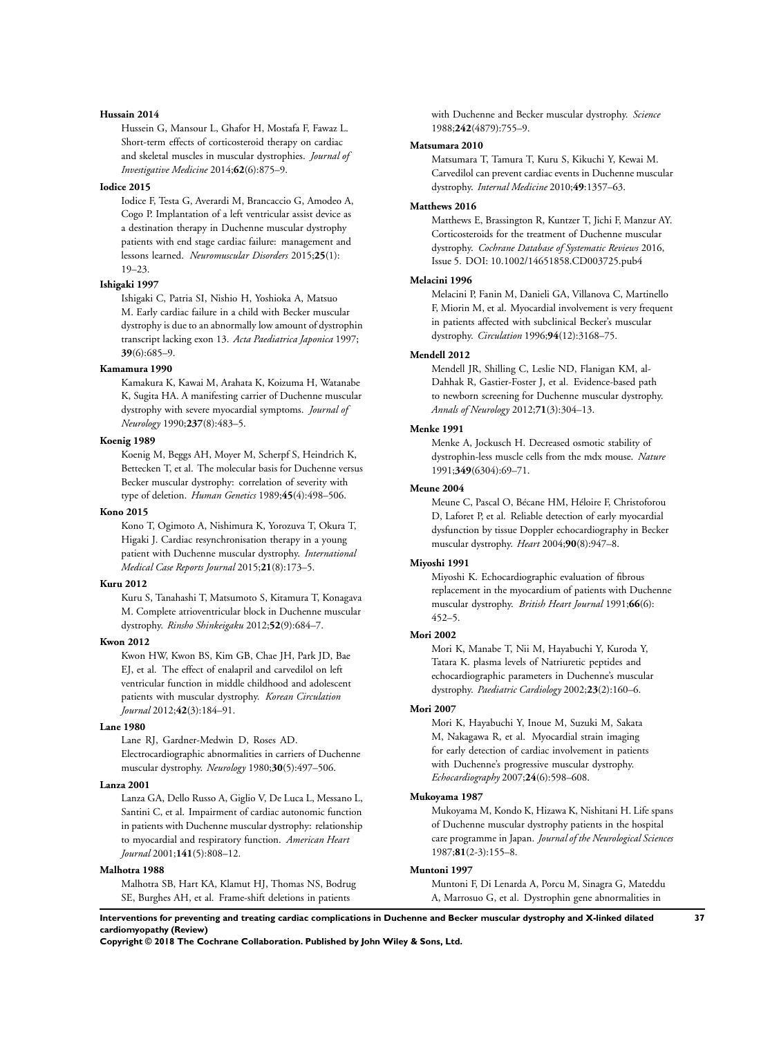**Hussain 2014**

Hussein G, Mansour L, Ghafor H, Mostafa F, Fawaz L. Short-term effects of corticosteroid therapy on cardiac and skeletal muscles in muscular dystrophies. *Journal of Investigative Medicine* 2014;**62**(6):875–9.

**Iodice 2015**

Iodice F, Testa G, Averardi M, Brancaccio G, Amodeo A, Cogo P. Implantation of a left ventricular assist device as a destination therapy in Duchenne muscular dystrophy patients with end stage cardiac failure: management and lessons learned. *Neuromuscular Disorders* 2015;**25**(1): 19–23.

**Ishigaki 1997**

Ishigaki C, Patria SI, Nishio H, Yoshioka A, Matsuo M. Early cardiac failure in a child with Becker muscular dystrophy is due to an abnormally low amount of dystrophin transcript lacking exon 13. *Acta Paediatrica Japonica* 1997; **39**(6):685–9.

**Kamamura 1990**

Kamakura K, Kawai M, Arahata K, Koizuma H, Watanabe K, Sugita HA. A manifesting carrier of Duchenne muscular dystrophy with severe myocardial symptoms. *Journal of Neurology* 1990;**237**(8):483–5.

**Koenig 1989**

Koenig M, Beggs AH, Moyer M, Scherpf S, Heindrich K, Bettecken T, et al. The molecular basis for Duchenne versus Becker muscular dystrophy: correlation of severity with type of deletion. *Human Genetics* 1989;**45**(4):498–506.

**Kono 2015**

Kono T, Ogimoto A, Nishimura K, Yorozuva T, Okura T, Higaki J. Cardiac resynchronisation therapy in a young patient with Duchenne muscular dystrophy. *International Medical Case Reports Journal* 2015;**21**(8):173–5.

**Kuru 2012**

Kuru S, Tanahashi T, Matsumoto S, Kitamura T, Konagava M. Complete atrioventricular block in Duchenne muscular dystrophy. *Rinsho Shinkeigaku* 2012;**52**(9):684–7.

**Kwon 2012**

Kwon HW, Kwon BS, Kim GB, Chae JH, Park JD, Bae EJ, et al. The effect of enalapril and carvedilol on left ventricular function in middle childhood and adolescent patients with muscular dystrophy. *Korean Circulation Journal* 2012;**42**(3):184–91.

**Lane 1980**

Lane RJ, Gardner-Medwin D, Roses AD. Electrocardiographic abnormalities in carriers of Duchenne muscular dystrophy. *Neurology* 1980;**30**(5):497–506.

**Lanza 2001**

Lanza GA, Dello Russo A, Giglio V, De Luca L, Messano L, Santini C, et al. Impairment of cardiac autonomic function in patients with Duchenne muscular dystrophy: relationship to myocardial and respiratory function. *American Heart Journal* 2001;**141**(5):808–12.

**Malhotra 1988**

Malhotra SB, Hart KA, Klamut HJ, Thomas NS, Bodrug SE, Burghes AH, et al. Frame-shift deletions in patients with Duchenne and Becker muscular dystrophy. *Science* 1988;**242**(4879):755–9.

**Matsumara 2010**

Matsumara T, Tamura T, Kuru S, Kikuchi Y, Kewai M. Carvedilol can prevent cardiac events in Duchenne muscular dystrophy. *Internal Medicine* 2010;**49**:1357–63.

**Matthews 2016**

Matthews E, Brassington R, Kuntzer T, Jichi F, Manzur AY. Corticosteroids for the treatment of Duchenne muscular dystrophy. *Cochrane Database of Systematic Reviews* 2016, Issue 5. DOI: 10.1002/14651858.CD003725.pub4

**Melacini 1996**

Melacini P, Fanin M, Danieli GA, Villanova C, Martinello F, Miorin M, et al. Myocardial involvement is very frequent in patients affected with subclinical Becker's muscular dystrophy. *Circulation* 1996;**94**(12):3168–75.

**Mendell 2012**

Mendell JR, Shilling C, Leslie ND, Flanigan KM, al-Dahhak R, Gastier-Foster J, et al. Evidence-based path to newborn screening for Duchenne muscular dystrophy. *Annals of Neurology* 2012;**71**(3):304–13.

**Menke 1991**

Menke A, Jockusch H. Decreased osmotic stability of dystrophin-less muscle cells from the mdx mouse. *Nature* 1991;**349**(6304):69–71.

**Meune 2004**

Meune C, Pascal O, Bécane HM, Héloire F, Christoforou D, Laforet P, et al. Reliable detection of early myocardial dysfunction by tissue Doppler echocardiography in Becker muscular dystrophy. *Heart* 2004;**90**(8):947–8.

**Miyoshi 1991**

Miyoshi K. Echocardiographic evaluation of fibrous replacement in the myocardium of patients with Duchenne muscular dystrophy. *British Heart Journal* 1991;**66**(6): 452–5.

**Mori 2002**

Mori K, Manabe T, Nii M, Hayabuchi Y, Kuroda Y, Tatara K. plasma levels of Natriuretic peptides and echocardiographic parameters in Duchenne's muscular dystrophy. *Paediatric Cardiology* 2002;**23**(2):160–6.

**Mori 2007**

Mori K, Hayabuchi Y, Inoue M, Suzuki M, Sakata M, Nakagawa R, et al. Myocardial strain imaging for early detection of cardiac involvement in patients with Duchenne's progressive muscular dystrophy. *Echocardiography* 2007;**24**(6):598–608.

**Mukoyama 1987**

Mukoyama M, Kondo K, Hizawa K, Nishitani H. Life spans of Duchenne muscular dystrophy patients in the hospital care programme in Japan. *Journal of the Neurological Sciences* 1987;**81**(2-3):155–8.

**Muntoni 1997**

Muntoni F, Di Lenarda A, Porcu M, Sinagra G, Mateddu A, Marrosuo G, et al. Dystrophin gene abnormalities in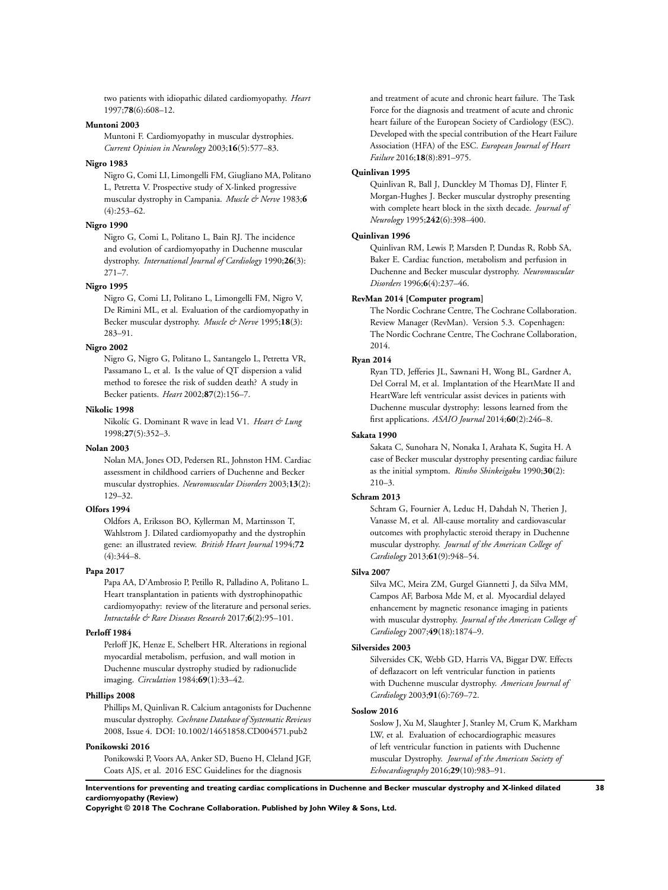two patients with idiopathic dilated cardiomyopathy. *Heart* 1997;**78**(6):608–12.

**Muntoni 2003**

Muntoni F. Cardiomyopathy in muscular dystrophies. *Current Opinion in Neurology* 2003;**16**(5):577–83.

**Nigro 1983**

Nigro G, Comi LI, Limongelli FM, Giugliano MA, Politano L, Petretta V. Prospective study of X-linked progressive muscular dystrophy in Campania. *Muscle & Nerve* 1983;**6**(4):253–62.

**Nigro 1990**

Nigro G, Comi L, Politano L, Bain RJ. The incidence and evolution of cardiomyopathy in Duchenne muscular dystrophy. *International Journal of Cardiology* 1990;**26**(3): 271–7.

**Nigro 1995**

Nigro G, Comi LI, Politano L, Limongelli FM, Nigro V, De Rimini ML, et al. Evaluation of the cardiomyopathy in Becker muscular dystrophy. *Muscle & Nerve* 1995;**18**(3): 283–91.

**Nigro 2002**

Nigro G, Nigro G, Politano L, Santangelo L, Petretta VR, Passamano L, et al. Is the value of QT dispersion a valid method to foresee the risk of sudden death? A study in Becker patients. *Heart* 2002;**87**(2):156–7.

**Nikolic 1998**

Nikolíc G. Dominant R wave in lead V1. *Heart & Lung* 1998;**27**(5):352–3.

**Nolan 2003**

Nolan MA, Jones OD, Pedersen RL, Johnston HM. Cardiac assessment in childhood carriers of Duchenne and Becker muscular dystrophies. *Neuromuscular Disorders* 2003;**13**(2): 129–32.

**Olfors 1994**

Oldfors A, Eriksson BO, Kyllerman M, Martinsson T, Wahlstrom J. Dilated cardiomyopathy and the dystrophin gene: an illustrated review. *British Heart Journal* 1994;**72**(4):344–8.

**Papa 2017**

Papa AA, D'Ambrosio P, Petillo R, Palladino A, Politano L. Heart transplantation in patients with dystrophinopathic cardiomyopathy: review of the literature and personal series. *Intractable & Rare Diseases Research* 2017;**6**(2):95–101.

**Perloff 1984**

Perloff JK, Henze E, Schelbert HR. Alterations in regional myocardial metabolism, perfusion, and wall motion in Duchenne muscular dystrophy studied by radionuclide imaging. *Circulation* 1984;**69**(1):33–42.

**Phillips 2008**

Phillips M, Quinlivan R. Calcium antagonists for Duchenne muscular dystrophy. *Cochrane Database of Systematic Reviews* 2008, Issue 4. DOI: 10.1002/14651858.CD004571.pub2

**Ponikowski 2016**

Ponikowski P, Voors AA, Anker SD, Bueno H, Cleland JGF, Coats AJS, et al. 2016 ESC Guidelines for the diagnosis and treatment of acute and chronic heart failure. The Task Force for the diagnosis and treatment of acute and chronic heart failure of the European Society of Cardiology (ESC). Developed with the special contribution of the Heart Failure Association (HFA) of the ESC. *European Journal of Heart Failure* 2016;**18**(8):891–975.

**Quinlivan 1995**

Quinlivan R, Ball J, Dunckley M Thomas DJ, Flinter F, Morgan-Hughes J. Becker muscular dystrophy presenting with complete heart block in the sixth decade. *Journal of Neurology* 1995;**242**(6):398–400.

**Quinlivan 1996**

Quinlivan RM, Lewis P, Marsden P, Dundas R, Robb SA, Baker E. Cardiac function, metabolism and perfusion in Duchenne and Becker muscular dystrophy. *Neuromuscular Disorders* 1996;**6**(4):237–46.

**RevMan 2014 [Computer program]**

The Nordic Cochrane Centre, The Cochrane Collaboration. Review Manager (RevMan). Version 5.3. Copenhagen: The Nordic Cochrane Centre, The Cochrane Collaboration, 2014.

**Ryan 2014**

Ryan TD, Jefferies JL, Sawnani H, Wong BL, Gardner A, Del Corral M, et al. Implantation of the HeartMate II and HeartWare left ventricular assist devices in patients with Duchenne muscular dystrophy: lessons learned from the first applications. *ASAIO Journal* 2014;**60**(2):246–8.

**Sakata 1990**

Sakata C, Sunohara N, Nonaka I, Arahata K, Sugita H. A case of Becker muscular dystrophy presenting cardiac failure as the initial symptom. *Rinsho Shinkeigaku* 1990;**30**(2): 210–3.

**Schram 2013**

Schram G, Fournier A, Leduc H, Dahdah N, Therien J, Vanasse M, et al. All-cause mortality and cardiovascular outcomes with prophylactic steroid therapy in Duchenne muscular dystrophy. *Journal of the American College of Cardiology* 2013;**61**(9):948–54.

**Silva 2007**

Silva MC, Meira ZM, Gurgel Giannetti J, da Silva MM, Campos AF, Barbosa Mde M, et al. Myocardial delayed enhancement by magnetic resonance imaging in patients with muscular dystrophy. *Journal of the American College of Cardiology* 2007;**49**(18):1874–9.

**Silversides 2003**

Silversides CK, Webb GD, Harris VA, Biggar DW. Effects of deflazacort on left ventricular function in patients with Duchenne muscular dystrophy. *American Journal of Cardiology* 2003;**91**(6):769–72.

**Soslow 2016**

Soslow J, Xu M, Slaughter J, Stanley M, Crum K, Markham LW, et al. Evaluation of echocardiographic measures of left ventricular function in patients with Duchenne muscular Dystrophy. *Journal of the American Society of Echocardiography* 2016;**29**(10):983–91.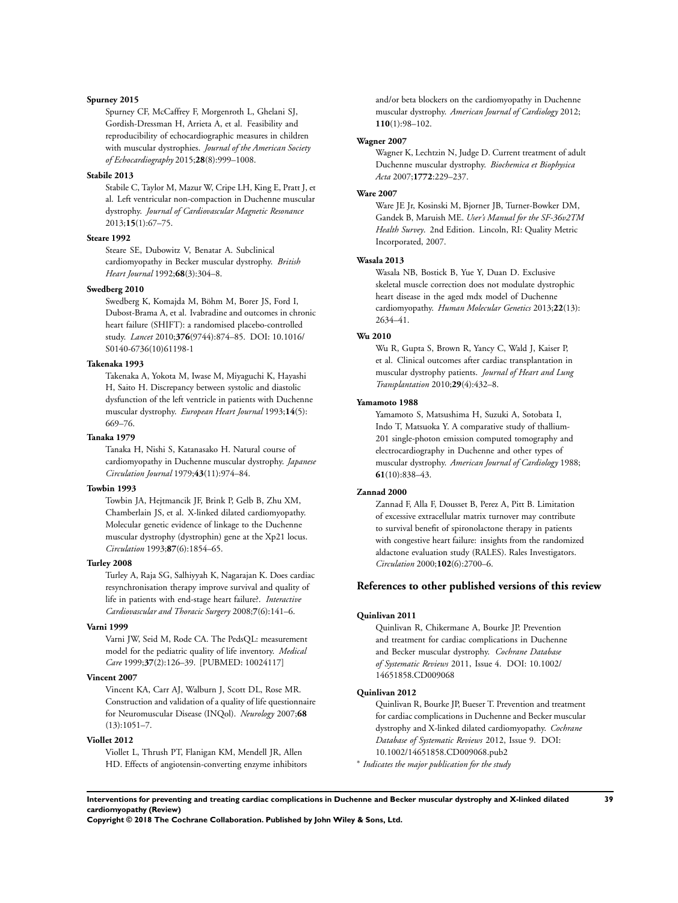**Spurney 2015**

Spurney CF, McCaffrey F, Morgenroth L, Ghelani SJ, Gordish-Dressman H, Arrieta A, et al. Feasibility and reproducibility of echocardiographic measures in children with muscular dystrophies. *Journal of the American Society of Echocardiography* 2015;**28**(8):999–1008.

**Stabile 2013**

Stabile C, Taylor M, Mazur W, Cripe LH, King E, Pratt J, et al. Left ventricular non-compaction in Duchenne muscular dystrophy. *Journal of Cardiovascular Magnetic Resonance* 2013;**15**(1):67–75.

**Steare 1992**

Steare SE, Dubowitz V, Benatar A. Subclinical cardiomyopathy in Becker muscular dystrophy. *British Heart Journal* 1992;**68**(3):304–8.

**Swedberg 2010**

Swedberg K, Komajda M, Böhm M, Borer JS, Ford I, Dubost-Brama A, et al. Ivabradine and outcomes in chronic heart failure (SHIFT): a randomised placebo-controlled study. *Lancet* 2010;**376**(9744):874–85. DOI: 10.1016/S0140-6736(10)61198-1

**Takenaka 1993**

Takenaka A, Yokota M, Iwase M, Miyaguchi K, Hayashi H, Saito H. Discrepancy between systolic and diastolic dysfunction of the left ventricle in patients with Duchenne muscular dystrophy. *European Heart Journal* 1993;**14**(5):669–76.

**Tanaka 1979**

Tanaka H, Nishi S, Katanasako H. Natural course of cardiomyopathy in Duchenne muscular dystrophy. *Japanese Circulation Journal* 1979;**43**(11):974–84.

**Towbin 1993**

Towbin JA, Hejtmancik JF, Brink P, Gelb B, Zhu XM, Chamberlain JS, et al. X-linked dilated cardiomyopathy. Molecular genetic evidence of linkage to the Duchenne muscular dystrophy (dystrophin) gene at the Xp21 locus. *Circulation* 1993;**87**(6):1854–65.

**Turley 2008**

Turley A, Raja SG, Salhiyyah K, Nagarajan K. Does cardiac resynchronisation therapy improve survival and quality of life in patients with end-stage heart failure?. *Interactive Cardiovascular and Thoracic Surgery* 2008;**7**(6):141–6.

**Varni 1999**

Varni JW, Seid M, Rode CA. The PedsQL: measurement model for the pediatric quality of life inventory. *Medical Care* 1999;**37**(2):126–39. [PUBMED: 10024117]

**Vincent 2007**

Vincent KA, Carr AJ, Walburn J, Scott DL, Rose MR. Construction and validation of a quality of life questionnaire for Neuromuscular Disease (INQol). *Neurology* 2007;**68**(13):1051–7.

**Viollet 2012**

Viollet L, Thrush PT, Flanigan KM, Mendell JR, Allen HD. Effects of angiotensin-converting enzyme inhibitors and/or beta blockers on the cardiomyopathy in Duchenne muscular dystrophy. *American Journal of Cardiology* 2012;**110**(1):98–102.

**Wagner 2007**

Wagner K, Lechtzin N, Judge D. Current treatment of adult Duchenne muscular dystrophy. *Biochemica et Biophysica Acta* 2007;**1772**:229–237.

**Ware 2007**

Ware JE Jr, Kosinski M, Bjorner JB, Turner-Bowker DM, Gandek B, Maruish ME. *User's Manual for the SF-36v2TM Health Survey*. 2nd Edition. Lincoln, RI: Quality Metric Incorporated, 2007.

**Wasala 2013**

Wasala NB, Bostick B, Yue Y, Duan D. Exclusive skeletal muscle correction does not modulate dystrophic heart disease in the aged mdx model of Duchenne cardiomyopathy. *Human Molecular Genetics* 2013;**22**(13):2634–41.

**Wu 2010**

Wu R, Gupta S, Brown R, Yancy C, Wald J, Kaiser P, et al. Clinical outcomes after cardiac transplantation in muscular dystrophy patients. *Journal of Heart and Lung Transplantation* 2010;**29**(4):432–8.

**Yamamoto 1988**

Yamamoto S, Matsushima H, Suzuki A, Sotobata I, Indo T, Matsuoka Y. A comparative study of thallium-201 single-photon emission computed tomography and electrocardiography in Duchenne and other types of muscular dystrophy. *American Journal of Cardiology* 1988;**61**(10):838–43.

**Zannad 2000**

Zannad F, Alla F, Dousset B, Perez A, Pitt B. Limitation of excessive extracellular matrix turnover may contribute to survival benefit of spironolactone therapy in patients with congestive heart failure: insights from the randomized aldactone evaluation study (RALES). Rales Investigators. *Circulation* 2000;**102**(6):2700–6.

## References to other published versions of this review

**Quinlivan 2011**

Quinlivan R, Chikermane A, Bourke JP. Prevention and treatment for cardiac complications in Duchenne and Becker muscular dystrophy. *Cochrane Database of Systematic Reviews* 2011, Issue 4. DOI: 10.1002/14651858.CD009068

**Quinlivan 2012**

Quinlivan R, Bourke JP, Bueser T. Prevention and treatment for cardiac complications in Duchenne and Becker muscular dystrophy and X-linked dilated cardiomyopathy. *Cochrane Database of Systematic Reviews* 2012, Issue 9. DOI: 10.1002/14651858.CD009068.pub2

\* *Indicates the major publication for the study*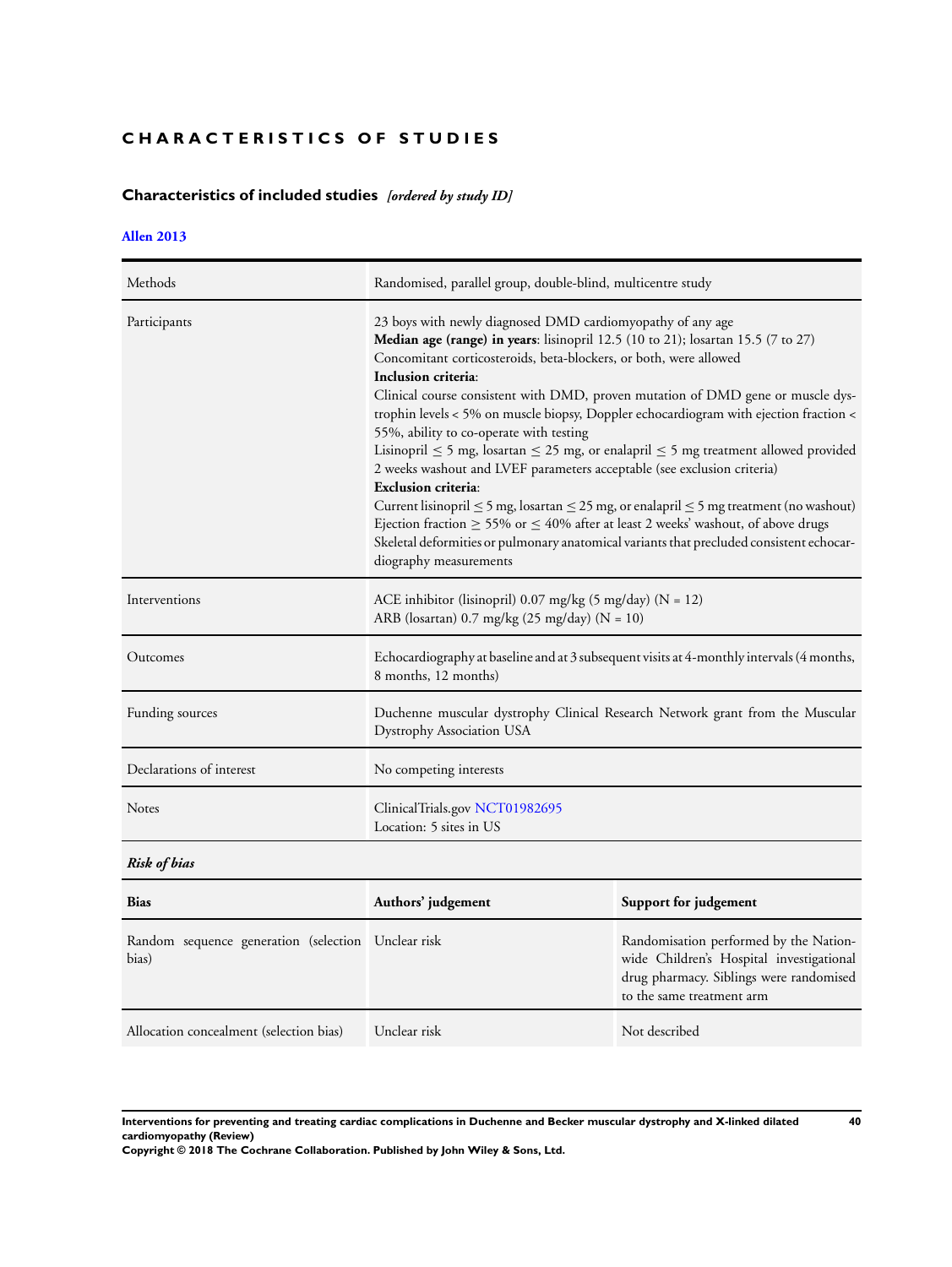# CHARACTERISTICS OF STUDIES

## Characteristics of included studies *[ordered by study ID]*

### Allen 2013

| | |
|---|---|
| Methods | Randomised, parallel group, double-blind, multicentre study |
| Participants | 23 boys with newly diagnosed DMD cardiomyopathy of any age<br>**Median age (range) in years**: lisinopril 12.5 (10 to 21); losartan 15.5 (7 to 27)<br>Concomitant corticosteroids, beta-blockers, or both, were allowed<br>**Inclusion criteria**:<br>Clinical course consistent with DMD, proven mutation of DMD gene or muscle dystrophin levels < 5% on muscle biopsy, Doppler echocardiogram with ejection fraction < 55%, ability to co-operate with testing<br>Lisinopril ≤ 5 mg, losartan ≤ 25 mg, or enalapril ≤ 5 mg treatment allowed provided 2 weeks washout and LVEF parameters acceptable (see exclusion criteria)<br>**Exclusion criteria**:<br>Current lisinopril ≤ 5 mg, losartan ≤ 25 mg, or enalapril ≤ 5 mg treatment (no washout)<br>Ejection fraction ≥ 55% or ≤ 40% after at least 2 weeks' washout, of above drugs<br>Skeletal deformities or pulmonary anatomical variants that precluded consistent echocardiography measurements |
| Interventions | ACE inhibitor (lisinopril) 0.07 mg/kg (5 mg/day) (N = 12)<br>ARB (losartan) 0.7 mg/kg (25 mg/day) (N = 10) |
| Outcomes | Echocardiography at baseline and at 3 subsequent visits at 4-monthly intervals (4 months, 8 months, 12 months) |
| Funding sources | Duchenne muscular dystrophy Clinical Research Network grant from the Muscular Dystrophy Association USA |
| Declarations of interest | No competing interests |
| Notes | ClinicalTrials.gov NCT01982695<br>Location: 5 sites in US |

***Risk of bias***

| Bias | Authors' judgement | Support for judgement |
|---|---|---|
| Random sequence generation (selection bias) | Unclear risk | Randomisation performed by the Nationwide Children's Hospital investigational drug pharmacy. Siblings were randomised to the same treatment arm |
| Allocation concealment (selection bias) | Unclear risk | Not described |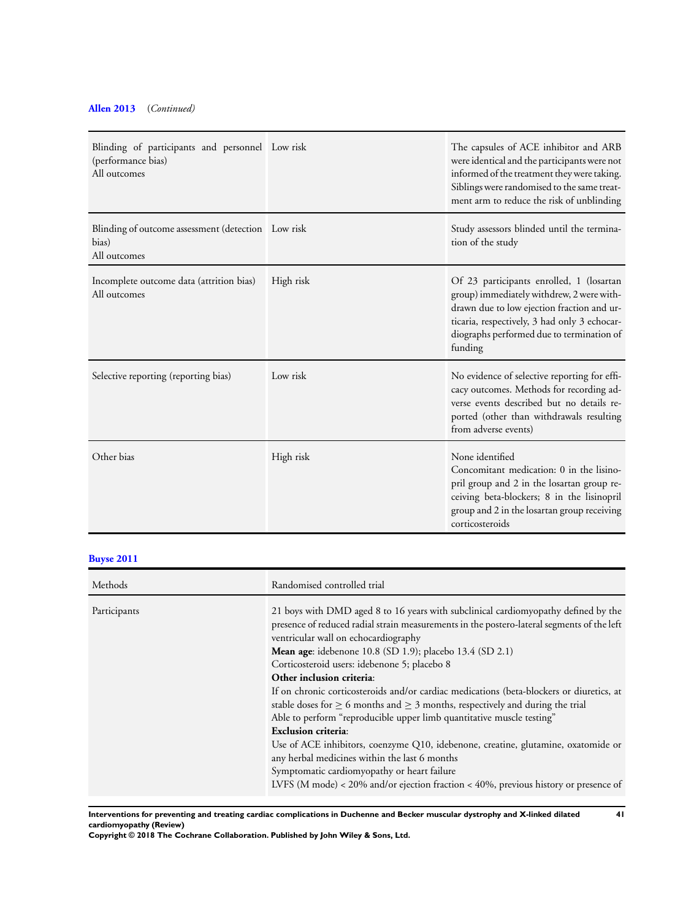**Allen 2013** *(Continued)*

| | | |
|---|---|---|
| Blinding of participants and personnel (performance bias)<br>All outcomes | Low risk | The capsules of ACE inhibitor and ARB were identical and the participants were not informed of the treatment they were taking. Siblings were randomised to the same treatment arm to reduce the risk of unblinding |
| Blinding of outcome assessment (detection bias)<br>All outcomes | Low risk | Study assessors blinded until the termination of the study |
| Incomplete outcome data (attrition bias)<br>All outcomes | High risk | Of 23 participants enrolled, 1 (losartan group) immediately withdrew, 2 were withdrawn due to low ejection fraction and urticaria, respectively, 3 had only 3 echocardiographs performed due to termination of funding |
| Selective reporting (reporting bias) | Low risk | No evidence of selective reporting for efficacy outcomes. Methods for recording adverse events described but no details reported (other than withdrawals resulting from adverse events) |
| Other bias | High risk | None identified<br>Concomitant medication: 0 in the lisinopril group and 2 in the losartan group receiving beta-blockers; 8 in the lisinopril group and 2 in the losartan group receiving corticosteroids |

**Buyse 2011**

| Methods | Randomised controlled trial |
|---|---|
| Participants | 21 boys with DMD aged 8 to 16 years with subclinical cardiomyopathy defined by the presence of reduced radial strain measurements in the postero-lateral segments of the left ventricular wall on echocardiography<br>**Mean age**: idebenone 10.8 (SD 1.9); placebo 13.4 (SD 2.1)<br>Corticosteroid users: idebenone 5; placebo 8<br>**Other inclusion criteria**:<br>If on chronic corticosteroids and/or cardiac medications (beta-blockers or diuretics, at stable doses for ≥ 6 months and ≥ 3 months, respectively and during the trial<br>Able to perform "reproducible upper limb quantitative muscle testing"<br>**Exclusion criteria**:<br>Use of ACE inhibitors, coenzyme Q10, idebenone, creatine, glutamine, oxatomide or any herbal medicines within the last 6 months<br>Symptomatic cardiomyopathy or heart failure<br>LVFS (M mode) < 20% and/or ejection fraction < 40%, previous history or presence of |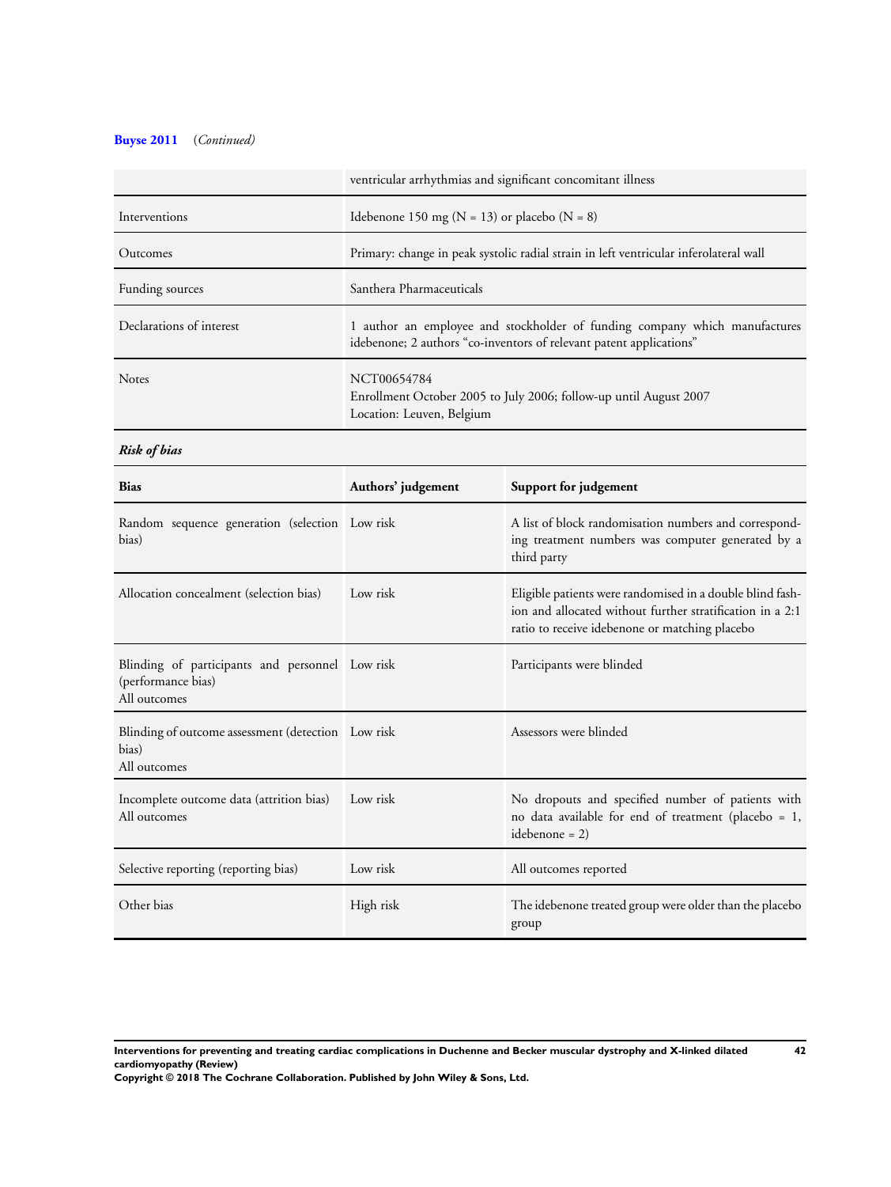**Buyse 2011** *(Continued)*

| | |
|---|---|
| | ventricular arrhythmias and significant concomitant illness |
| Interventions | Idebenone 150 mg (N = 13) or placebo (N = 8) |
| Outcomes | Primary: change in peak systolic radial strain in left ventricular inferolateral wall |
| Funding sources | Santhera Pharmaceuticals |
| Declarations of interest | 1 author an employee and stockholder of funding company which manufactures idebenone; 2 authors "co-inventors of relevant patent applications" |
| Notes | NCT00654784<br>Enrollment October 2005 to July 2006; follow-up until August 2007<br>Location: Leuven, Belgium |

***Risk of bias***

| Bias | Authors' judgement | Support for judgement |
|---|---|---|
| Random sequence generation (selection bias) | Low risk | A list of block randomisation numbers and corresponding treatment numbers was computer generated by a third party |
| Allocation concealment (selection bias) | Low risk | Eligible patients were randomised in a double blind fashion and allocated without further stratification in a 2:1 ratio to receive idebenone or matching placebo |
| Blinding of participants and personnel (performance bias)<br>All outcomes | Low risk | Participants were blinded |
| Blinding of outcome assessment (detection bias)<br>All outcomes | Low risk | Assessors were blinded |
| Incomplete outcome data (attrition bias)<br>All outcomes | Low risk | No dropouts and specified number of patients with no data available for end of treatment (placebo = 1, idebenone = 2) |
| Selective reporting (reporting bias) | Low risk | All outcomes reported |
| Other bias | High risk | The idebenone treated group were older than the placebo group |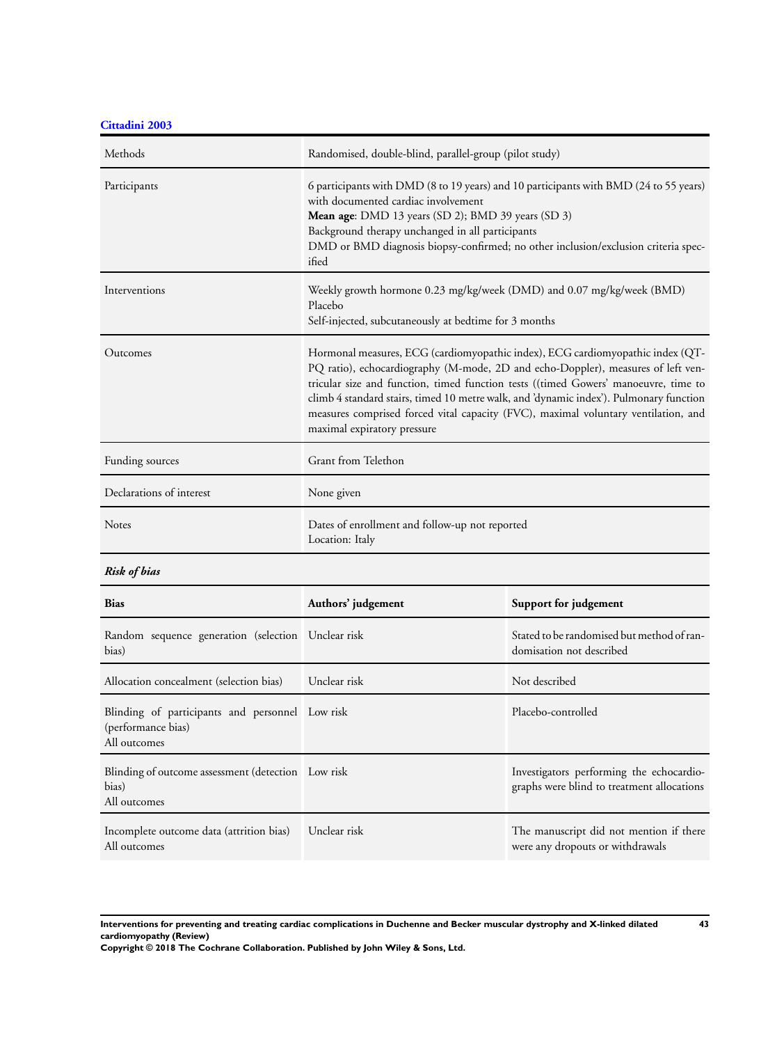**Cittadini 2003**

| | |
|---|---|
| Methods | Randomised, double-blind, parallel-group (pilot study) |
| Participants | 6 participants with DMD (8 to 19 years) and 10 participants with BMD (24 to 55 years) with documented cardiac involvement<br>**Mean age**: DMD 13 years (SD 2); BMD 39 years (SD 3)<br>Background therapy unchanged in all participants<br>DMD or BMD diagnosis biopsy-confirmed; no other inclusion/exclusion criteria specified |
| Interventions | Weekly growth hormone 0.23 mg/kg/week (DMD) and 0.07 mg/kg/week (BMD)<br>Placebo<br>Self-injected, subcutaneously at bedtime for 3 months |
| Outcomes | Hormonal measures, ECG (cardiomyopathic index), ECG cardiomyopathic index (QT-PQ ratio), echocardiography (M-mode, 2D and echo-Doppler), measures of left ventricular size and function, timed function tests ((timed Gowers' manoeuvre, time to climb 4 standard stairs, timed 10 metre walk, and 'dynamic index'). Pulmonary function measures comprised forced vital capacity (FVC), maximal voluntary ventilation, and maximal expiratory pressure |
| Funding sources | Grant from Telethon |
| Declarations of interest | None given |
| Notes | Dates of enrollment and follow-up not reported<br>Location: Italy |

***Risk of bias***

| Bias | Authors' judgement | Support for judgement |
|---|---|---|
| Random sequence generation (selection bias) | Unclear risk | Stated to be randomised but method of randomisation not described |
| Allocation concealment (selection bias) | Unclear risk | Not described |
| Blinding of participants and personnel (performance bias)<br>All outcomes | Low risk | Placebo-controlled |
| Blinding of outcome assessment (detection bias)<br>All outcomes | Low risk | Investigators performing the echocardiographs were blind to treatment allocations |
| Incomplete outcome data (attrition bias)<br>All outcomes | Unclear risk | The manuscript did not mention if there were any dropouts or withdrawals |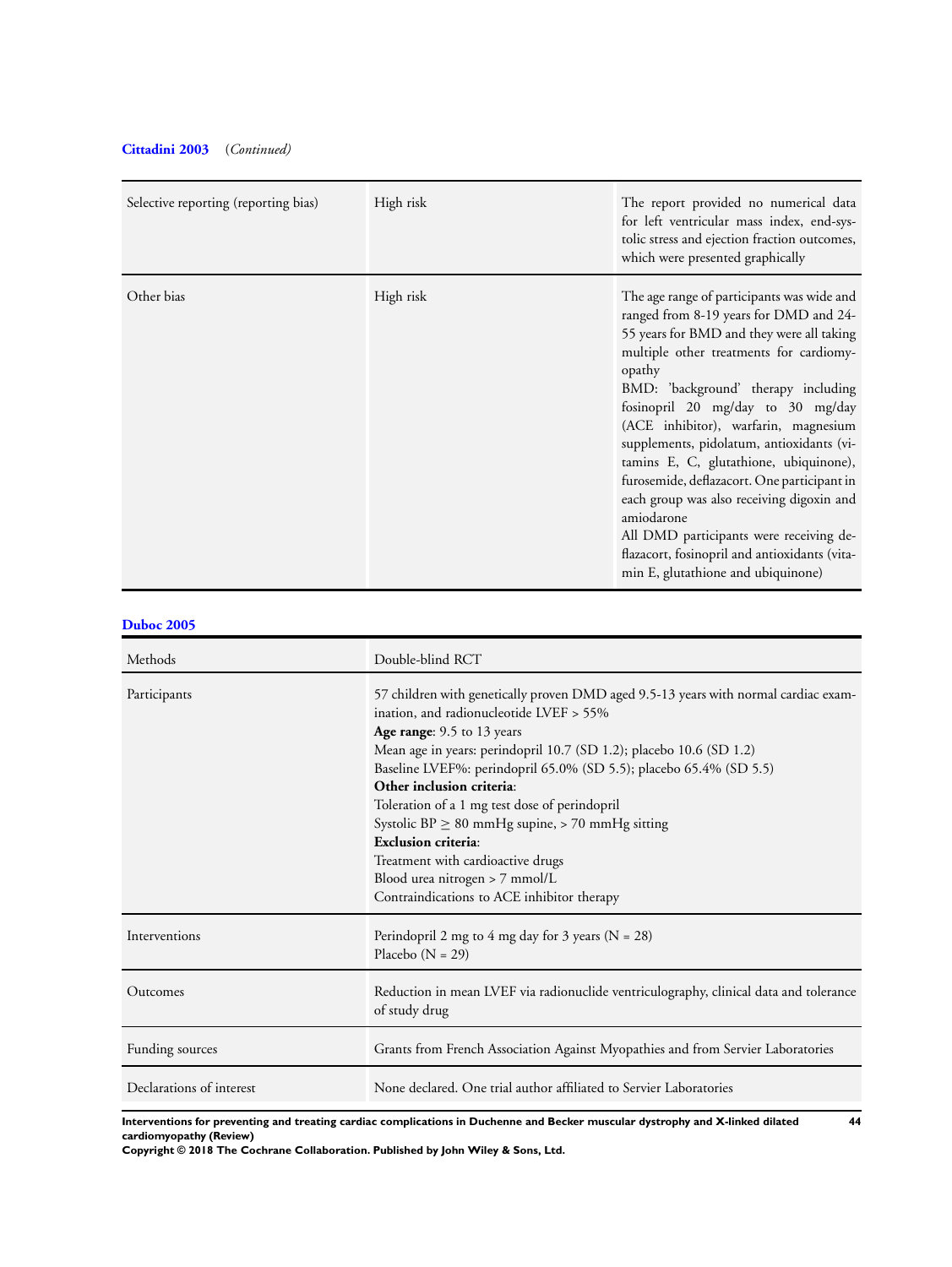**Cittadini 2003** *(Continued)*

| | | |
|---|---|---|
| Selective reporting (reporting bias) | High risk | The report provided no numerical data for left ventricular mass index, end-systolic stress and ejection fraction outcomes, which were presented graphically |
| Other bias | High risk | The age range of participants was wide and ranged from 8-19 years for DMD and 24-55 years for BMD and they were all taking multiple other treatments for cardiomyopathy<br>BMD: 'background' therapy including fosinopril 20 mg/day to 30 mg/day (ACE inhibitor), warfarin, magnesium supplements, pidolatum, antioxidants (vitamins E, C, glutathione, ubiquinone), furosemide, deflazacort. One participant in each group was also receiving digoxin and amiodarone<br>All DMD participants were receiving deflazacort, fosinopril and antioxidants (vitamin E, glutathione and ubiquinone) |

**Duboc 2005**

| | |
|---|---|
| Methods | Double-blind RCT |
| Participants | 57 children with genetically proven DMD aged 9.5-13 years with normal cardiac examination, and radionucleotide LVEF > 55%<br>**Age range**: 9.5 to 13 years<br>Mean age in years: perindopril 10.7 (SD 1.2); placebo 10.6 (SD 1.2)<br>Baseline LVEF%: perindopril 65.0% (SD 5.5); placebo 65.4% (SD 5.5)<br>**Other inclusion criteria**:<br>Toleration of a 1 mg test dose of perindopril<br>Systolic BP ≥ 80 mmHg supine, > 70 mmHg sitting<br>**Exclusion criteria**:<br>Treatment with cardioactive drugs<br>Blood urea nitrogen > 7 mmol/L<br>Contraindications to ACE inhibitor therapy |
| Interventions | Perindopril 2 mg to 4 mg day for 3 years (N = 28)<br>Placebo (N = 29) |
| Outcomes | Reduction in mean LVEF via radionuclide ventriculography, clinical data and tolerance of study drug |
| Funding sources | Grants from French Association Against Myopathies and from Servier Laboratories |
| Declarations of interest | None declared. One trial author affiliated to Servier Laboratories |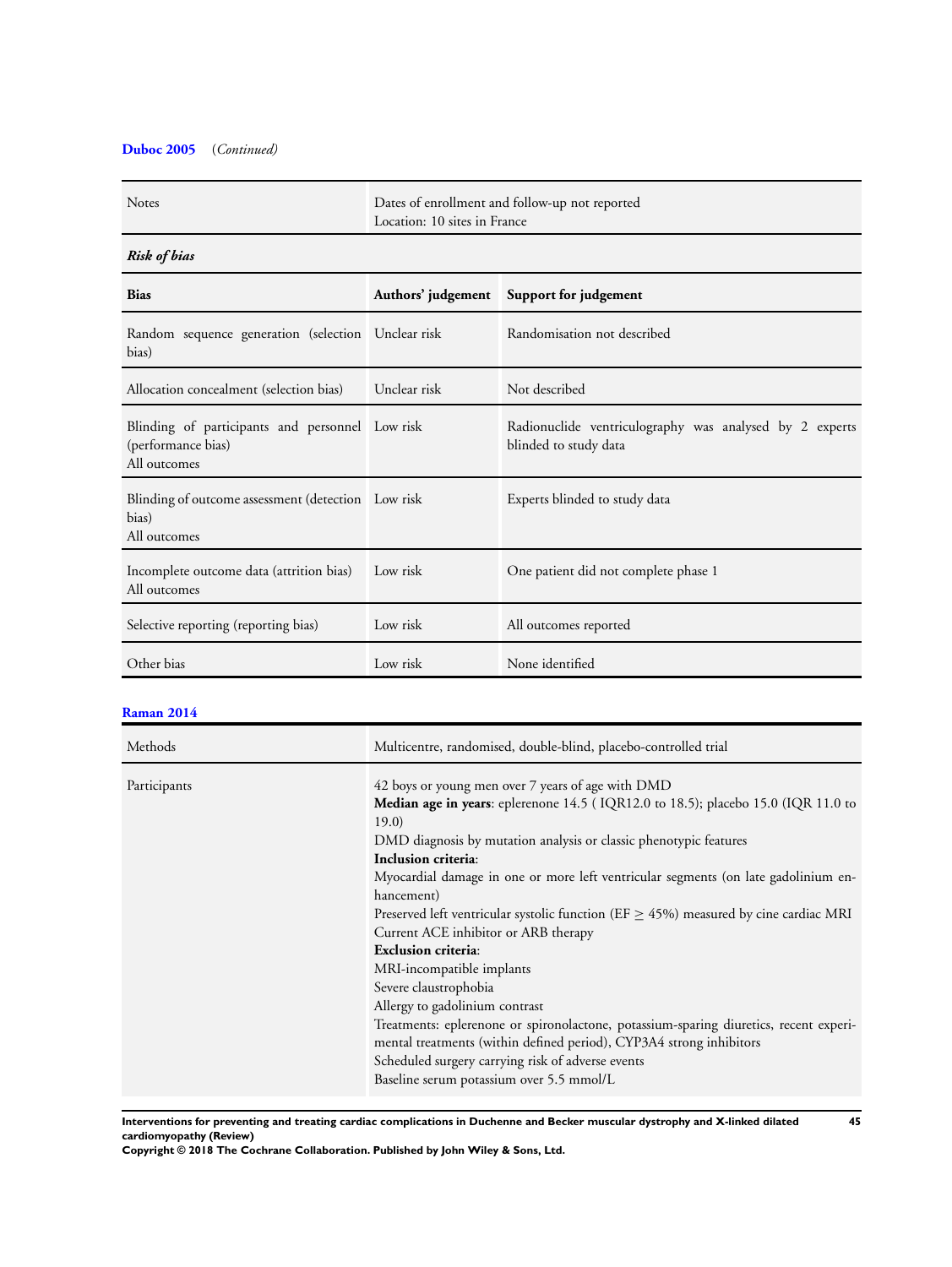**Duboc 2005** (*Continued*)

| | |
|---|---|
| Notes | Dates of enrollment and follow-up not reported<br>Location: 10 sites in France |

***Risk of bias***

| **Bias** | **Authors' judgement** | **Support for judgement** |
|---|---|---|
| Random sequence generation (selection bias) | Unclear risk | Randomisation not described |
| Allocation concealment (selection bias) | Unclear risk | Not described |
| Blinding of participants and personnel (performance bias)<br>All outcomes | Low risk | Radionuclide ventriculography was analysed by 2 experts blinded to study data |
| Blinding of outcome assessment (detection bias)<br>All outcomes | Low risk | Experts blinded to study data |
| Incomplete outcome data (attrition bias)<br>All outcomes | Low risk | One patient did not complete phase 1 |
| Selective reporting (reporting bias) | Low risk | All outcomes reported |
| Other bias | Low risk | None identified |

**Raman 2014**

| | |
|---|---|
| Methods | Multicentre, randomised, double-blind, placebo-controlled trial |
| Participants | 42 boys or young men over 7 years of age with DMD<br>**Median age in years**: eplerenone 14.5 ( IQR12.0 to 18.5); placebo 15.0 (IQR 11.0 to 19.0)<br>DMD diagnosis by mutation analysis or classic phenotypic features<br>**Inclusion criteria**:<br>Myocardial damage in one or more left ventricular segments (on late gadolinium enhancement)<br>Preserved left ventricular systolic function (EF $\geq$ 45%) measured by cine cardiac MRI<br>Current ACE inhibitor or ARB therapy<br>**Exclusion criteria**:<br>MRI-incompatible implants<br>Severe claustrophobia<br>Allergy to gadolinium contrast<br>Treatments: eplerenone or spironolactone, potassium-sparing diuretics, recent experimental treatments (within defined period), CYP3A4 strong inhibitors<br>Scheduled surgery carrying risk of adverse events<br>Baseline serum potassium over 5.5 mmol/L |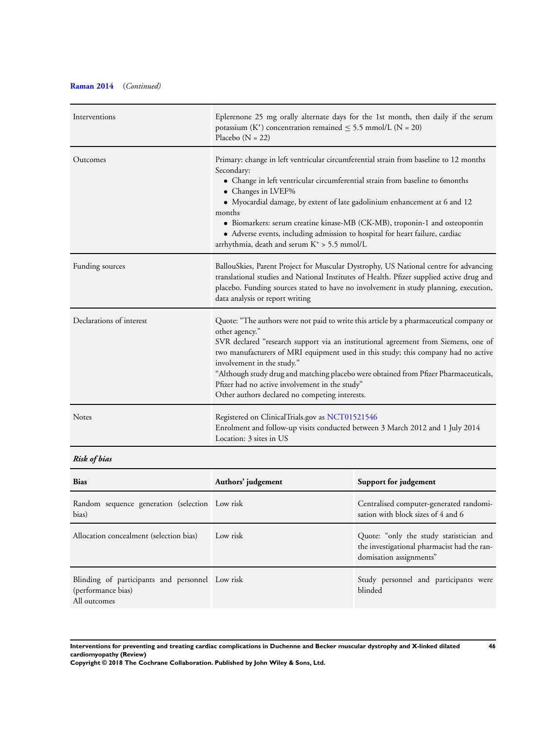**Raman 2014** (*Continued*)

| | |
|---|---|
| Interventions | Eplerenone 25 mg orally alternate days for the 1st month, then daily if the serum potassium ($K^+$) concentration remained ≤ 5.5 mmol/L (N = 20)<br>Placebo (N = 22) |
| Outcomes | Primary: change in left ventricular circumferential strain from baseline to 12 months<br>Secondary:<br>• Change in left ventricular circumferential strain from baseline to 6months<br>• Changes in LVEF%<br>• Myocardial damage, by extent of late gadolinium enhancement at 6 and 12 months<br>• Biomarkers: serum creatine kinase-MB (CK-MB), troponin-1 and osteopontin<br>• Adverse events, including admission to hospital for heart failure, cardiac arrhythmia, death and serum $K^+$ > 5.5 mmol/L |
| Funding sources | BallouSkies, Parent Project for Muscular Dystrophy, US National centre for advancing translational studies and National Institutes of Health. Pfizer supplied active drug and placebo. Funding sources stated to have no involvement in study planning, execution, data analysis or report writing |
| Declarations of interest | Quote: "The authors were not paid to write this article by a pharmaceutical company or other agency."<br>SVR declared "research support via an institutional agreement from Siemens, one of two manufacturers of MRI equipment used in this study; this company had no active involvement in the study."<br>"Although study drug and matching placebo were obtained from Pfizer Pharmaceuticals, Pfizer had no active involvement in the study"<br>Other authors declared no competing interests. |
| Notes | Registered on ClinicalTrials.gov as NCT01521546<br>Enrolment and follow-up visits conducted between 3 March 2012 and 1 July 2014<br>Location: 3 sites in US |

***Risk of bias***

| Bias | Authors' judgement | Support for judgement |
|---|---|---|
| Random sequence generation (selection bias) | Low risk | Centralised computer-generated randomisation with block sizes of 4 and 6 |
| Allocation concealment (selection bias) | Low risk | Quote: "only the study statistician and the investigational pharmacist had the randomisation assignments" |
| Blinding of participants and personnel (performance bias)<br>All outcomes | Low risk | Study personnel and participants were blinded |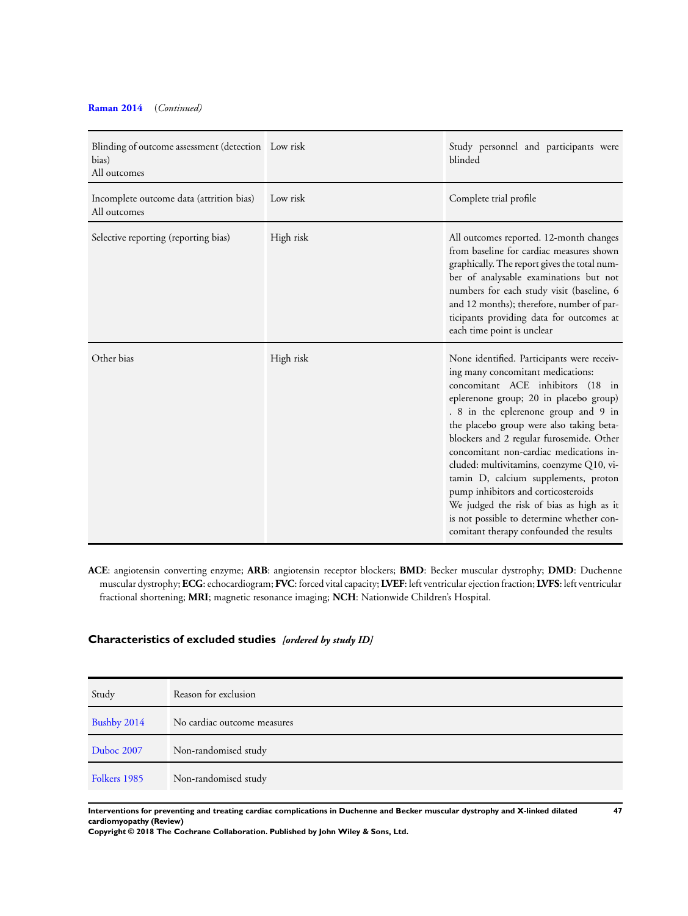**Raman 2014** *(Continued)*

| | | |
|---|---|---|
| Blinding of outcome assessment (detection bias)<br>All outcomes | Low risk | Study personnel and participants were blinded |
| Incomplete outcome data (attrition bias)<br>All outcomes | Low risk | Complete trial profile |
| Selective reporting (reporting bias) | High risk | All outcomes reported. 12-month changes from baseline for cardiac measures shown graphically. The report gives the total number of analysable examinations but not numbers for each study visit (baseline, 6 and 12 months); therefore, number of participants providing data for outcomes at each time point is unclear |
| Other bias | High risk | None identified. Participants were receiving many concomitant medications: concomitant ACE inhibitors (18 in eplerenone group; 20 in placebo group). 8 in the eplerenone group and 9 in the placebo group were also taking beta-blockers and 2 regular furosemide. Other concomitant non-cardiac medications included: multivitamins, coenzyme Q10, vitamin D, calcium supplements, proton pump inhibitors and corticosteroids<br>We judged the risk of bias as high as it is not possible to determine whether concomitant therapy confounded the results |

**ACE**: angiotensin converting enzyme; **ARB**: angiotensin receptor blockers; **BMD**: Becker muscular dystrophy; **DMD**: Duchenne muscular dystrophy; **ECG**: echocardiogram; **FVC**: forced vital capacity; **LVEF**: left ventricular ejection fraction; **LVFS**: left ventricular fractional shortening; **MRI**; magnetic resonance imaging; **NCH**: Nationwide Children's Hospital.

## Characteristics of excluded studies *[ordered by study ID]*

| Study | Reason for exclusion |
|---|---|
| Bushby 2014 | No cardiac outcome measures |
| Duboc 2007 | Non-randomised study |
| Folkers 1985 | Non-randomised study |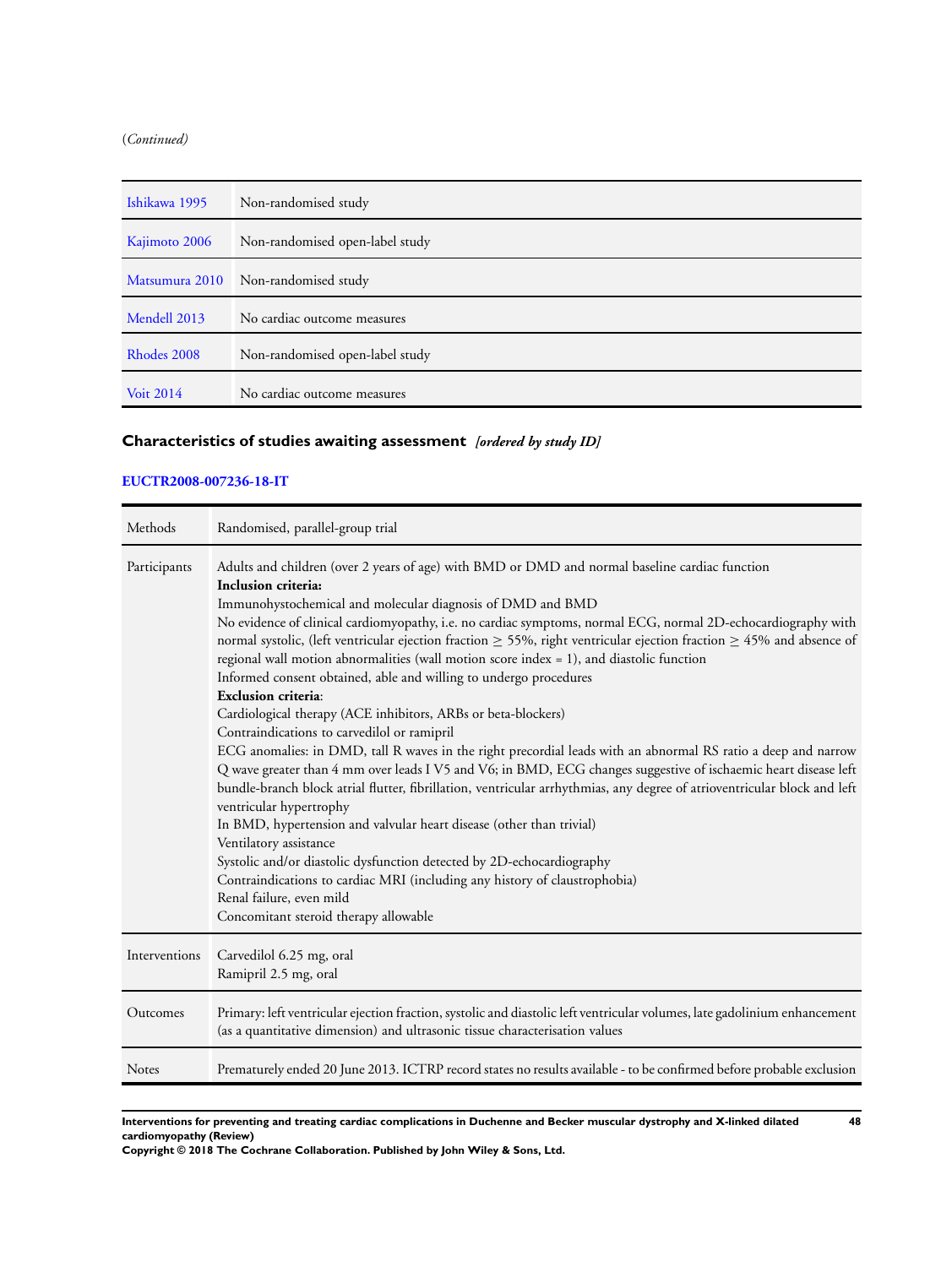(*Continued*)

| | |
|---|---|
| Ishikawa 1995 | Non-randomised study |
| Kajimoto 2006 | Non-randomised open-label study |
| Matsumura 2010 | Non-randomised study |
| Mendell 2013 | No cardiac outcome measures |
| Rhodes 2008 | Non-randomised open-label study |
| Voit 2014 | No cardiac outcome measures |

## Characteristics of studies awaiting assessment *[ordered by study ID]*

**EUCTR2008-007236-18-IT**

| | |
|---|---|
| Methods | Randomised, parallel-group trial |
| Participants | Adults and children (over 2 years of age) with BMD or DMD and normal baseline cardiac function<br>**Inclusion criteria:**<br>Immunohystochemical and molecular diagnosis of DMD and BMD<br>No evidence of clinical cardiomyopathy, i.e. no cardiac symptoms, normal ECG, normal 2D-echocardiography with normal systolic, (left ventricular ejection fraction ≥ 55%, right ventricular ejection fraction ≥ 45% and absence of regional wall motion abnormalities (wall motion score index = 1), and diastolic function<br>Informed consent obtained, able and willing to undergo procedures<br>**Exclusion criteria**:<br>Cardiological therapy (ACE inhibitors, ARBs or beta-blockers)<br>Contraindications to carvedilol or ramipril<br>ECG anomalies: in DMD, tall R waves in the right precordial leads with an abnormal RS ratio a deep and narrow Q wave greater than 4 mm over leads I V5 and V6; in BMD, ECG changes suggestive of ischaemic heart disease left bundle-branch block atrial flutter, fibrillation, ventricular arrhythmias, any degree of atrioventricular block and left ventricular hypertrophy<br>In BMD, hypertension and valvular heart disease (other than trivial)<br>Ventilatory assistance<br>Systolic and/or diastolic dysfunction detected by 2D-echocardiography<br>Contraindications to cardiac MRI (including any history of claustrophobia)<br>Renal failure, even mild<br>Concomitant steroid therapy allowable |
| Interventions | Carvedilol 6.25 mg, oral<br>Ramipril 2.5 mg, oral |
| Outcomes | Primary: left ventricular ejection fraction, systolic and diastolic left ventricular volumes, late gadolinium enhancement (as a quantitative dimension) and ultrasonic tissue characterisation values |
| Notes | Prematurely ended 20 June 2013. ICTRP record states no results available - to be confirmed before probable exclusion |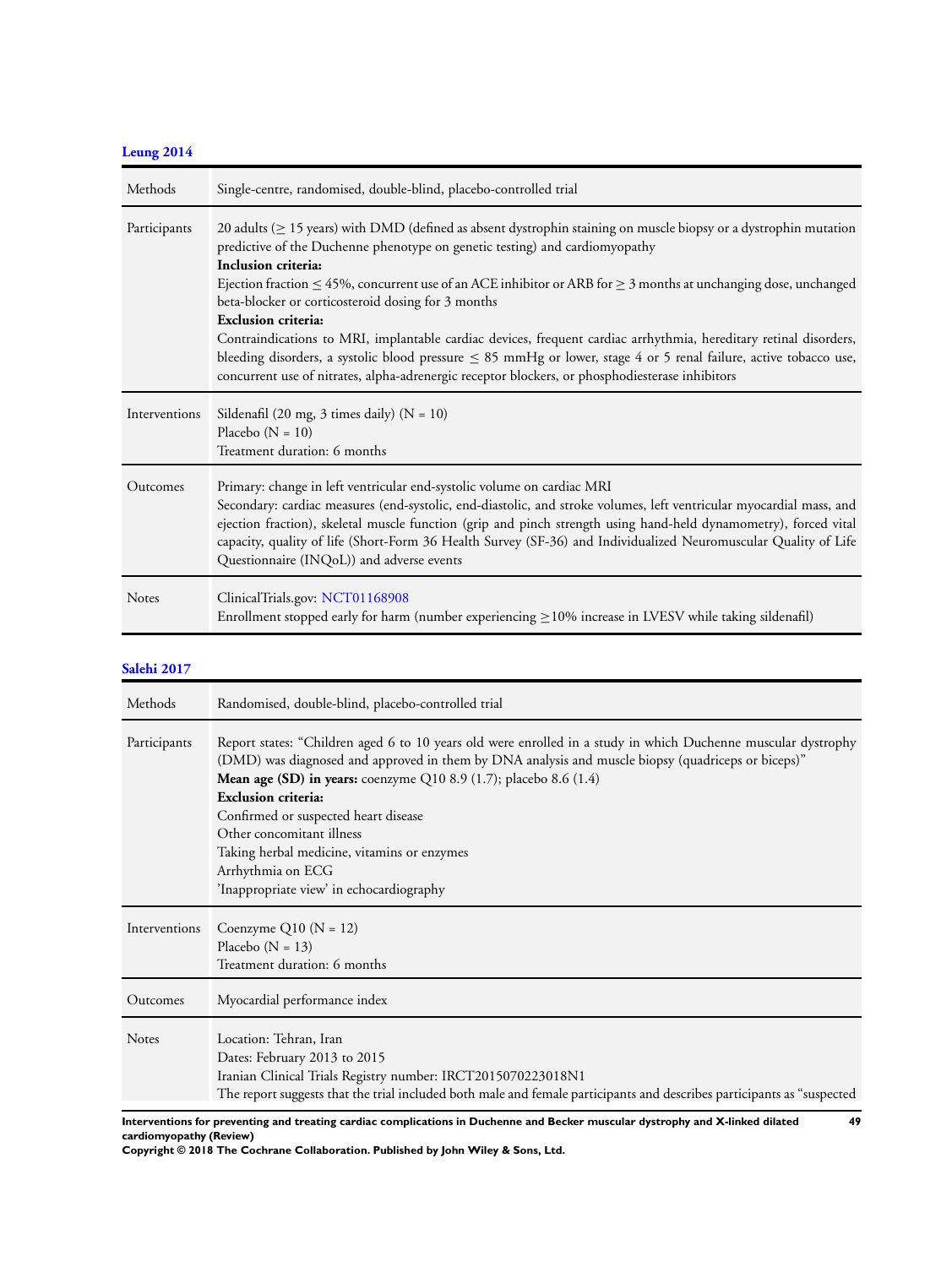**Leung 2014**

| | |
|---|---|
| Methods | Single-centre, randomised, double-blind, placebo-controlled trial |
| Participants | 20 adults (≥ 15 years) with DMD (defined as absent dystrophin staining on muscle biopsy or a dystrophin mutation predictive of the Duchenne phenotype on genetic testing) and cardiomyopathy<br>**Inclusion criteria:**<br>Ejection fraction ≤ 45%, concurrent use of an ACE inhibitor or ARB for ≥ 3 months at unchanging dose, unchanged beta-blocker or corticosteroid dosing for 3 months<br>**Exclusion criteria:**<br>Contraindications to MRI, implantable cardiac devices, frequent cardiac arrhythmia, hereditary retinal disorders, bleeding disorders, a systolic blood pressure ≤ 85 mmHg or lower, stage 4 or 5 renal failure, active tobacco use, concurrent use of nitrates, alpha-adrenergic receptor blockers, or phosphodiesterase inhibitors |
| Interventions | Sildenafil (20 mg, 3 times daily) (N = 10)<br>Placebo (N = 10)<br>Treatment duration: 6 months |
| Outcomes | Primary: change in left ventricular end-systolic volume on cardiac MRI<br>Secondary: cardiac measures (end-systolic, end-diastolic, and stroke volumes, left ventricular myocardial mass, and ejection fraction), skeletal muscle function (grip and pinch strength using hand-held dynamometry), forced vital capacity, quality of life (Short-Form 36 Health Survey (SF-36) and Individualized Neuromuscular Quality of Life Questionnaire (INQoL)) and adverse events |
| Notes | ClinicalTrials.gov: NCT01168908<br>Enrollment stopped early for harm (number experiencing ≥10% increase in LVESV while taking sildenafil) |

**Salehi 2017**

| | |
|---|---|
| Methods | Randomised, double-blind, placebo-controlled trial |
| Participants | Report states: "Children aged 6 to 10 years old were enrolled in a study in which Duchenne muscular dystrophy (DMD) was diagnosed and approved in them by DNA analysis and muscle biopsy (quadriceps or biceps)"<br>**Mean age (SD) in years:** coenzyme Q10 8.9 (1.7); placebo 8.6 (1.4)<br>**Exclusion criteria:**<br>Confirmed or suspected heart disease<br>Other concomitant illness<br>Taking herbal medicine, vitamins or enzymes<br>Arrhythmia on ECG<br>'Inappropriate view' in echocardiography |
| Interventions | Coenzyme Q10 (N = 12)<br>Placebo (N = 13)<br>Treatment duration: 6 months |
| Outcomes | Myocardial performance index |
| Notes | Location: Tehran, Iran<br>Dates: February 2013 to 2015<br>Iranian Clinical Trials Registry number: IRCT2015070223018N1<br>The report suggests that the trial included both male and female participants and describes participants as "suspected |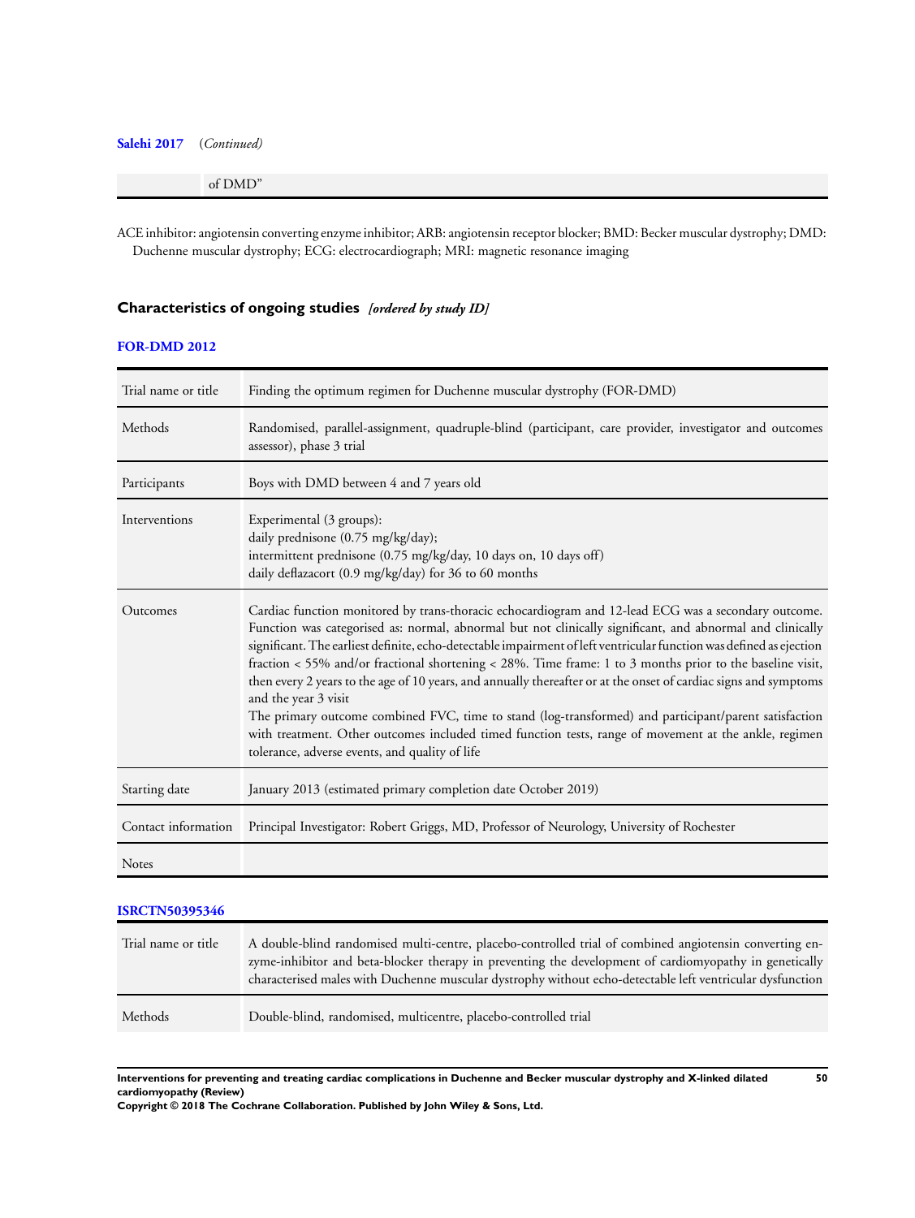**Salehi 2017** (*Continued*)

| | |
|---|---|
| | of DMD" |

ACE inhibitor: angiotensin converting enzyme inhibitor; ARB: angiotensin receptor blocker; BMD: Becker muscular dystrophy; DMD: Duchenne muscular dystrophy; ECG: electrocardiograph; MRI: magnetic resonance imaging

## Characteristics of ongoing studies *[ordered by study ID]*

### FOR-DMD 2012

| | |
|---|---|
| Trial name or title | Finding the optimum regimen for Duchenne muscular dystrophy (FOR-DMD) |
| Methods | Randomised, parallel-assignment, quadruple-blind (participant, care provider, investigator and outcomes assessor), phase 3 trial |
| Participants | Boys with DMD between 4 and 7 years old |
| Interventions | Experimental (3 groups):<br>daily prednisone (0.75 mg/kg/day);<br>intermittent prednisone (0.75 mg/kg/day, 10 days on, 10 days off)<br>daily deflazacort (0.9 mg/kg/day) for 36 to 60 months |
| Outcomes | Cardiac function monitored by trans-thoracic echocardiogram and 12-lead ECG was a secondary outcome. Function was categorised as: normal, abnormal but not clinically significant, and abnormal and clinically significant. The earliest definite, echo-detectable impairment of left ventricular function was defined as ejection fraction < 55% and/or fractional shortening < 28%. Time frame: 1 to 3 months prior to the baseline visit, then every 2 years to the age of 10 years, and annually thereafter or at the onset of cardiac signs and symptoms and the year 3 visit<br>The primary outcome combined FVC, time to stand (log-transformed) and participant/parent satisfaction with treatment. Other outcomes included timed function tests, range of movement at the ankle, regimen tolerance, adverse events, and quality of life |
| Starting date | January 2013 (estimated primary completion date October 2019) |
| Contact information | Principal Investigator: Robert Griggs, MD, Professor of Neurology, University of Rochester |
| Notes | |

### ISRCTN50395346

| | |
|---|---|
| Trial name or title | A double-blind randomised multi-centre, placebo-controlled trial of combined angiotensin converting enzyme-inhibitor and beta-blocker therapy in preventing the development of cardiomyopathy in genetically characterised males with Duchenne muscular dystrophy without echo-detectable left ventricular dysfunction |
| Methods | Double-blind, randomised, multicentre, placebo-controlled trial |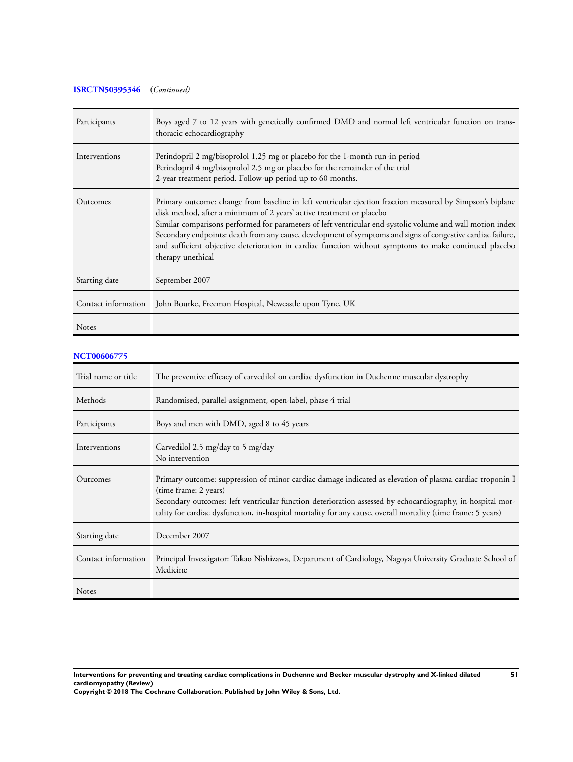**ISRCTN50395346** (*Continued*)

| | |
|---|---|
| Participants | Boys aged 7 to 12 years with genetically confirmed DMD and normal left ventricular function on transthoracic echocardiography |
| Interventions | Perindopril 2 mg/bisoprolol 1.25 mg or placebo for the 1-month run-in period<br>Perindopril 4 mg/bisoprolol 2.5 mg or placebo for the remainder of the trial<br>2-year treatment period. Follow-up period up to 60 months. |
| Outcomes | Primary outcome: change from baseline in left ventricular ejection fraction measured by Simpson's biplane disk method, after a minimum of 2 years' active treatment or placebo<br>Similar comparisons performed for parameters of left ventricular end-systolic volume and wall motion index<br>Secondary endpoints: death from any cause, development of symptoms and signs of congestive cardiac failure, and sufficient objective deterioration in cardiac function without symptoms to make continued placebo therapy unethical |
| Starting date | September 2007 |
| Contact information | John Bourke, Freeman Hospital, Newcastle upon Tyne, UK |
| Notes | |

**NCT00606775**

| | |
|---|---|
| Trial name or title | The preventive efficacy of carvedilol on cardiac dysfunction in Duchenne muscular dystrophy |
| Methods | Randomised, parallel-assignment, open-label, phase 4 trial |
| Participants | Boys and men with DMD, aged 8 to 45 years |
| Interventions | Carvedilol 2.5 mg/day to 5 mg/day<br>No intervention |
| Outcomes | Primary outcome: suppression of minor cardiac damage indicated as elevation of plasma cardiac troponin I (time frame: 2 years)<br>Secondary outcomes: left ventricular function deterioration assessed by echocardiography, in-hospital mortality for cardiac dysfunction, in-hospital mortality for any cause, overall mortality (time frame: 5 years) |
| Starting date | December 2007 |
| Contact information | Principal Investigator: Takao Nishizawa, Department of Cardiology, Nagoya University Graduate School of Medicine |
| Notes | |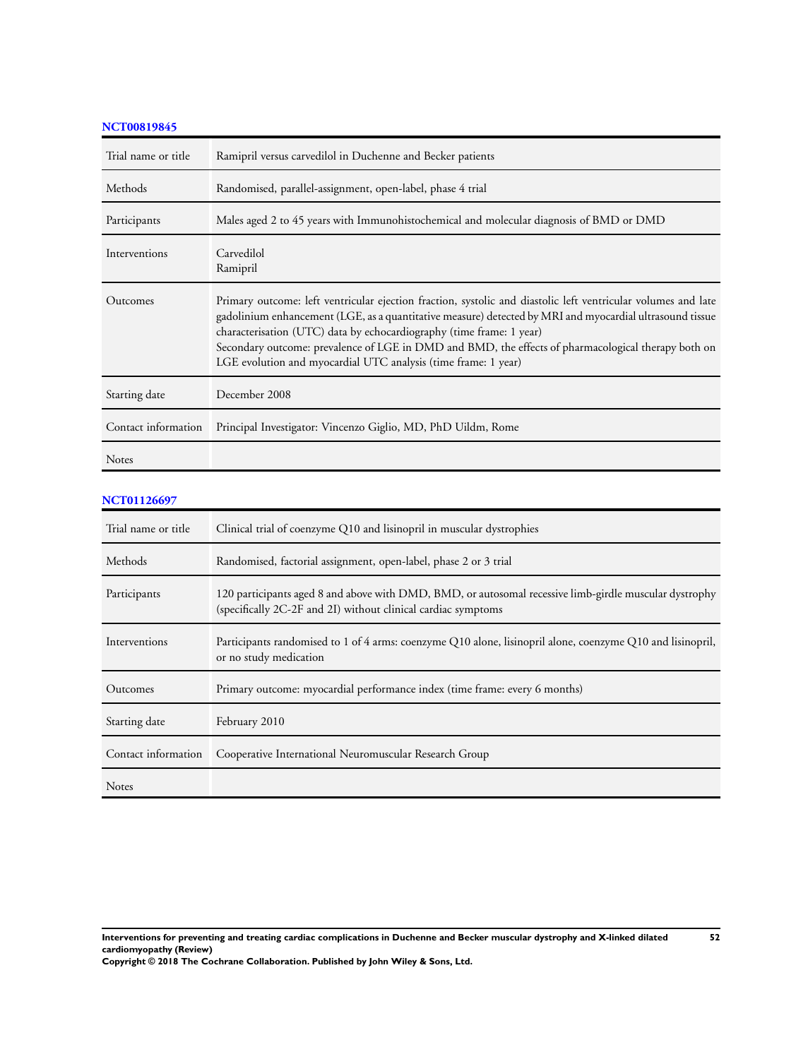### NCT00819845

| Trial name or title | Ramipril versus carvedilol in Duchenne and Becker patients |
|---|---|
| Methods | Randomised, parallel-assignment, open-label, phase 4 trial |
| Participants | Males aged 2 to 45 years with Immunohistochemical and molecular diagnosis of BMD or DMD |
| Interventions | Carvedilol<br>Ramipril |
| Outcomes | Primary outcome: left ventricular ejection fraction, systolic and diastolic left ventricular volumes and late gadolinium enhancement (LGE, as a quantitative measure) detected by MRI and myocardial ultrasound tissue characterisation (UTC) data by echocardiography (time frame: 1 year)<br>Secondary outcome: prevalence of LGE in DMD and BMD, the effects of pharmacological therapy both on LGE evolution and myocardial UTC analysis (time frame: 1 year) |
| Starting date | December 2008 |
| Contact information | Principal Investigator: Vincenzo Giglio, MD, PhD Uildm, Rome |
| Notes | |

### NCT01126697

| Trial name or title | Clinical trial of coenzyme Q10 and lisinopril in muscular dystrophies |
|---|---|
| Methods | Randomised, factorial assignment, open-label, phase 2 or 3 trial |
| Participants | 120 participants aged 8 and above with DMD, BMD, or autosomal recessive limb-girdle muscular dystrophy (specifically 2C-2F and 2I) without clinical cardiac symptoms |
| Interventions | Participants randomised to 1 of 4 arms: coenzyme Q10 alone, lisinopril alone, coenzyme Q10 and lisinopril, or no study medication |
| Outcomes | Primary outcome: myocardial performance index (time frame: every 6 months) |
| Starting date | February 2010 |
| Contact information | Cooperative International Neuromuscular Research Group |
| Notes | |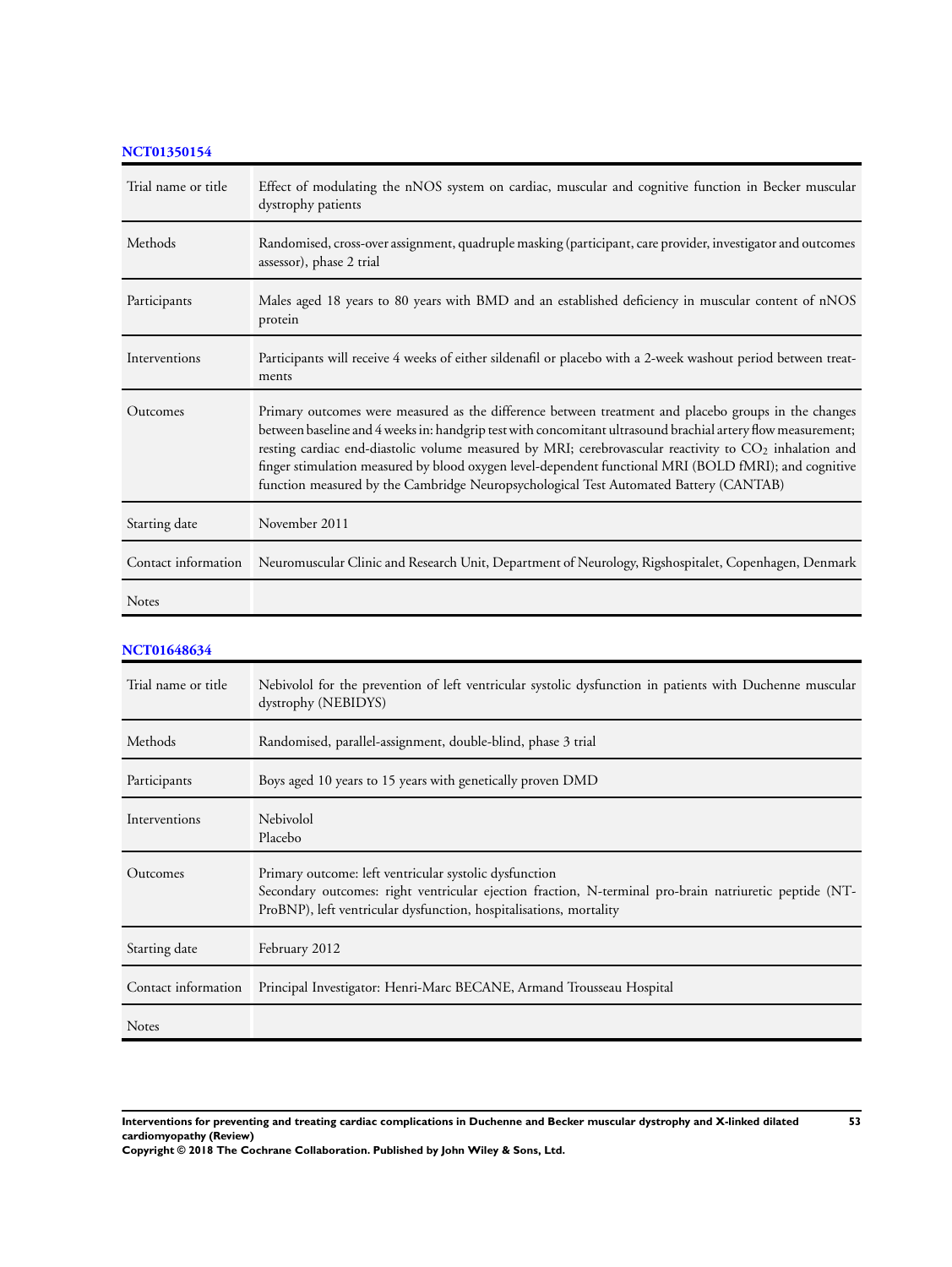### NCT01350154

| Trial name or title | Effect of modulating the nNOS system on cardiac, muscular and cognitive function in Becker muscular dystrophy patients |
|---|---|
| Methods | Randomised, cross-over assignment, quadruple masking (participant, care provider, investigator and outcomes assessor), phase 2 trial |
| Participants | Males aged 18 years to 80 years with BMD and an established deficiency in muscular content of nNOS protein |
| Interventions | Participants will receive 4 weeks of either sildenafil or placebo with a 2-week washout period between treatments |
| Outcomes | Primary outcomes were measured as the difference between treatment and placebo groups in the changes between baseline and 4 weeks in: handgrip test with concomitant ultrasound brachial artery flow measurement; resting cardiac end-diastolic volume measured by MRI; cerebrovascular reactivity to $CO_2$ inhalation and finger stimulation measured by blood oxygen level-dependent functional MRI (BOLD fMRI); and cognitive function measured by the Cambridge Neuropsychological Test Automated Battery (CANTAB) |
| Starting date | November 2011 |
| Contact information | Neuromuscular Clinic and Research Unit, Department of Neurology, Rigshospitalet, Copenhagen, Denmark |
| Notes | |

### NCT01648634

| Trial name or title | Nebivolol for the prevention of left ventricular systolic dysfunction in patients with Duchenne muscular dystrophy (NEBIDYS) |
|---|---|
| Methods | Randomised, parallel-assignment, double-blind, phase 3 trial |
| Participants | Boys aged 10 years to 15 years with genetically proven DMD |
| Interventions | Nebivolol<br>Placebo |
| Outcomes | Primary outcome: left ventricular systolic dysfunction<br>Secondary outcomes: right ventricular ejection fraction, N-terminal pro-brain natriuretic peptide (NT-ProBNP), left ventricular dysfunction, hospitalisations, mortality |
| Starting date | February 2012 |
| Contact information | Principal Investigator: Henri-Marc BECANE, Armand Trousseau Hospital |
| Notes | |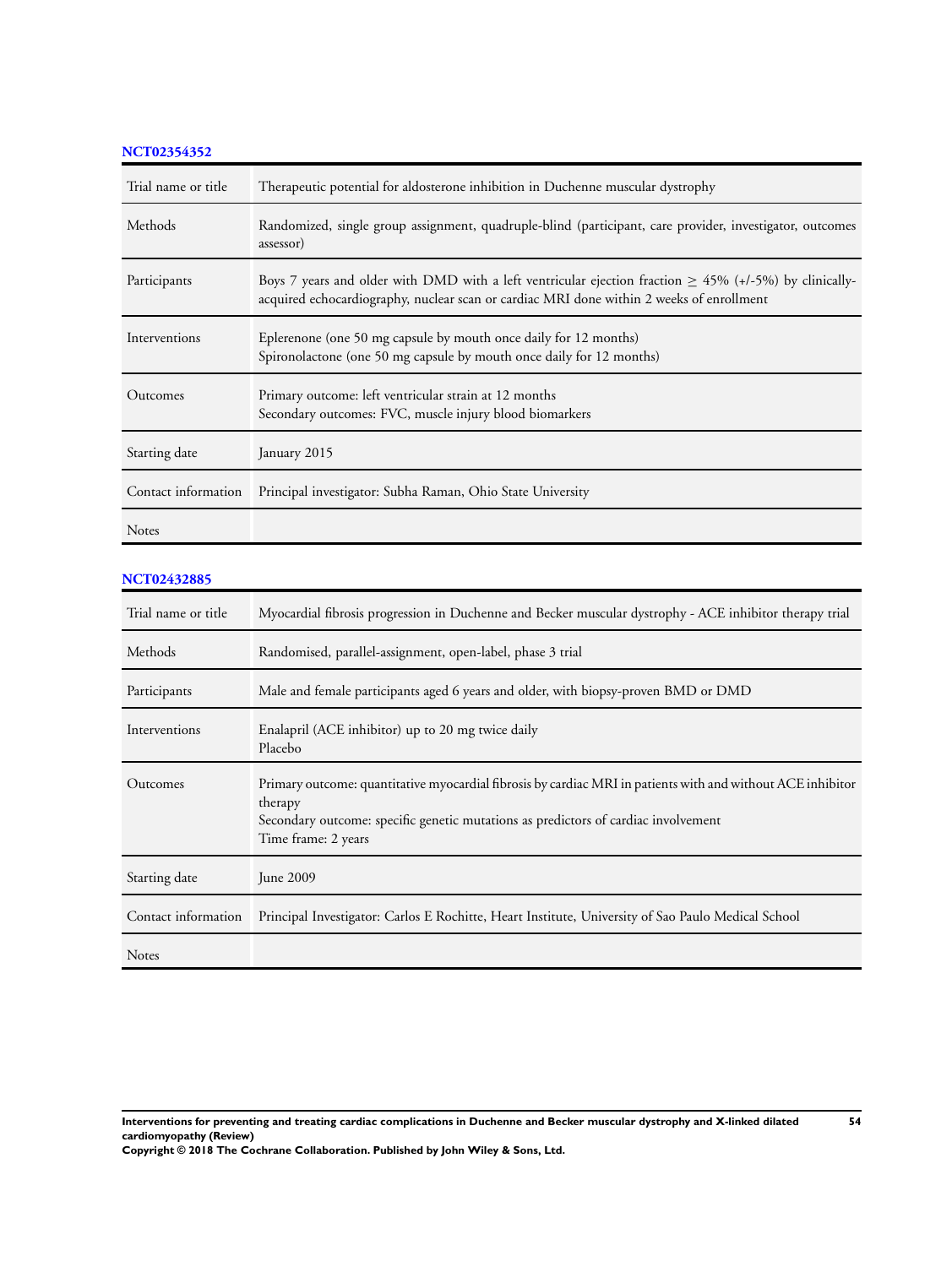### NCT02354352

| | |
|---|---|
| Trial name or title | Therapeutic potential for aldosterone inhibition in Duchenne muscular dystrophy |
| Methods | Randomized, single group assignment, quadruple-blind (participant, care provider, investigator, outcomes assessor) |
| Participants | Boys 7 years and older with DMD with a left ventricular ejection fraction ≥ 45% (+/-5%) by clinically-acquired echocardiography, nuclear scan or cardiac MRI done within 2 weeks of enrollment |
| Interventions | Eplerenone (one 50 mg capsule by mouth once daily for 12 months)<br>Spironolactone (one 50 mg capsule by mouth once daily for 12 months) |
| Outcomes | Primary outcome: left ventricular strain at 12 months<br>Secondary outcomes: FVC, muscle injury blood biomarkers |
| Starting date | January 2015 |
| Contact information | Principal investigator: Subha Raman, Ohio State University |
| Notes | |

### NCT02432885

| | |
|---|---|
| Trial name or title | Myocardial fibrosis progression in Duchenne and Becker muscular dystrophy - ACE inhibitor therapy trial |
| Methods | Randomised, parallel-assignment, open-label, phase 3 trial |
| Participants | Male and female participants aged 6 years and older, with biopsy-proven BMD or DMD |
| Interventions | Enalapril (ACE inhibitor) up to 20 mg twice daily<br>Placebo |
| Outcomes | Primary outcome: quantitative myocardial fibrosis by cardiac MRI in patients with and without ACE inhibitor therapy<br>Secondary outcome: specific genetic mutations as predictors of cardiac involvement<br>Time frame: 2 years |
| Starting date | June 2009 |
| Contact information | Principal Investigator: Carlos E Rochitte, Heart Institute, University of Sao Paulo Medical School |
| Notes | |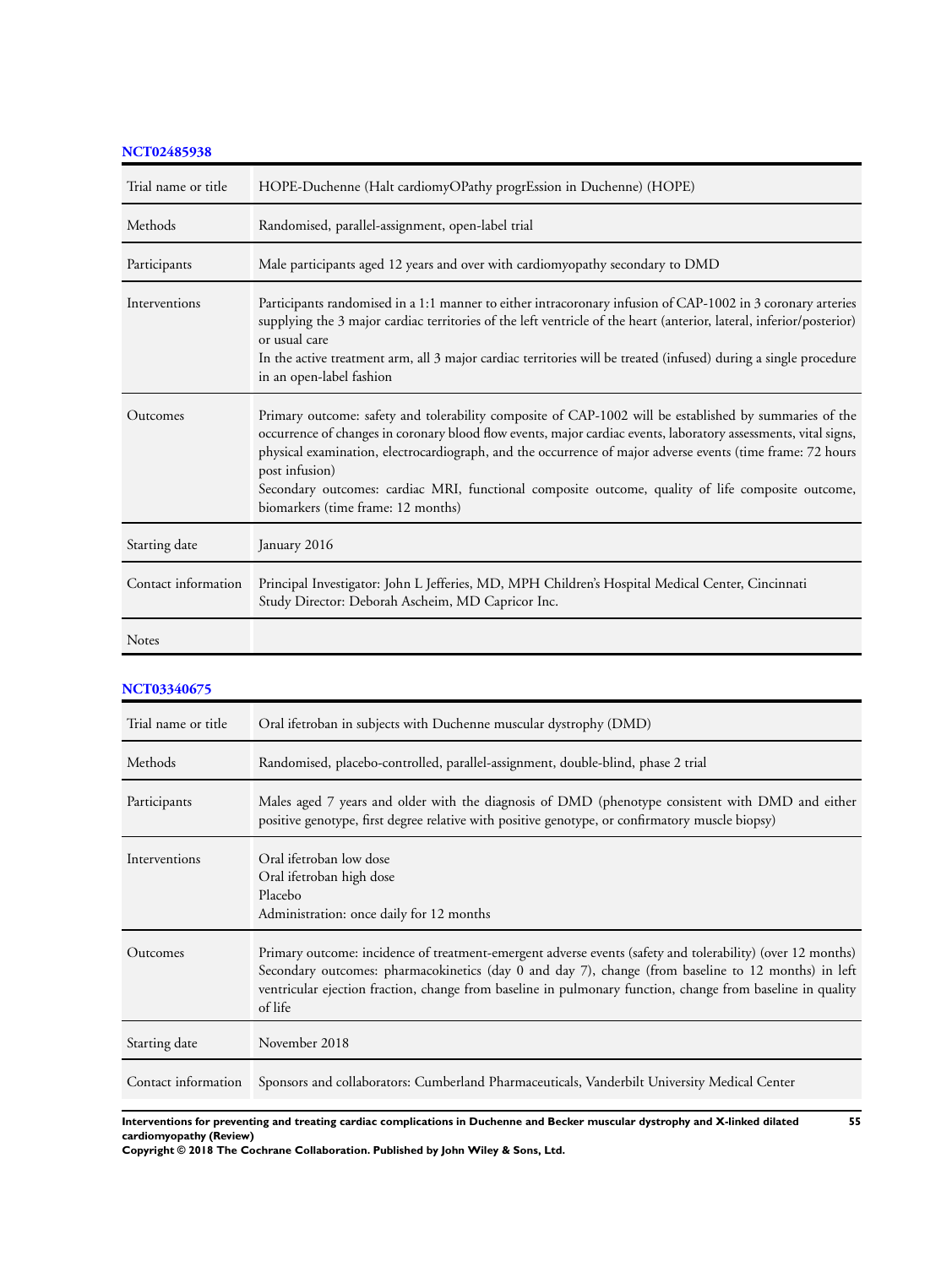### NCT02485938

| | |
|---|---|
| Trial name or title | HOPE-Duchenne (Halt cardiomyOPathy progrEssion in Duchenne) (HOPE) |
| Methods | Randomised, parallel-assignment, open-label trial |
| Participants | Male participants aged 12 years and over with cardiomyopathy secondary to DMD |
| Interventions | Participants randomised in a 1:1 manner to either intracoronary infusion of CAP-1002 in 3 coronary arteries supplying the 3 major cardiac territories of the left ventricle of the heart (anterior, lateral, inferior/posterior) or usual care<br>In the active treatment arm, all 3 major cardiac territories will be treated (infused) during a single procedure in an open-label fashion |
| Outcomes | Primary outcome: safety and tolerability composite of CAP-1002 will be established by summaries of the occurrence of changes in coronary blood flow events, major cardiac events, laboratory assessments, vital signs, physical examination, electrocardiograph, and the occurrence of major adverse events (time frame: 72 hours post infusion)<br>Secondary outcomes: cardiac MRI, functional composite outcome, quality of life composite outcome, biomarkers (time frame: 12 months) |
| Starting date | January 2016 |
| Contact information | Principal Investigator: John L Jefferies, MD, MPH Children's Hospital Medical Center, Cincinnati<br>Study Director: Deborah Ascheim, MD Capricor Inc. |
| Notes | |

### NCT03340675

| | |
|---|---|
| Trial name or title | Oral ifetroban in subjects with Duchenne muscular dystrophy (DMD) |
| Methods | Randomised, placebo-controlled, parallel-assignment, double-blind, phase 2 trial |
| Participants | Males aged 7 years and older with the diagnosis of DMD (phenotype consistent with DMD and either positive genotype, first degree relative with positive genotype, or confirmatory muscle biopsy) |
| Interventions | Oral ifetroban low dose<br>Oral ifetroban high dose<br>Placebo<br>Administration: once daily for 12 months |
| Outcomes | Primary outcome: incidence of treatment-emergent adverse events (safety and tolerability) (over 12 months)<br>Secondary outcomes: pharmacokinetics (day 0 and day 7), change (from baseline to 12 months) in left ventricular ejection fraction, change from baseline in pulmonary function, change from baseline in quality of life |
| Starting date | November 2018 |
| Contact information | Sponsors and collaborators: Cumberland Pharmaceuticals, Vanderbilt University Medical Center |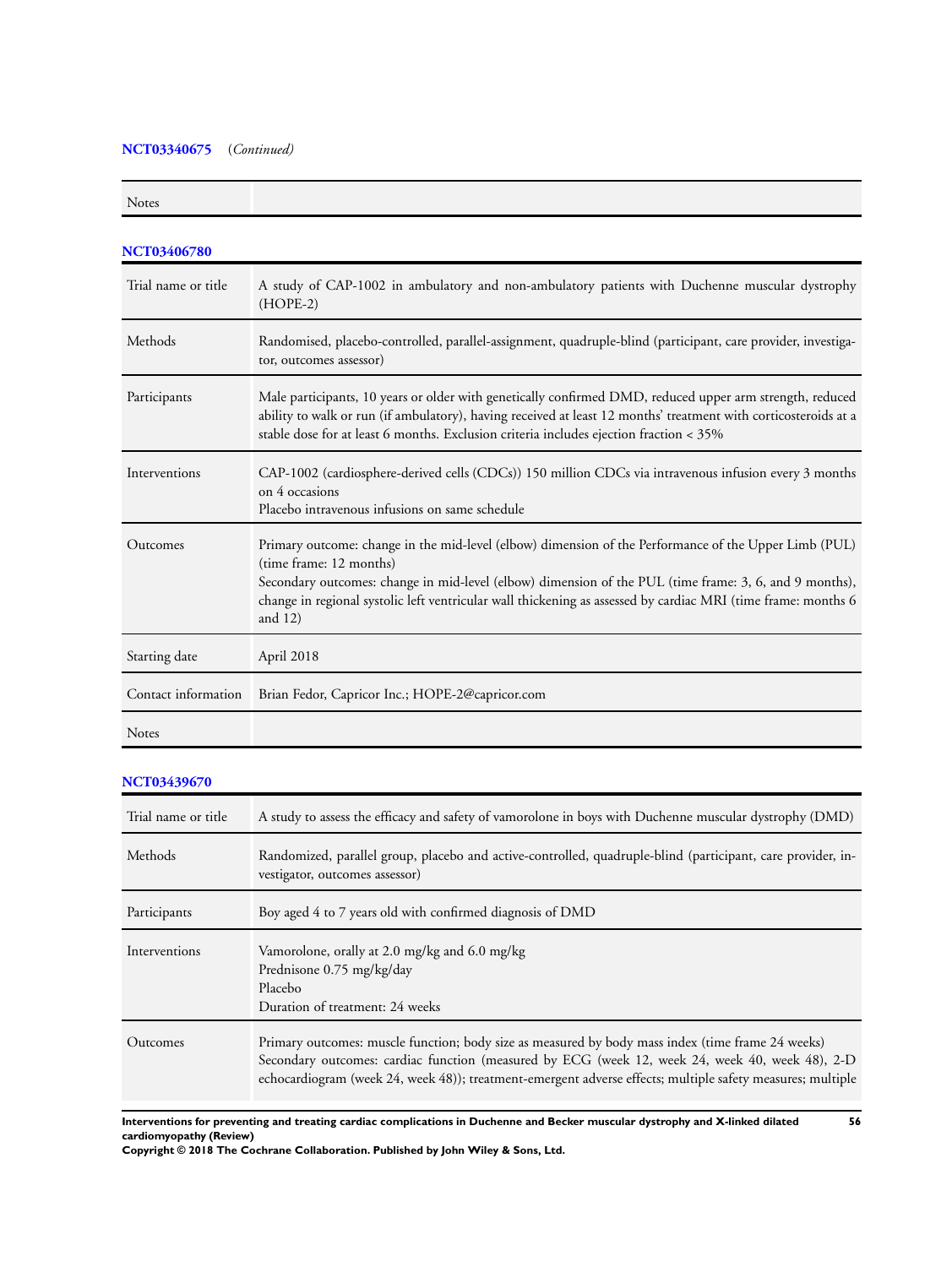**NCT03340675** (*Continued*)

| Notes | |
|---|---|

**NCT03406780**

| | |
|---|---|
| Trial name or title | A study of CAP-1002 in ambulatory and non-ambulatory patients with Duchenne muscular dystrophy (HOPE-2) |
| Methods | Randomised, placebo-controlled, parallel-assignment, quadruple-blind (participant, care provider, investigator, outcomes assessor) |
| Participants | Male participants, 10 years or older with genetically confirmed DMD, reduced upper arm strength, reduced ability to walk or run (if ambulatory), having received at least 12 months' treatment with corticosteroids at a stable dose for at least 6 months. Exclusion criteria includes ejection fraction < 35% |
| Interventions | CAP-1002 (cardiosphere-derived cells (CDCs)) 150 million CDCs via intravenous infusion every 3 months on 4 occasions<br>Placebo intravenous infusions on same schedule |
| Outcomes | Primary outcome: change in the mid-level (elbow) dimension of the Performance of the Upper Limb (PUL) (time frame: 12 months)<br>Secondary outcomes: change in mid-level (elbow) dimension of the PUL (time frame: 3, 6, and 9 months), change in regional systolic left ventricular wall thickening as assessed by cardiac MRI (time frame: months 6 and 12) |
| Starting date | April 2018 |
| Contact information | Brian Fedor, Capricor Inc.; HOPE-2@capricor.com |
| Notes | |

**NCT03439670**

| | |
|---|---|
| Trial name or title | A study to assess the efficacy and safety of vamorolone in boys with Duchenne muscular dystrophy (DMD) |
| Methods | Randomized, parallel group, placebo and active-controlled, quadruple-blind (participant, care provider, investigator, outcomes assessor) |
| Participants | Boy aged 4 to 7 years old with confirmed diagnosis of DMD |
| Interventions | Vamorolone, orally at 2.0 mg/kg and 6.0 mg/kg<br>Prednisone 0.75 mg/kg/day<br>Placebo<br>Duration of treatment: 24 weeks |
| Outcomes | Primary outcomes: muscle function; body size as measured by body mass index (time frame 24 weeks)<br>Secondary outcomes: cardiac function (measured by ECG (week 12, week 24, week 40, week 48), 2-D echocardiogram (week 24, week 48)); treatment-emergent adverse effects; multiple safety measures; multiple |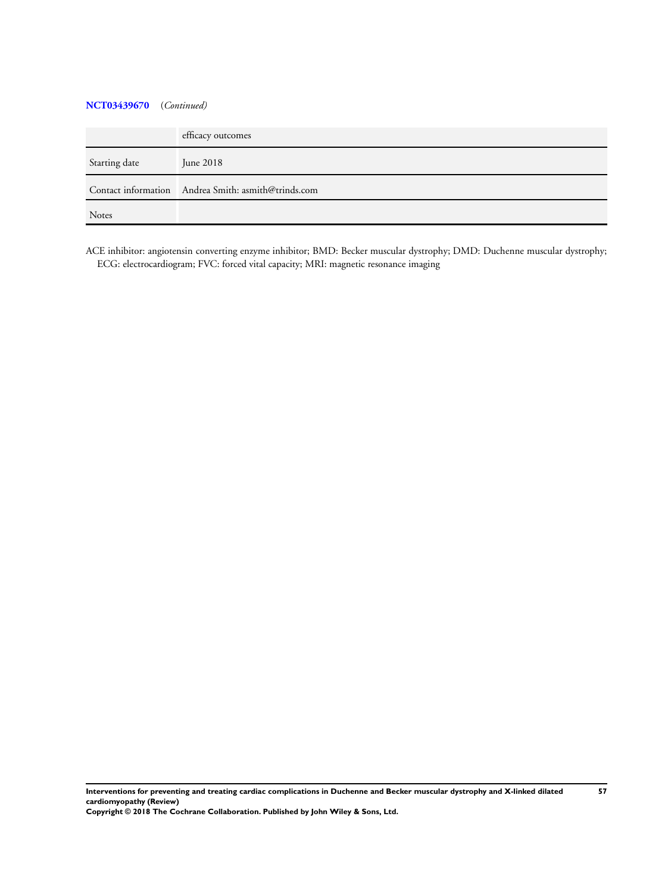**NCT03439670** (*Continued*)

| | |
|---|---|
| | efficacy outcomes |
| Starting date | June 2018 |
| Contact information | Andrea Smith: asmith@trinds.com |
| Notes | |

ACE inhibitor: angiotensin converting enzyme inhibitor; BMD: Becker muscular dystrophy; DMD: Duchenne muscular dystrophy; ECG: electrocardiogram; FVC: forced vital capacity; MRI: magnetic resonance imaging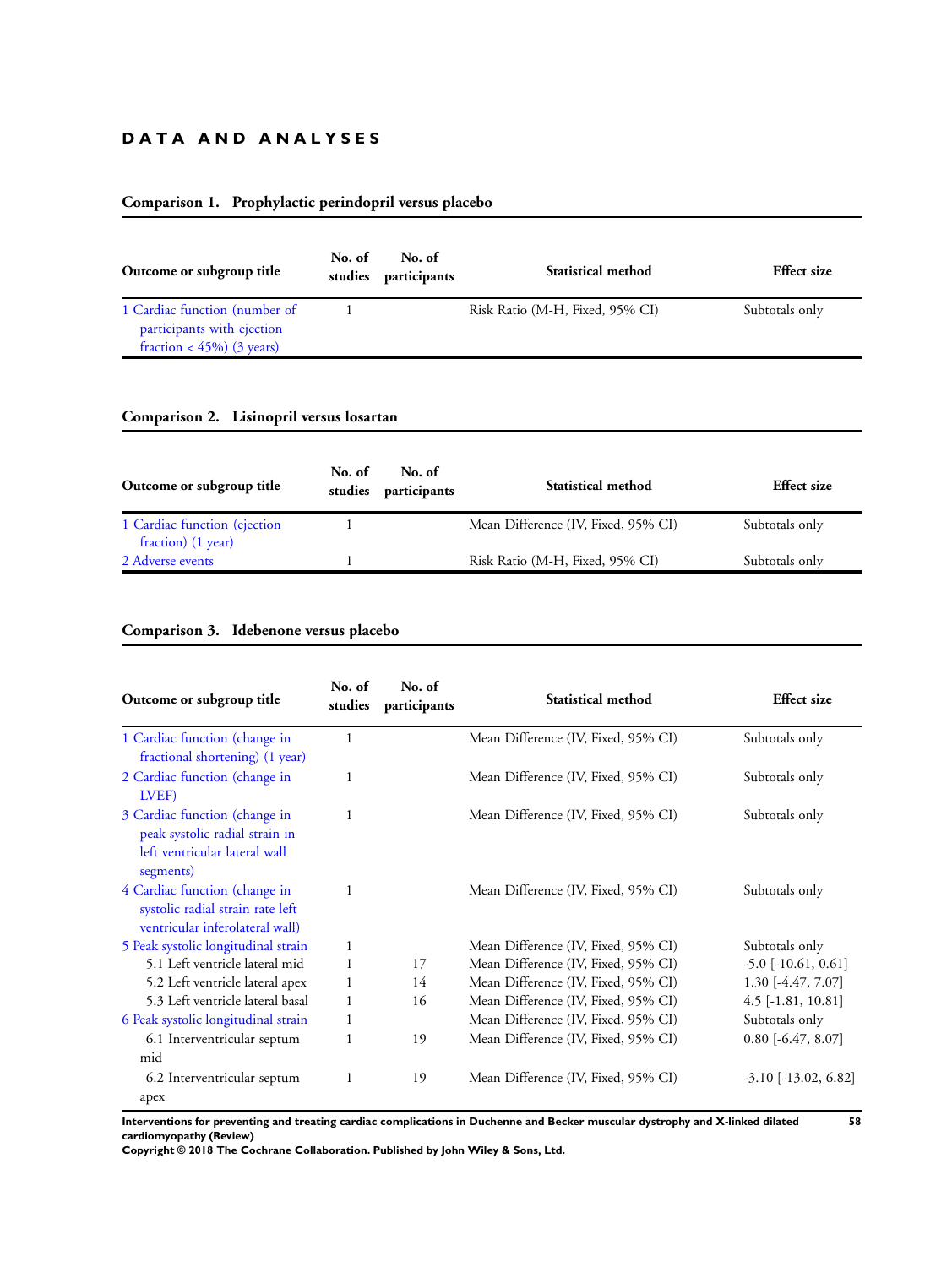# DATA AND ANALYSES

### Comparison 1. Prophylactic perindopril versus placebo

| Outcome or subgroup title | No. of studies | No. of participants | Statistical method | Effect size |
|---|---|---|---|---|
| 1 Cardiac function (number of participants with ejection fraction < 45%) (3 years) | 1 | | Risk Ratio (M-H, Fixed, 95% CI) | Subtotals only |

### Comparison 2. Lisinopril versus losartan

| Outcome or subgroup title | No. of studies | No. of participants | Statistical method | Effect size |
|---|---|---|---|---|
| 1 Cardiac function (ejection fraction) (1 year) | 1 | | Mean Difference (IV, Fixed, 95% CI) | Subtotals only |
| 2 Adverse events | 1 | | Risk Ratio (M-H, Fixed, 95% CI) | Subtotals only |

### Comparison 3. Idebenone versus placebo

| Outcome or subgroup title | No. of studies | No. of participants | Statistical method | Effect size |
|---|---|---|---|---|
| 1 Cardiac function (change in fractional shortening) (1 year) | 1 | | Mean Difference (IV, Fixed, 95% CI) | Subtotals only |
| 2 Cardiac function (change in LVEF) | 1 | | Mean Difference (IV, Fixed, 95% CI) | Subtotals only |
| 3 Cardiac function (change in peak systolic radial strain in left ventricular lateral wall segments) | 1 | | Mean Difference (IV, Fixed, 95% CI) | Subtotals only |
| 4 Cardiac function (change in systolic radial strain rate left ventricular inferolateral wall) | 1 | | Mean Difference (IV, Fixed, 95% CI) | Subtotals only |
| 5 Peak systolic longitudinal strain | 1 | | Mean Difference (IV, Fixed, 95% CI) | Subtotals only |
| 5.1 Left ventricle lateral mid | 1 | 17 | Mean Difference (IV, Fixed, 95% CI) | -5.0 [-10.61, 0.61] |
| 5.2 Left ventricle lateral apex | 1 | 14 | Mean Difference (IV, Fixed, 95% CI) | 1.30 [-4.47, 7.07] |
| 5.3 Left ventricle lateral basal | 1 | 16 | Mean Difference (IV, Fixed, 95% CI) | 4.5 [-1.81, 10.81] |
| 6 Peak systolic longitudinal strain | 1 | | Mean Difference (IV, Fixed, 95% CI) | Subtotals only |
| 6.1 Interventricular septum mid | 1 | 19 | Mean Difference (IV, Fixed, 95% CI) | 0.80 [-6.47, 8.07] |
| 6.2 Interventricular septum apex | 1 | 19 | Mean Difference (IV, Fixed, 95% CI) | -3.10 [-13.02, 6.82] |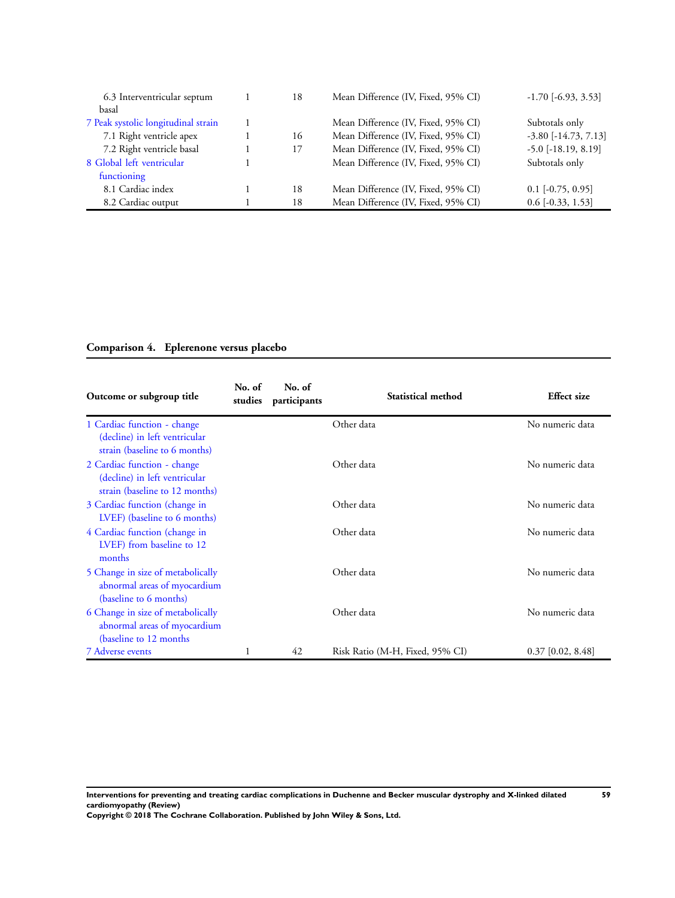| | | | | |
|---|---|---|---|---|
| 6.3 Interventricular septum basal | 1 | 18 | Mean Difference (IV, Fixed, 95% CI) | -1.70 [-6.93, 3.53] |
| 7 Peak systolic longitudinal strain | 1 | | Mean Difference (IV, Fixed, 95% CI) | Subtotals only |
| 7.1 Right ventricle apex | 1 | 16 | Mean Difference (IV, Fixed, 95% CI) | -3.80 [-14.73, 7.13] |
| 7.2 Right ventricle basal | 1 | 17 | Mean Difference (IV, Fixed, 95% CI) | -5.0 [-18.19, 8.19] |
| 8 Global left ventricular functioning | 1 | | Mean Difference (IV, Fixed, 95% CI) | Subtotals only |
| 8.1 Cardiac index | 1 | 18 | Mean Difference (IV, Fixed, 95% CI) | 0.1 [-0.75, 0.95] |
| 8.2 Cardiac output | 1 | 18 | Mean Difference (IV, Fixed, 95% CI) | 0.6 [-0.33, 1.53] |

### Comparison 4. Eplerenone versus placebo

| Outcome or subgroup title | No. of studies | No. of participants | Statistical method | Effect size |
|---|---|---|---|---|
| 1 Cardiac function - change (decline) in left ventricular strain (baseline to 6 months) | | | Other data | No numeric data |
| 2 Cardiac function - change (decline) in left ventricular strain (baseline to 12 months) | | | Other data | No numeric data |
| 3 Cardiac function (change in LVEF) (baseline to 6 months) | | | Other data | No numeric data |
| 4 Cardiac function (change in LVEF) from baseline to 12 months | | | Other data | No numeric data |
| 5 Change in size of metabolically abnormal areas of myocardium (baseline to 6 months) | | | Other data | No numeric data |
| 6 Change in size of metabolically abnormal areas of myocardium (baseline to 12 months | | | Other data | No numeric data |
| 7 Adverse events | 1 | 42 | Risk Ratio (M-H, Fixed, 95% CI) | 0.37 [0.02, 8.48] |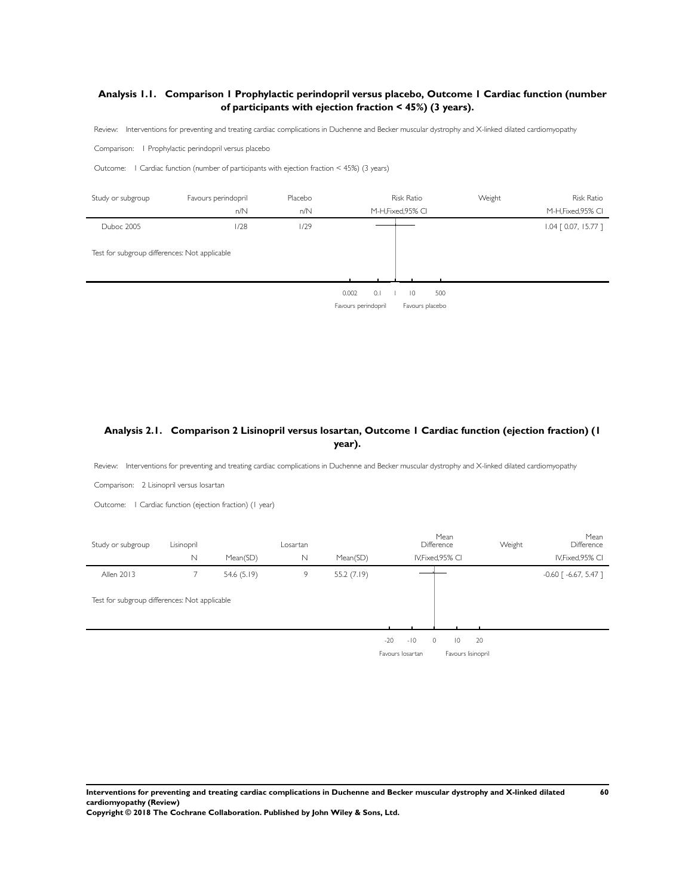### Analysis 1.1. Comparison 1 Prophylactic perindopril versus placebo, Outcome 1 Cardiac function (number of participants with ejection fraction < 45%) (3 years).

Review: Interventions for preventing and treating cardiac complications in Duchenne and Becker muscular dystrophy and X-linked dilated cardiomyopathy

Comparison: 1 Prophylactic perindopril versus placebo

Outcome: 1 Cardiac function (number of participants with ejection fraction < 45%) (3 years)

| Study or subgroup | Favours perindopril n/N | Placebo n/N | Risk Ratio M-H,Fixed,95% CI | Weight | Risk Ratio M-H,Fixed,95% CI |
|---|---|---|---|---|---|
| Duboc 2005 | 1/28 | 1/29 | | | 1.04 [ 0.07, 15.77 ] |

Test for subgroup differences: Not applicable

0.002 0.1 1 10 500

Favours perindopril Favours placebo

### Analysis 2.1. Comparison 2 Lisinopril versus losartan, Outcome 1 Cardiac function (ejection fraction) (1 year).

Review: Interventions for preventing and treating cardiac complications in Duchenne and Becker muscular dystrophy and X-linked dilated cardiomyopathy

Comparison: 2 Lisinopril versus losartan

Outcome: 1 Cardiac function (ejection fraction) (1 year)

| Study or subgroup | Lisinopril N | Mean(SD) | Losartan N | Mean(SD) | Mean Difference IV,Fixed,95% CI | Weight | Mean Difference IV,Fixed,95% CI |
|---|---|---|---|---|---|---|---|
| Allen 2013 | 7 | 54.6 (5.19) | 9 | 55.2 (7.19) | | | -0.60 [ -6.67, 5.47 ] |

Test for subgroup differences: Not applicable

-20 -10 0 10 20

Favours losartan Favours lisinopril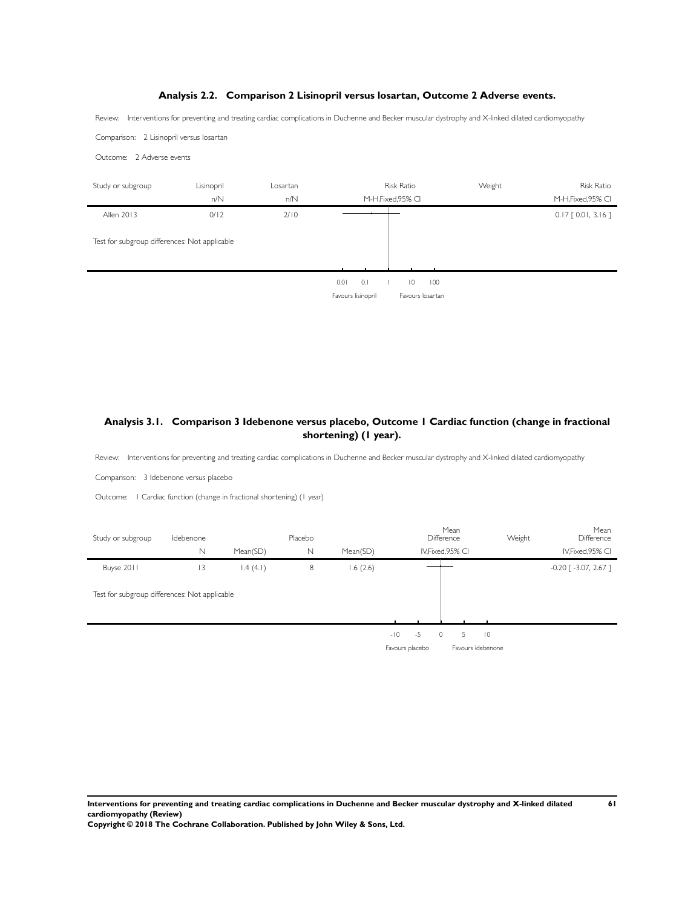### Analysis 2.2. Comparison 2 Lisinopril versus losartan, Outcome 2 Adverse events.

Review: Interventions for preventing and treating cardiac complications in Duchenne and Becker muscular dystrophy and X-linked dilated cardiomyopathy

Comparison: 2 Lisinopril versus losartan

Outcome: 2 Adverse events

| Study or subgroup | Lisinopril | Losartan | Risk Ratio | Weight | Risk Ratio |
|---|---|---|---|---|---|
| | n/N | n/N | M-H,Fixed,95% CI | | M-H,Fixed,95% CI |
| Allen 2013 | 0/12 | 2/10 | | | 0.17 [ 0.01, 3.16 ] |

Test for subgroup differences: Not applicable

0.01 0.1 1 10 100

Favours lisinopril Favours losartan

### Analysis 3.1. Comparison 3 Idebenone versus placebo, Outcome 1 Cardiac function (change in fractional shortening) (1 year).

Review: Interventions for preventing and treating cardiac complications in Duchenne and Becker muscular dystrophy and X-linked dilated cardiomyopathy

Comparison: 3 Idebenone versus placebo

Outcome: 1 Cardiac function (change in fractional shortening) (1 year)

| Study or subgroup | Idebenone | | Placebo | | Mean Difference | Weight | Mean Difference |
|---|---|---|---|---|---|---|---|
| | N | Mean(SD) | N | Mean(SD) | IV,Fixed,95% CI | | IV,Fixed,95% CI |
| Buyse 2011 | 13 | 1.4 (4.1) | 8 | 1.6 (2.6) | | | -0.20 [ -3.07, 2.67 ] |

Test for subgroup differences: Not applicable

-10 -5 0 5 10

Favours placebo Favours idebenone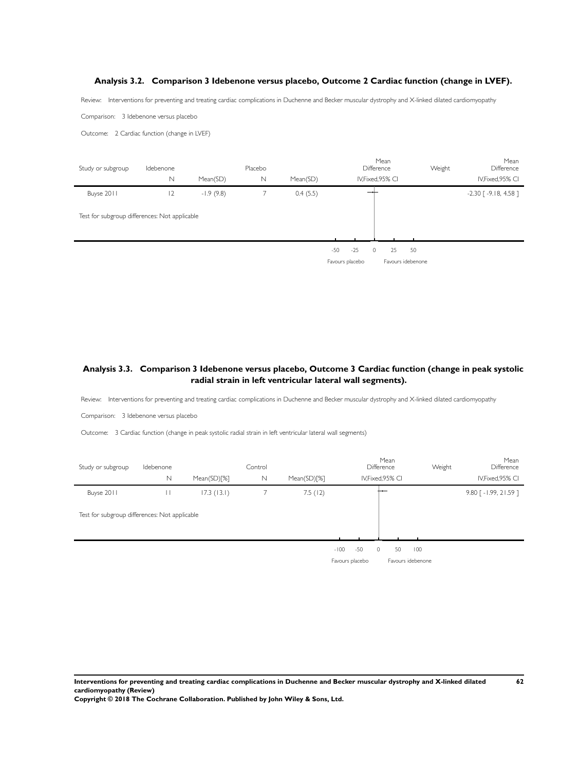### Analysis 3.2. Comparison 3 Idebenone versus placebo, Outcome 2 Cardiac function (change in LVEF).

Review: Interventions for preventing and treating cardiac complications in Duchenne and Becker muscular dystrophy and X-linked dilated cardiomyopathy

Comparison: 3 Idebenone versus placebo

Outcome: 2 Cardiac function (change in LVEF)

| Study or subgroup | Idebenone N | Mean(SD) | Placebo N | Mean(SD) | Mean Difference IV,Fixed,95% CI | Weight | Mean Difference IV,Fixed,95% CI |
|---|---|---|---|---|---|---|---|
| Buyse 2011 | 12 | -1.9 (9.8) | 7 | 0.4 (5.5) | | | -2.30 [ -9.18, 4.58 ] |
| Test for subgroup differences: Not applicable | | | | | | | |

-50 -25 0 25 50

Favours placebo Favours idebenone

### Analysis 3.3. Comparison 3 Idebenone versus placebo, Outcome 3 Cardiac function (change in peak systolic radial strain in left ventricular lateral wall segments).

Review: Interventions for preventing and treating cardiac complications in Duchenne and Becker muscular dystrophy and X-linked dilated cardiomyopathy

Comparison: 3 Idebenone versus placebo

Outcome: 3 Cardiac function (change in peak systolic radial strain in left ventricular lateral wall segments)

| Study or subgroup | Idebenone N | Mean(SD)[%] | Control N | Mean(SD)[%] | Mean Difference IV,Fixed,95% CI | Weight | Mean Difference IV,Fixed,95% CI |
|---|---|---|---|---|---|---|---|
| Buyse 2011 | 11 | 17.3 (13.1) | 7 | 7.5 (12) | | | 9.80 [ -1.99, 21.59 ] |
| Test for subgroup differences: Not applicable | | | | | | | |

-100 -50 0 50 100

Favours placebo Favours idebenone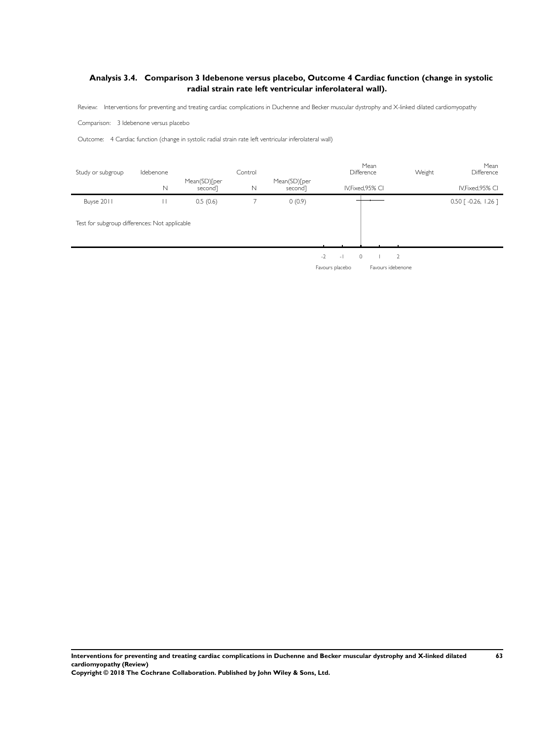## Analysis 3.4. Comparison 3 Idebenone versus placebo, Outcome 4 Cardiac function (change in systolic radial strain rate left ventricular inferolateral wall).

Review: Interventions for preventing and treating cardiac complications in Duchenne and Becker muscular dystrophy and X-linked dilated cardiomyopathy

Comparison: 3 Idebenone versus placebo

Outcome: 4 Cardiac function (change in systolic radial strain rate left ventricular inferolateral wall)

| Study or subgroup | Idebenone N | Mean(SD)[per second] | Control N | Mean(SD)[per second] | Mean Difference IV,Fixed,95% CI | Weight | Mean Difference IV,Fixed,95% CI |
|---|---|---|---|---|---|---|---|
| Buyse 2011 | 11 | 0.5 (0.6) | 7 | 0 (0.9) | | | 0.50 [ -0.26, 1.26 ] |
| Test for subgroup differences: Not applicable | | | | | | | |

-2 -1 0 1 2

Favours placebo Favours idebenone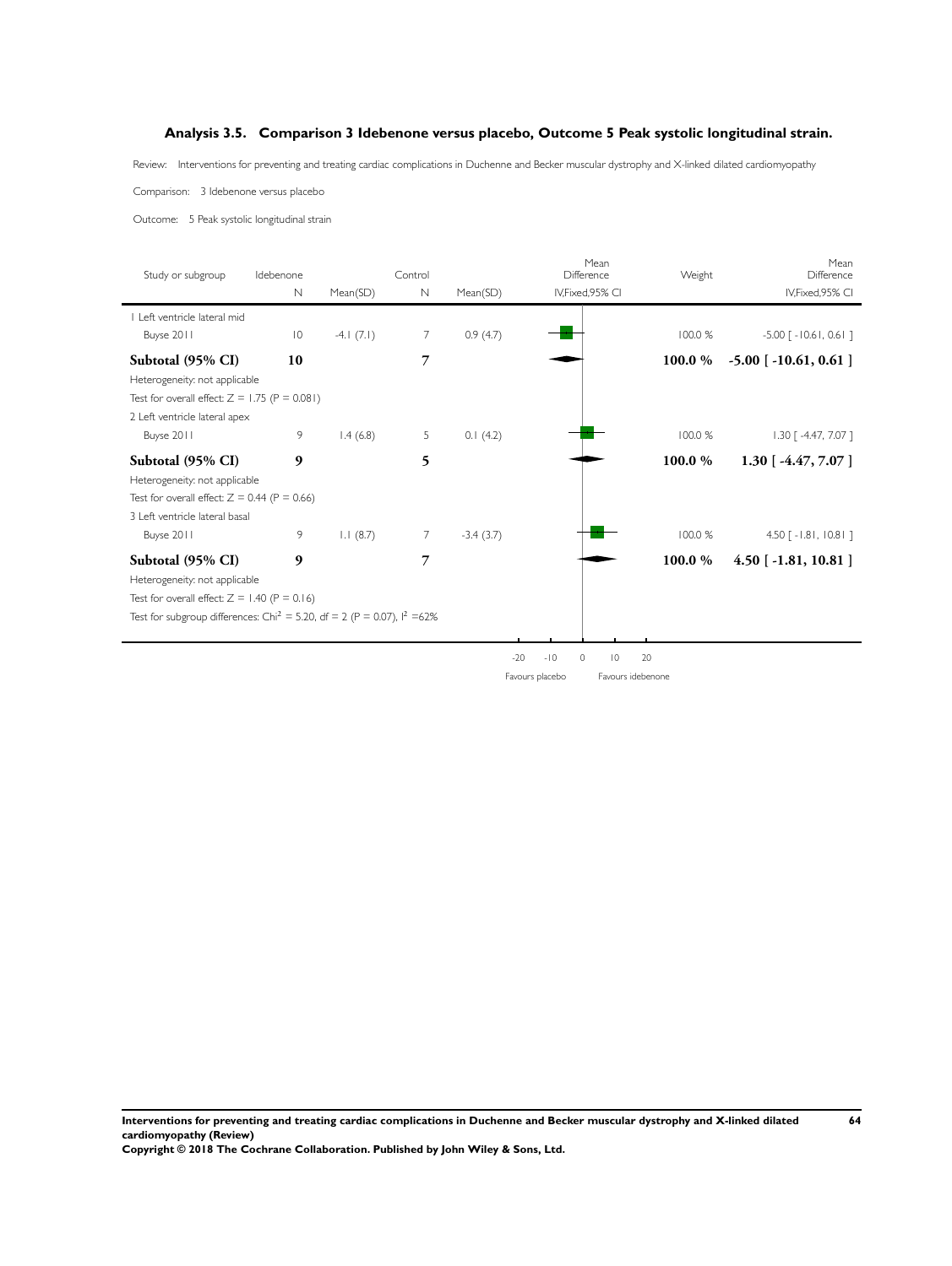## Analysis 3.5. Comparison 3 Idebenone versus placebo, Outcome 5 Peak systolic longitudinal strain.

Review: Interventions for preventing and treating cardiac complications in Duchenne and Becker muscular dystrophy and X-linked dilated cardiomyopathy

Comparison: 3 Idebenone versus placebo

Outcome: 5 Peak systolic longitudinal strain

| Study or subgroup | Idebenone N | Mean(SD) | Control N | Mean(SD) | Mean Difference IV,Fixed,95% CI | Weight | Mean Difference IV,Fixed,95% CI |
|---|---|---|---|---|---|---|---|
| 1 Left ventricle lateral mid | | | | | | | |
| Buyse 2011 | 10 | -4.1 (7.1) | 7 | 0.9 (4.7) | | 100.0 % | -5.00 [ -10.61, 0.61 ] |
| **Subtotal (95% CI)** | **10** | | **7** | | | **100.0 %** | **-5.00 [ -10.61, 0.61 ]** |
| Heterogeneity: not applicable | | | | | | | |
| Test for overall effect: Z = 1.75 (P = 0.081) | | | | | | | |
| 2 Left ventricle lateral apex | | | | | | | |
| Buyse 2011 | 9 | 1.4 (6.8) | 5 | 0.1 (4.2) | | 100.0 % | 1.30 [ -4.47, 7.07 ] |
| **Subtotal (95% CI)** | **9** | | **5** | | | **100.0 %** | **1.30 [ -4.47, 7.07 ]** |
| Heterogeneity: not applicable | | | | | | | |
| Test for overall effect: Z = 0.44 (P = 0.66) | | | | | | | |
| 3 Left ventricle lateral basal | | | | | | | |
| Buyse 2011 | 9 | 1.1 (8.7) | 7 | -3.4 (3.7) | | 100.0 % | 4.50 [ -1.81, 10.81 ] |
| **Subtotal (95% CI)** | **9** | | **7** | | | **100.0 %** | **4.50 [ -1.81, 10.81 ]** |
| Heterogeneity: not applicable | | | | | | | |
| Test for overall effect: Z = 1.40 (P = 0.16) | | | | | | | |
| Test for subgroup differences: $Chi^2$ = 5.20, df = 2 (P = 0.07), $I^2$ =62% | | | | | | | |

-20 -10 0 10 20

Favours placebo Favours idebenone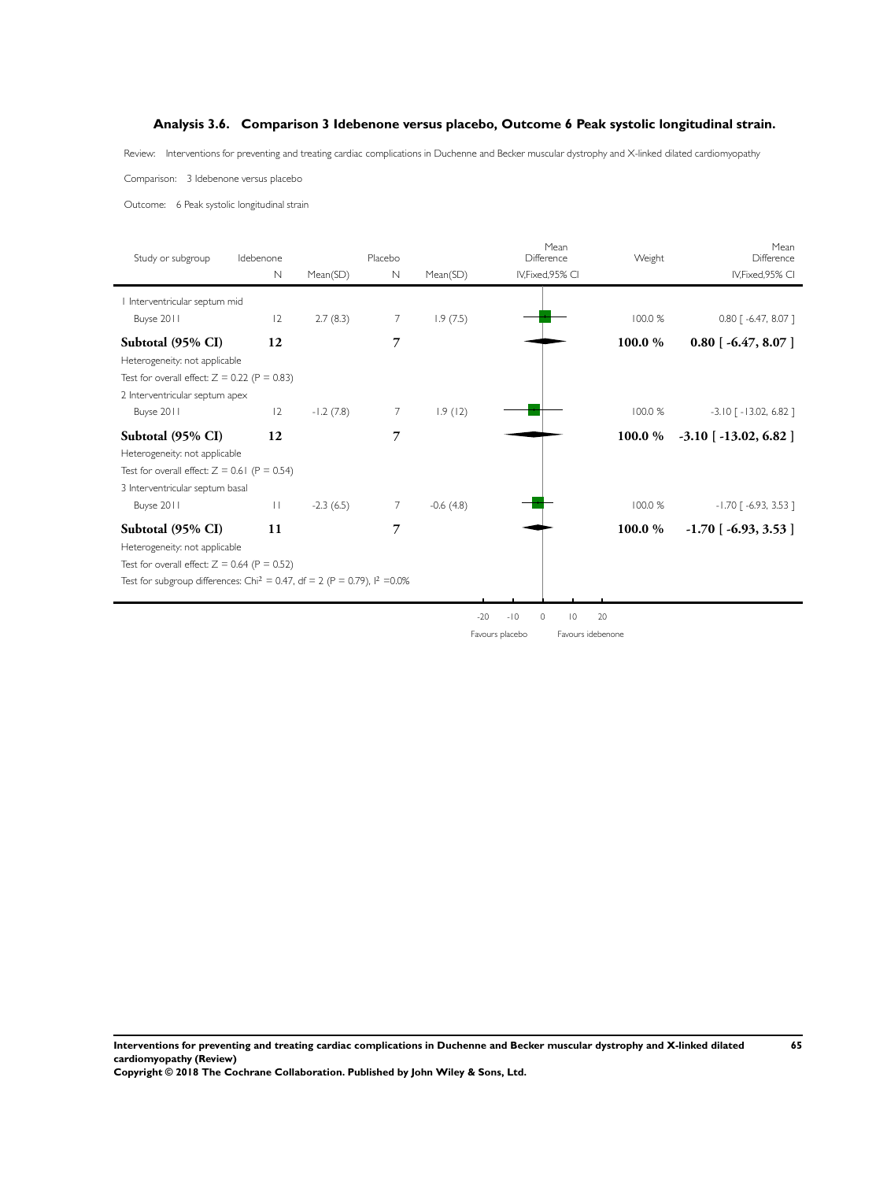### Analysis 3.6. Comparison 3 Idebenone versus placebo, Outcome 6 Peak systolic longitudinal strain.

Review: Interventions for preventing and treating cardiac complications in Duchenne and Becker muscular dystrophy and X-linked dilated cardiomyopathy

Comparison: 3 Idebenone versus placebo

Outcome: 6 Peak systolic longitudinal strain

| Study or subgroup | Idebenone N | Mean(SD) | Placebo N | Mean(SD) | Mean Difference IV,Fixed,95% CI | Weight | Mean Difference IV,Fixed,95% CI |
|---|---|---|---|---|---|---|---|
| 1 Interventricular septum mid | | | | | | | |
| Buyse 2011 | 12 | 2.7 (8.3) | 7 | 1.9 (7.5) | | 100.0 % | 0.80 [ -6.47, 8.07 ] |
| **Subtotal (95% CI)** | **12** | | **7** | | | **100.0 %** | **0.80 [ -6.47, 8.07 ]** |
| Heterogeneity: not applicable | | | | | | | |
| Test for overall effect: Z = 0.22 (P = 0.83) | | | | | | | |
| 2 Interventricular septum apex | | | | | | | |
| Buyse 2011 | 12 | -1.2 (7.8) | 7 | 1.9 (12) | | 100.0 % | -3.10 [ -13.02, 6.82 ] |
| **Subtotal (95% CI)** | **12** | | **7** | | | **100.0 %** | **-3.10 [ -13.02, 6.82 ]** |
| Heterogeneity: not applicable | | | | | | | |
| Test for overall effect: Z = 0.61 (P = 0.54) | | | | | | | |
| 3 Interventricular septum basal | | | | | | | |
| Buyse 2011 | 11 | -2.3 (6.5) | 7 | -0.6 (4.8) | | 100.0 % | -1.70 [ -6.93, 3.53 ] |
| **Subtotal (95% CI)** | **11** | | **7** | | | **100.0 %** | **-1.70 [ -6.93, 3.53 ]** |
| Heterogeneity: not applicable | | | | | | | |
| Test for overall effect: Z = 0.64 (P = 0.52) | | | | | | | |
| Test for subgroup differences: $Chi^2$ = 0.47, df = 2 (P = 0.79), $I^2$ =0.0% | | | | | | | |

-20 -10 0 10 20

Favours placebo | Favours idebenone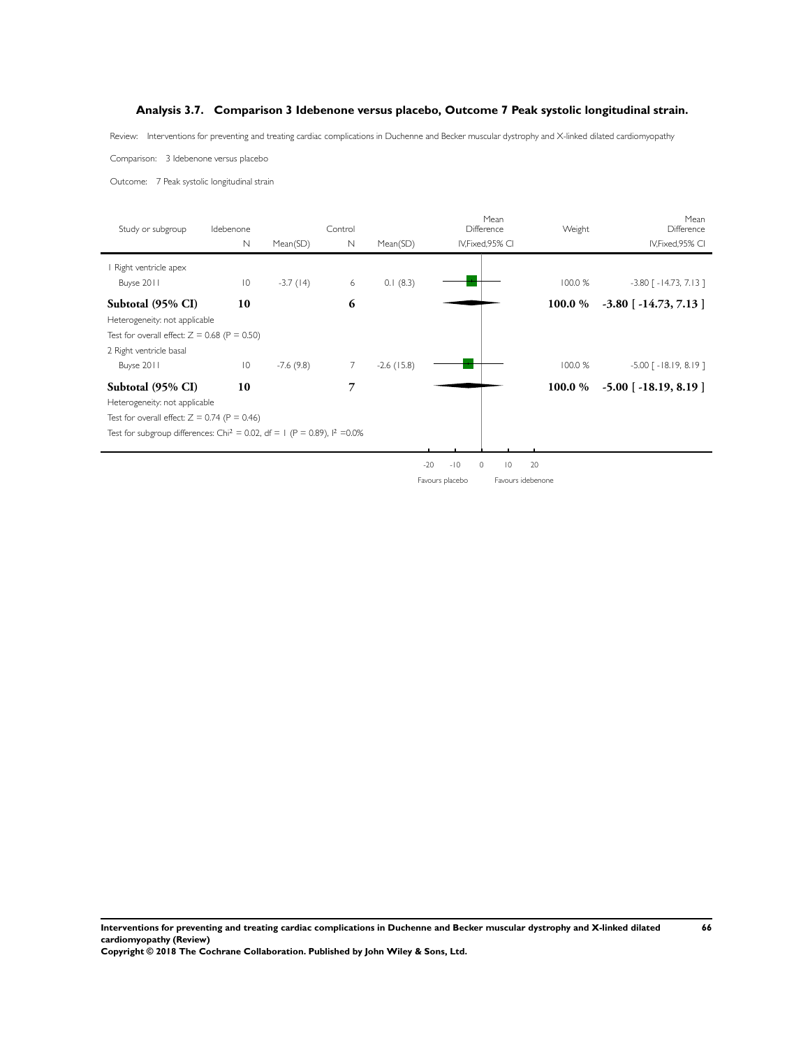### Analysis 3.7. Comparison 3 Idebenone versus placebo, Outcome 7 Peak systolic longitudinal strain.

Review: Interventions for preventing and treating cardiac complications in Duchenne and Becker muscular dystrophy and X-linked dilated cardiomyopathy

Comparison: 3 Idebenone versus placebo

Outcome: 7 Peak systolic longitudinal strain

| Study or subgroup | Idebenone N | Mean(SD) | Control N | Mean(SD) | Mean Difference IV,Fixed,95% CI | Weight | Mean Difference IV,Fixed,95% CI |
|---|---|---|---|---|---|---|---|
| 1 Right ventricle apex | | | | | | | |
| Buyse 2011 | 10 | -3.7 (14) | 6 | 0.1 (8.3) | | 100.0 % | -3.80 [ -14.73, 7.13 ] |
| **Subtotal (95% CI)** | **10** | | **6** | | | **100.0 %** | **-3.80 [ -14.73, 7.13 ]** |
| Heterogeneity: not applicable | | | | | | | |
| Test for overall effect: Z = 0.68 (P = 0.50) | | | | | | | |
| 2 Right ventricle basal | | | | | | | |
| Buyse 2011 | 10 | -7.6 (9.8) | 7 | -2.6 (15.8) | | 100.0 % | -5.00 [ -18.19, 8.19 ] |
| **Subtotal (95% CI)** | **10** | | **7** | | | **100.0 %** | **-5.00 [ -18.19, 8.19 ]** |
| Heterogeneity: not applicable | | | | | | | |
| Test for overall effect: Z = 0.74 (P = 0.46) | | | | | | | |
| Test for subgroup differences: $Chi^2 = 0.02$, df = 1 (P = 0.89), $I^2 = 0.0\%$ | | | | | | | |

-20 -10 0 10 20

Favours placebo Favours idebenone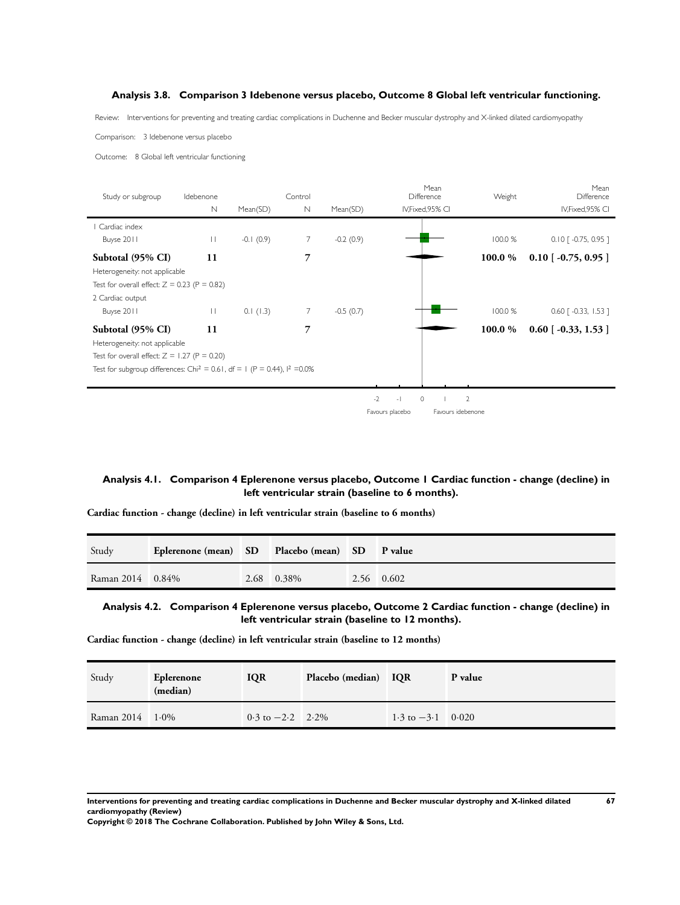### Analysis 3.8. Comparison 3 Idebenone versus placebo, Outcome 8 Global left ventricular functioning.

Review: Interventions for preventing and treating cardiac complications in Duchenne and Becker muscular dystrophy and X-linked dilated cardiomyopathy

Comparison: 3 Idebenone versus placebo

Outcome: 8 Global left ventricular functioning

| Study or subgroup | Idebenone N | Mean(SD) | Control N | Mean(SD) | Mean Difference IV,Fixed,95% CI | Weight | Mean Difference IV,Fixed,95% CI |
|---|---|---|---|---|---|---|---|
| 1 Cardiac index | | | | | | | |
| Buyse 2011 | 11 | -0.1 (0.9) | 7 | -0.2 (0.9) | | 100.0 % | 0.10 [ -0.75, 0.95 ] |
| **Subtotal (95% CI)** | **11** | | **7** | | | **100.0 %** | **0.10 [ -0.75, 0.95 ]** |
| Heterogeneity: not applicable | | | | | | | |
| Test for overall effect: Z = 0.23 (P = 0.82) | | | | | | | |
| 2 Cardiac output | | | | | | | |
| Buyse 2011 | 11 | 0.1 (1.3) | 7 | -0.5 (0.7) | | 100.0 % | 0.60 [ -0.33, 1.53 ] |
| **Subtotal (95% CI)** | **11** | | **7** | | | **100.0 %** | **0.60 [ -0.33, 1.53 ]** |
| Heterogeneity: not applicable | | | | | | | |
| Test for overall effect: Z = 1.27 (P = 0.20) | | | | | | | |
| Test for subgroup differences: $Chi^2$ = 0.61, df = 1 (P = 0.44), $I^2$ =0.0% | | | | | | | |

-2 -1 0 1 2

Favours placebo Favours idebenone

### Analysis 4.1. Comparison 4 Eplerenone versus placebo, Outcome 1 Cardiac function - change (decline) in left ventricular strain (baseline to 6 months).

**Cardiac function - change (decline) in left ventricular strain (baseline to 6 months)**

| Study | Eplerenone (mean) | SD | Placebo (mean) | SD | P value |
|---|---|---|---|---|---|
| Raman 2014 | 0.84% | 2.68 | 0.38% | 2.56 | 0.602 |

### Analysis 4.2. Comparison 4 Eplerenone versus placebo, Outcome 2 Cardiac function - change (decline) in left ventricular strain (baseline to 12 months).

**Cardiac function - change (decline) in left ventricular strain (baseline to 12 months)**

| Study | Eplerenone (median) | IQR | Placebo (median) | IQR | P value |
|---|---|---|---|---|---|
| Raman 2014 | 1·0% | 0·3 to −2·2 | 2·2% | 1·3 to −3·1 | 0·020 |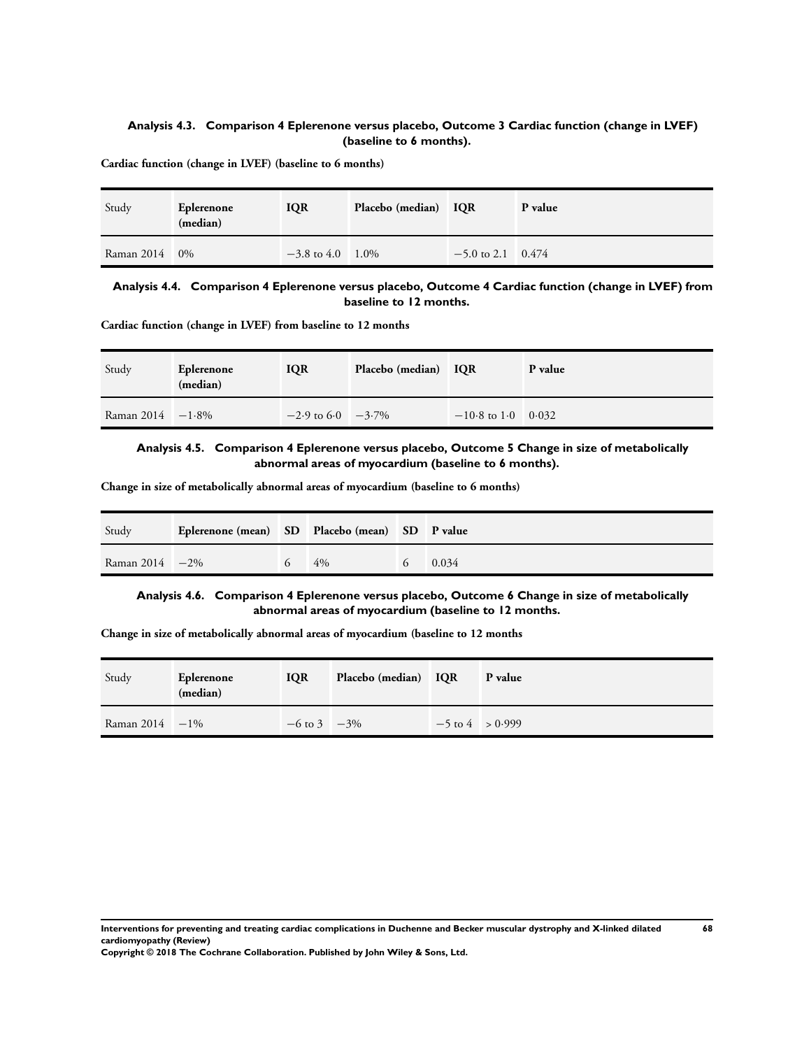### Analysis 4.3. Comparison 4 Eplerenone versus placebo, Outcome 3 Cardiac function (change in LVEF) (baseline to 6 months).

**Cardiac function (change in LVEF) (baseline to 6 months)**

| Study | Eplerenone (median) | IQR | Placebo (median) | IQR | P value |
|---|---|---|---|---|---|
| Raman 2014 | 0% | −3.8 to 4.0 | 1.0% | −5.0 to 2.1 | 0.474 |

### Analysis 4.4. Comparison 4 Eplerenone versus placebo, Outcome 4 Cardiac function (change in LVEF) from baseline to 12 months.

**Cardiac function (change in LVEF) from baseline to 12 months**

| Study | Eplerenone (median) | IQR | Placebo (median) | IQR | P value |
|---|---|---|---|---|---|
| Raman 2014 | −1·8% | −2·9 to 6·0 | −3·7% | −10·8 to 1·0 | 0·032 |

### Analysis 4.5. Comparison 4 Eplerenone versus placebo, Outcome 5 Change in size of metabolically abnormal areas of myocardium (baseline to 6 months).

**Change in size of metabolically abnormal areas of myocardium (baseline to 6 months)**

| Study | Eplerenone (mean) | SD | Placebo (mean) | SD | P value |
|---|---|---|---|---|---|
| Raman 2014 | −2% | 6 | 4% | 6 | 0.034 |

### Analysis 4.6. Comparison 4 Eplerenone versus placebo, Outcome 6 Change in size of metabolically abnormal areas of myocardium (baseline to 12 months.

**Change in size of metabolically abnormal areas of myocardium (baseline to 12 months**

| Study | Eplerenone (median) | IQR | Placebo (median) | IQR | P value |
|---|---|---|---|---|---|
| Raman 2014 | −1% | −6 to 3 | −3% | −5 to 4 | > 0·999 |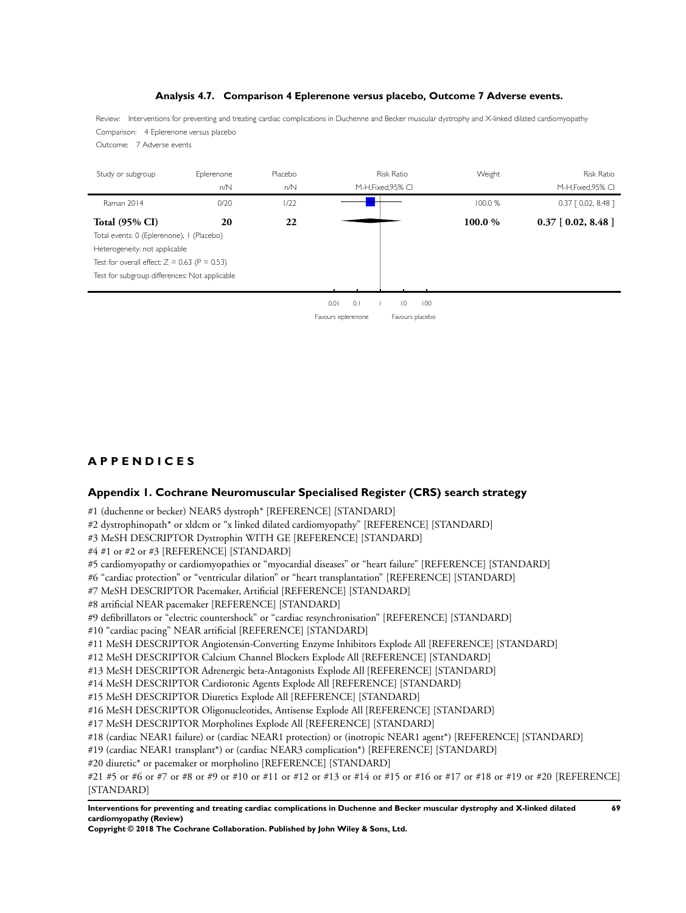### Analysis 4.7. Comparison 4 Eplerenone versus placebo, Outcome 7 Adverse events.

Review: Interventions for preventing and treating cardiac complications in Duchenne and Becker muscular dystrophy and X-linked dilated cardiomyopathy

Comparison: 4 Eplerenone versus placebo

Outcome: 7 Adverse events

| Study or subgroup | Eplerenone n/N | Placebo n/N | Risk Ratio M-H,Fixed,95% CI | Weight | Risk Ratio M-H,Fixed,95% CI |
|---|---|---|---|---|---|
| Raman 2014 | 0/20 | 1/22 | | 100.0 % | 0.37 [ 0.02, 8.48 ] |
| **Total (95% CI)** | **20** | **22** | | **100.0 %** | **0.37 [ 0.02, 8.48 ]** |

Total events: 0 (Eplerenone), 1 (Placebo)

Heterogeneity: not applicable

Test for overall effect: Z = 0.63 (P = 0.53)

Test for subgroup differences: Not applicable

0.01 0.1 1 10 100

Favours eplerenone Favours placebo

# APPENDICES

## Appendix 1. Cochrane Neuromuscular Specialised Register (CRS) search strategy

#1 (duchenne or becker) NEAR5 dystroph* [REFERENCE] [STANDARD]
#2 dystrophinopath* or xldcm or "x linked dilated cardiomyopathy" [REFERENCE] [STANDARD]
#3 MeSH DESCRIPTOR Dystrophin WITH GE [REFERENCE] [STANDARD]
#4 #1 or #2 or #3 [REFERENCE] [STANDARD]
#5 cardiomyopathy or cardiomyopathies or "myocardial diseases" or "heart failure" [REFERENCE] [STANDARD]
#6 "cardiac protection" or "ventricular dilation" or "heart transplantation" [REFERENCE] [STANDARD]
#7 MeSH DESCRIPTOR Pacemaker, Artificial [REFERENCE] [STANDARD]
#8 artificial NEAR pacemaker [REFERENCE] [STANDARD]
#9 defibrillators or "electric countershock" or "cardiac resynchronisation" [REFERENCE] [STANDARD]
#10 "cardiac pacing" NEAR artificial [REFERENCE] [STANDARD]
#11 MeSH DESCRIPTOR Angiotensin-Converting Enzyme Inhibitors Explode All [REFERENCE] [STANDARD]
#12 MeSH DESCRIPTOR Calcium Channel Blockers Explode All [REFERENCE] [STANDARD]
#13 MeSH DESCRIPTOR Adrenergic beta-Antagonists Explode All [REFERENCE] [STANDARD]
#14 MeSH DESCRIPTOR Cardiotonic Agents Explode All [REFERENCE] [STANDARD]
#15 MeSH DESCRIPTOR Diuretics Explode All [REFERENCE] [STANDARD]
#16 MeSH DESCRIPTOR Oligonucleotides, Antisense Explode All [REFERENCE] [STANDARD]
#17 MeSH DESCRIPTOR Morpholines Explode All [REFERENCE] [STANDARD]
#18 (cardiac NEAR1 failure) or (cardiac NEAR1 protection) or (inotropic NEAR1 agent*) [REFERENCE] [STANDARD]
#19 (cardiac NEAR1 transplant*) or (cardiac NEAR3 complication*) [REFERENCE] [STANDARD]
#20 diuretic* or pacemaker or morpholino [REFERENCE] [STANDARD]
#21 #5 or #6 or #7 or #8 or #9 or #10 or #11 or #12 or #13 or #14 or #15 or #16 or #17 or #18 or #19 or #20 [REFERENCE] [STANDARD]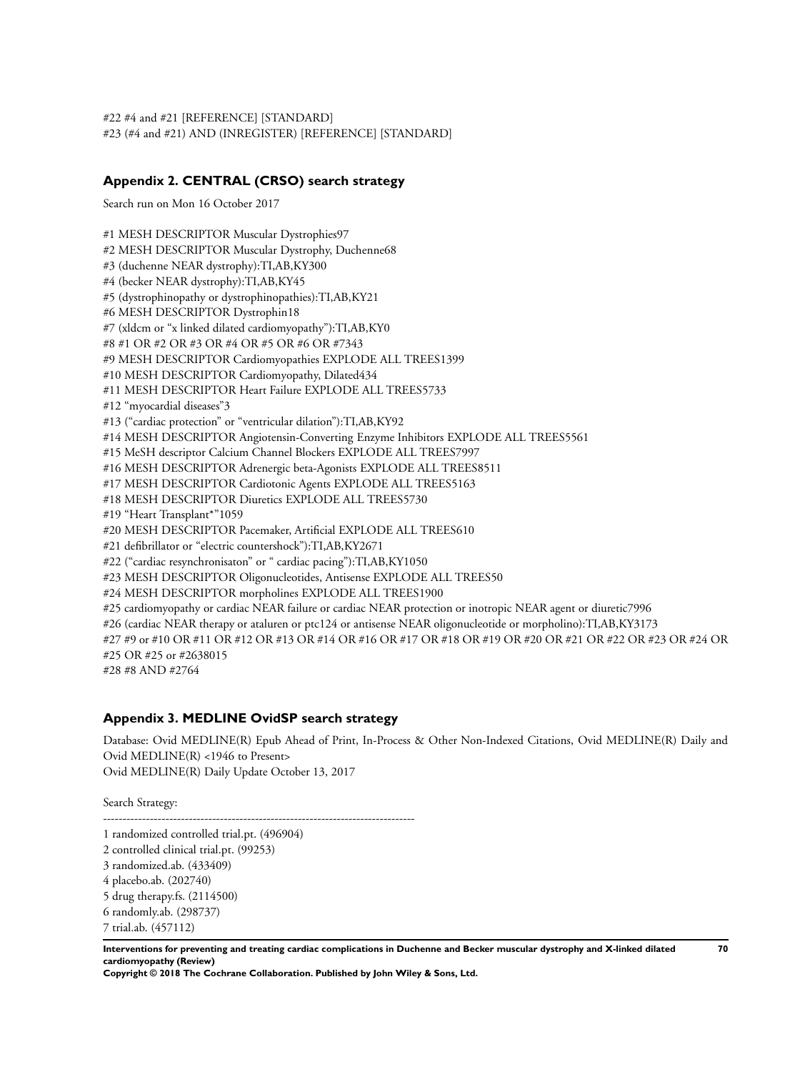#22 #4 and #21 [REFERENCE] [STANDARD]
#23 (#4 and #21) AND (INREGISTER) [REFERENCE] [STANDARD]

### Appendix 2. CENTRAL (CRSO) search strategy

Search run on Mon 16 October 2017

#1 MESH DESCRIPTOR Muscular Dystrophies97
#2 MESH DESCRIPTOR Muscular Dystrophy, Duchenne68
#3 (duchenne NEAR dystrophy):TI,AB,KY300
#4 (becker NEAR dystrophy):TI,AB,KY45
#5 (dystrophinopathy or dystrophinopathies):TI,AB,KY21
#6 MESH DESCRIPTOR Dystrophin18
#7 (xldcm or "x linked dilated cardiomyopathy"):TI,AB,KY0
#8 #1 OR #2 OR #3 OR #4 OR #5 OR #6 OR #7343
#9 MESH DESCRIPTOR Cardiomyopathies EXPLODE ALL TREES1399
#10 MESH DESCRIPTOR Cardiomyopathy, Dilated434
#11 MESH DESCRIPTOR Heart Failure EXPLODE ALL TREES5733
#12 "myocardial diseases"3
#13 ("cardiac protection" or "ventricular dilation"):TI,AB,KY92
#14 MESH DESCRIPTOR Angiotensin-Converting Enzyme Inhibitors EXPLODE ALL TREES5561
#15 MeSH descriptor Calcium Channel Blockers EXPLODE ALL TREES7997
#16 MESH DESCRIPTOR Adrenergic beta-Agonists EXPLODE ALL TREES8511
#17 MESH DESCRIPTOR Cardiotonic Agents EXPLODE ALL TREES5163
#18 MESH DESCRIPTOR Diuretics EXPLODE ALL TREES5730
#19 "Heart Transplant*"1059
#20 MESH DESCRIPTOR Pacemaker, Artificial EXPLODE ALL TREES610
#21 defibrillator or "electric countershock"):TI,AB,KY2671
#22 ("cardiac resynchronisaton" or " cardiac pacing"):TI,AB,KY1050
#23 MESH DESCRIPTOR Oligonucleotides, Antisense EXPLODE ALL TREES50
#24 MESH DESCRIPTOR morpholines EXPLODE ALL TREES1900
#25 cardiomyopathy or cardiac NEAR failure or cardiac NEAR protection or inotropic NEAR agent or diuretic7996
#26 (cardiac NEAR therapy or ataluren or ptc124 or antisense NEAR oligonucleotide or morpholino):TI,AB,KY3173
#27 #9 or #10 OR #11 OR #12 OR #13 OR #14 OR #16 OR #17 OR #18 OR #19 OR #20 OR #21 OR #22 OR #23 OR #24 OR #25 OR #25 or #2638015
#28 #8 AND #2764

### Appendix 3. MEDLINE OvidSP search strategy

Database: Ovid MEDLINE(R) Epub Ahead of Print, In-Process & Other Non-Indexed Citations, Ovid MEDLINE(R) Daily and Ovid MEDLINE(R) <1946 to Present>
Ovid MEDLINE(R) Daily Update October 13, 2017

Search Strategy:

--------------------------------------------------------------------------------

1 randomized controlled trial.pt. (496904)
2 controlled clinical trial.pt. (99253)
3 randomized.ab. (433409)
4 placebo.ab. (202740)
5 drug therapy.fs. (2114500)
6 randomly.ab. (298737)
7 trial.ab. (457112)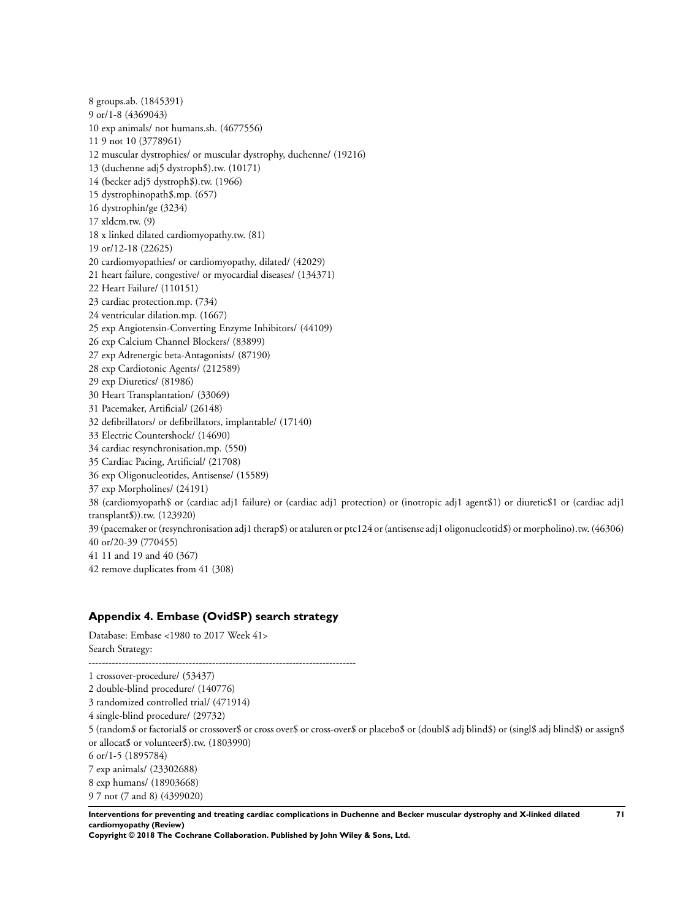8 groups.ab. (1845391)
9 or/1-8 (4369043)
10 exp animals/ not humans.sh. (4677556)
11 9 not 10 (3778961)
12 muscular dystrophies/ or muscular dystrophy, duchenne/ (19216)
13 (duchenne adj5 dystroph$).tw. (10171)
14 (becker adj5 dystroph$).tw. (1966)
15 dystrophinopath$.mp. (657)
16 dystrophin/ge (3234)
17 xldcm.tw. (9)
18 x linked dilated cardiomyopathy.tw. (81)
19 or/12-18 (22625)
20 cardiomyopathies/ or cardiomyopathy, dilated/ (42029)
21 heart failure, congestive/ or myocardial diseases/ (134371)
22 Heart Failure/ (110151)
23 cardiac protection.mp. (734)
24 ventricular dilation.mp. (1667)
25 exp Angiotensin-Converting Enzyme Inhibitors/ (44109)
26 exp Calcium Channel Blockers/ (83899)
27 exp Adrenergic beta-Antagonists/ (87190)
28 exp Cardiotonic Agents/ (212589)
29 exp Diuretics/ (81986)
30 Heart Transplantation/ (33069)
31 Pacemaker, Artificial/ (26148)
32 defibrillators/ or defibrillators, implantable/ (17140)
33 Electric Countershock/ (14690)
34 cardiac resynchronisation.mp. (550)
35 Cardiac Pacing, Artificial/ (21708)
36 exp Oligonucleotides, Antisense/ (15589)
37 exp Morpholines/ (24191)
38 (cardiomyopath$ or (cardiac adj1 failure) or (cardiac adj1 protection) or (inotropic adj1 agent$1) or diuretic$1 or (cardiac adj1 transplant$)).tw. (123920)
39 (pacemaker or (resynchronisation adj1 therap$) or ataluren or ptc124 or (antisense adj1 oligonucleotid$) or morpholino).tw. (46306)
40 or/20-39 (770455)
41 11 and 19 and 40 (367)
42 remove duplicates from 41 (308)

## Appendix 4. Embase (OvidSP) search strategy

Database: Embase <1980 to 2017 Week 41>
Search Strategy:

--------------------------------------------------------------------------------

1 crossover-procedure/ (53437)
2 double-blind procedure/ (140776)
3 randomized controlled trial/ (471914)
4 single-blind procedure/ (29732)
5 (random$ or factorial$ or crossover$ or cross over$ or cross-over$ or placebo$ or (doubl$ adj blind$) or (singl$ adj blind$) or assign$ or allocat$ or volunteer$).tw. (1803990)
6 or/1-5 (1895784)
7 exp animals/ (23302688)
8 exp humans/ (18903668)
9 7 not (7 and 8) (4399020)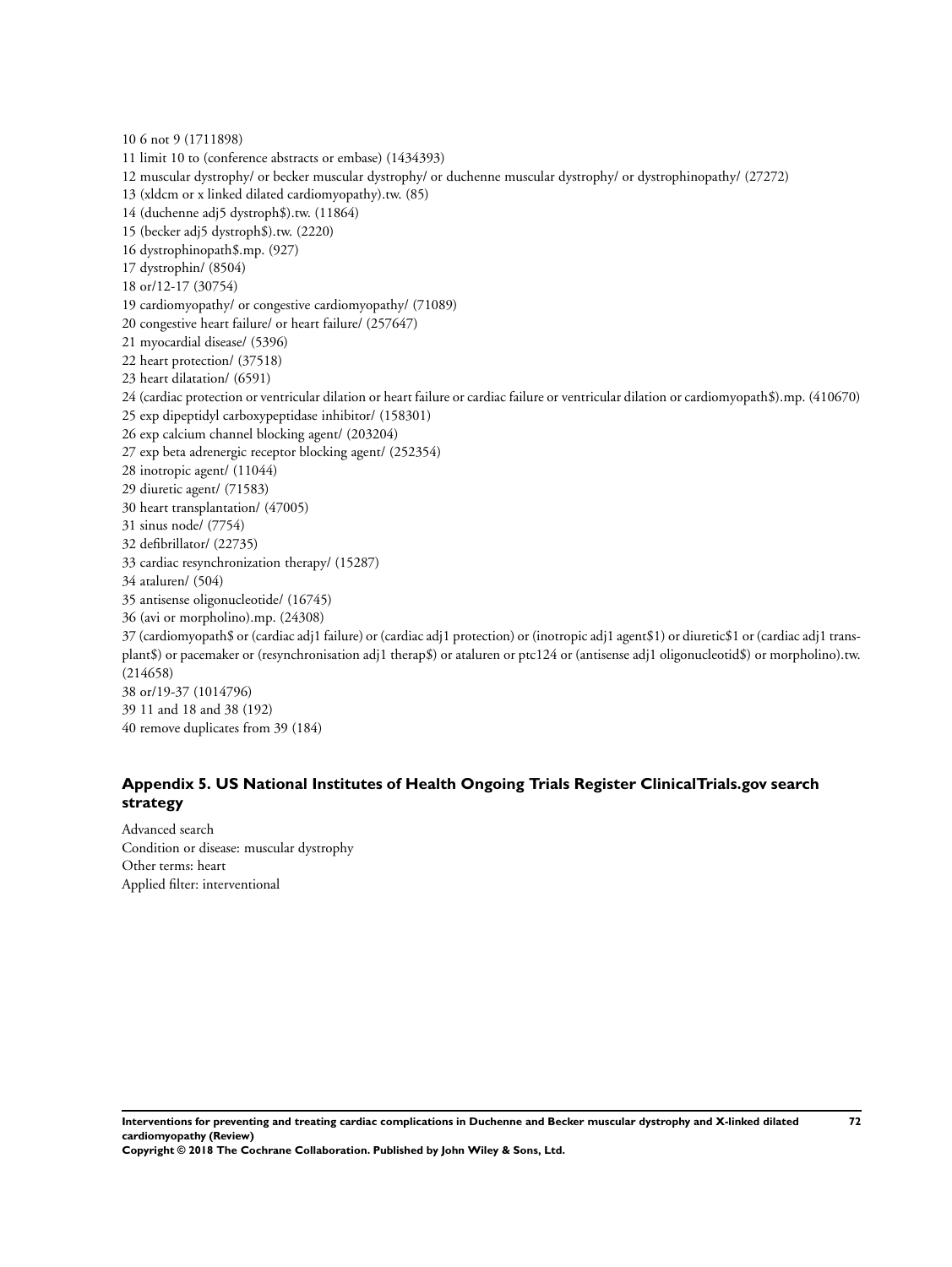10 6 not 9 (1711898)

11 limit 10 to (conference abstracts or embase) (1434393)

12 muscular dystrophy/ or becker muscular dystrophy/ or duchenne muscular dystrophy/ or dystrophinopathy/ (27272)

13 (xldcm or x linked dilated cardiomyopathy).tw. (85)

14 (duchenne adj5 dystroph$).tw. (11864)

15 (becker adj5 dystroph$).tw. (2220)

16 dystrophinopath$.mp. (927)

17 dystrophin/ (8504)

18 or/12-17 (30754)

19 cardiomyopathy/ or congestive cardiomyopathy/ (71089)

20 congestive heart failure/ or heart failure/ (257647)

21 myocardial disease/ (5396)

22 heart protection/ (37518)

23 heart dilatation/ (6591)

24 (cardiac protection or ventricular dilation or heart failure or cardiac failure or ventricular dilation or cardiomyopath$).mp. (410670)

25 exp dipeptidyl carboxypeptidase inhibitor/ (158301)

26 exp calcium channel blocking agent/ (203204)

27 exp beta adrenergic receptor blocking agent/ (252354)

28 inotropic agent/ (11044)

29 diuretic agent/ (71583)

30 heart transplantation/ (47005)

31 sinus node/ (7754)

32 defibrillator/ (22735)

33 cardiac resynchronization therapy/ (15287)

34 ataluren/ (504)

35 antisense oligonucleotide/ (16745)

36 (avi or morpholino).mp. (24308)

37 (cardiomyopath$ or (cardiac adj1 failure) or (cardiac adj1 protection) or (inotropic adj1 agent$1) or diuretic$1 or (cardiac adj1 transplant$) or pacemaker or (resynchronisation adj1 therap$) or ataluren or ptc124 or (antisense adj1 oligonucleotid$) or morpholino).tw. (214658)

38 or/19-37 (1014796)

39 11 and 18 and 38 (192)

40 remove duplicates from 39 (184)

## Appendix 5. US National Institutes of Health Ongoing Trials Register ClinicalTrials.gov search strategy

Advanced search

Condition or disease: muscular dystrophy

Other terms: heart

Applied filter: interventional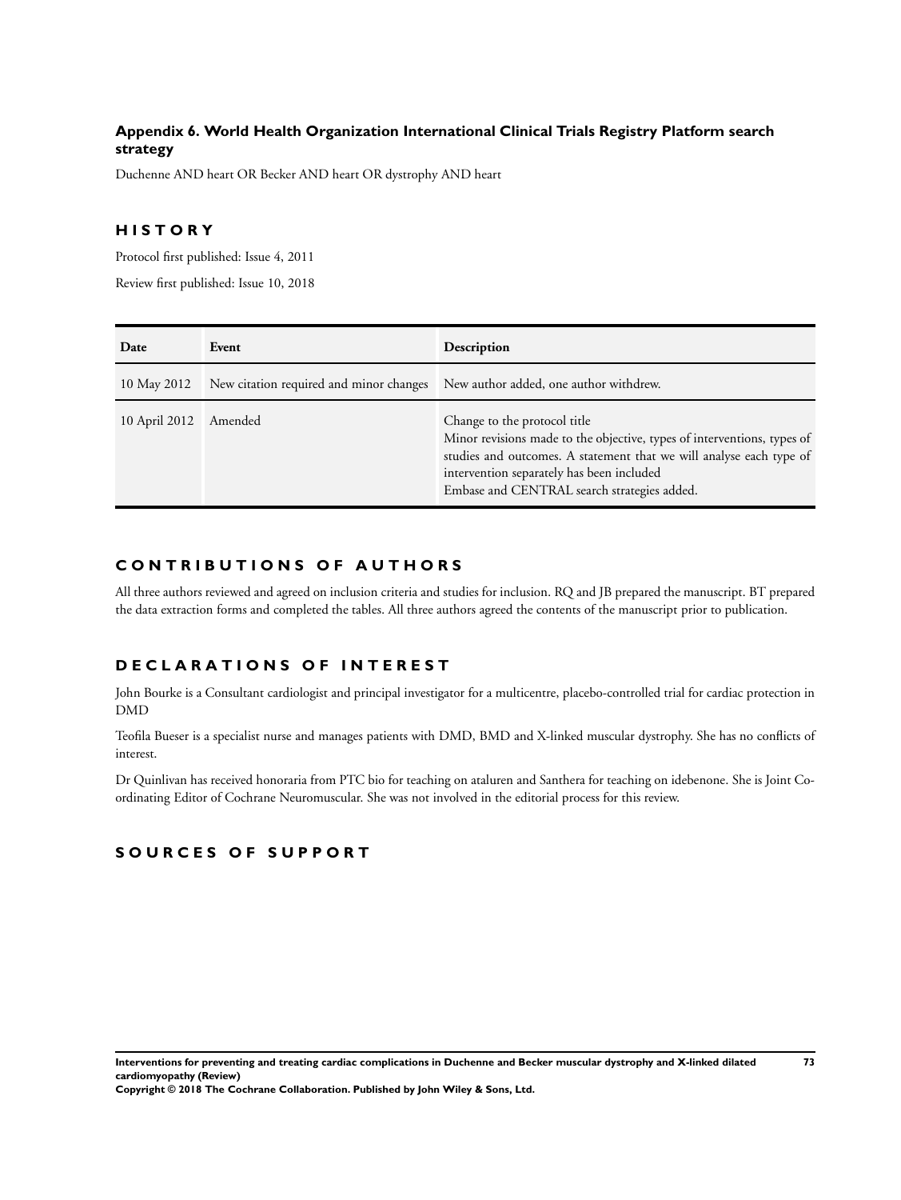### Appendix 6. World Health Organization International Clinical Trials Registry Platform search strategy

Duchenne AND heart OR Becker AND heart OR dystrophy AND heart

## HISTORY

Protocol first published: Issue 4, 2011

Review first published: Issue 10, 2018

| Date | Event | Description |
|---|---|---|
| 10 May 2012 | New citation required and minor changes | New author added, one author withdrew. |
| 10 April 2012 | Amended | Change to the protocol title<br>Minor revisions made to the objective, types of interventions, types of studies and outcomes. A statement that we will analyse each type of intervention separately has been included<br>Embase and CENTRAL search strategies added. |

## CONTRIBUTIONS OF AUTHORS

All three authors reviewed and agreed on inclusion criteria and studies for inclusion. RQ and JB prepared the manuscript. BT prepared the data extraction forms and completed the tables. All three authors agreed the contents of the manuscript prior to publication.

## DECLARATIONS OF INTEREST

John Bourke is a Consultant cardiologist and principal investigator for a multicentre, placebo-controlled trial for cardiac protection in DMD

Teofila Bueser is a specialist nurse and manages patients with DMD, BMD and X-linked muscular dystrophy. She has no conflicts of interest.

Dr Quinlivan has received honoraria from PTC bio for teaching on ataluren and Santhera for teaching on idebenone. She is Joint Co-ordinating Editor of Cochrane Neuromuscular. She was not involved in the editorial process for this review.

## SOURCES OF SUPPORT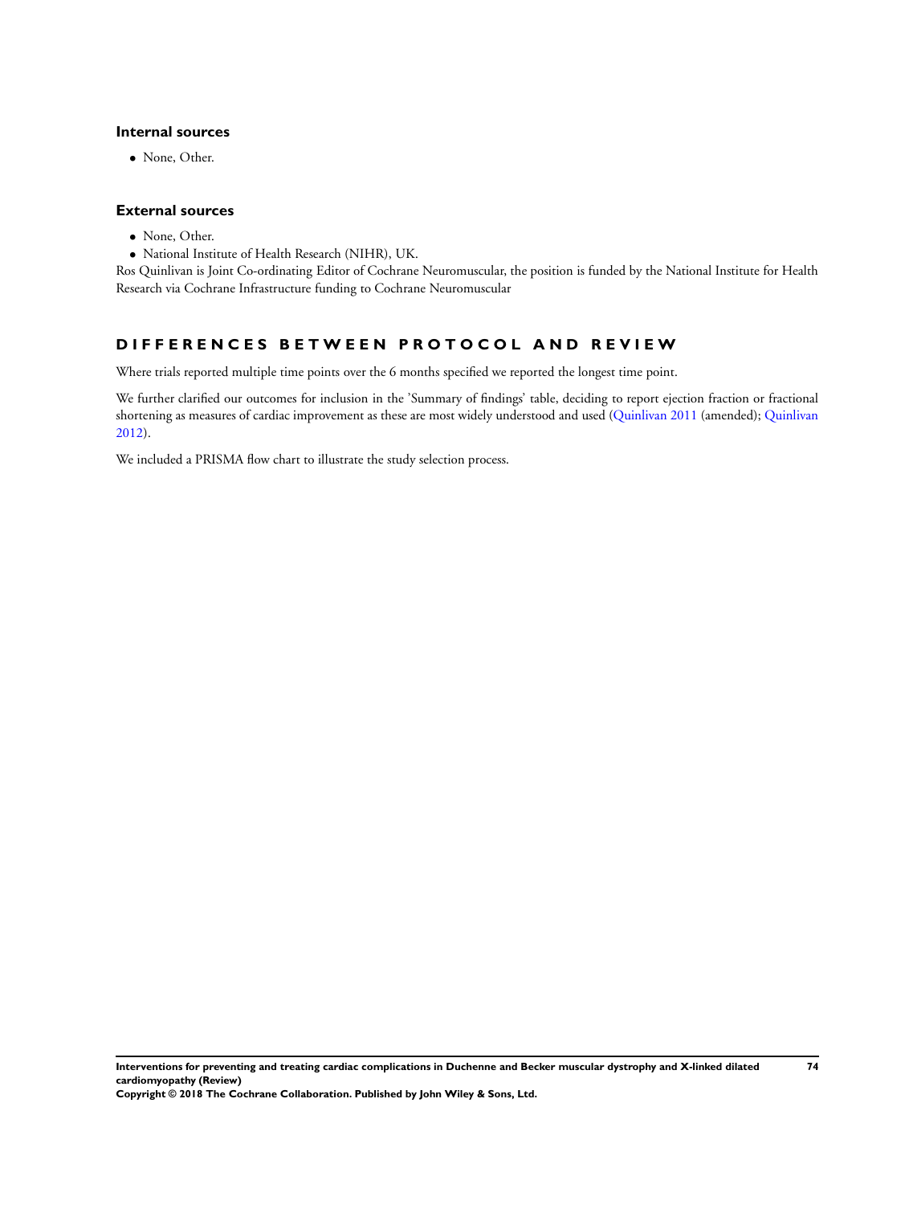### Internal sources

- None, Other.

### External sources

- None, Other.
- National Institute of Health Research (NIHR), UK.

Ros Quinlivan is Joint Co-ordinating Editor of Cochrane Neuromuscular, the position is funded by the National Institute for Health Research via Cochrane Infrastructure funding to Cochrane Neuromuscular

## DIFFERENCES BETWEEN PROTOCOL AND REVIEW

Where trials reported multiple time points over the 6 months specified we reported the longest time point.

We further clarified our outcomes for inclusion in the 'Summary of findings' table, deciding to report ejection fraction or fractional shortening as measures of cardiac improvement as these are most widely understood and used (Quinlivan 2011 (amended); Quinlivan 2012).

We included a PRISMA flow chart to illustrate the study selection process.